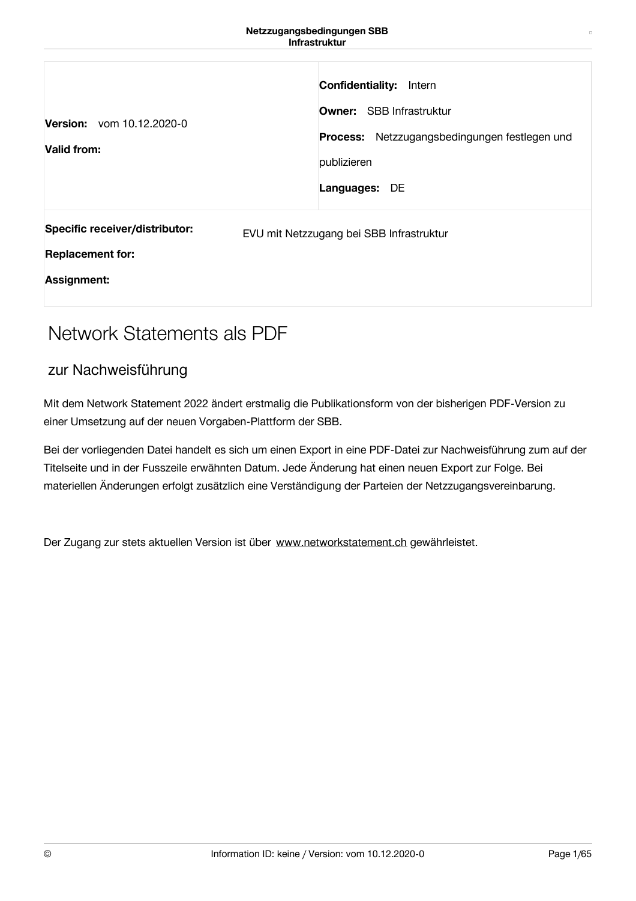| **Version:** vom 10.12.2020-0<br>**Valid from:** | **Confidentiality:** Intern<br>**Owner:** SBB Infrastruktur<br>**Process:** Netzzugangsbedingungen festlegen und publizieren<br>**Languages:** DE |
| --- | --- |
| **Specific receiver/distributor:**<br>**Replacement for:**<br>**Assignment:** | EVU mit Netzzugang bei SBB Infrastruktur |

# Network Statements als PDF

## zur Nachweisführung

Mit dem Network Statement 2022 ändert erstmalig die Publikationsform von der bisherigen PDF-Version zu einer Umsetzung auf der neuen Vorgaben-Plattform der SBB.

Bei der vorliegenden Datei handelt es sich um einen Export in eine PDF-Datei zur Nachweisführung zum auf der Titelseite und in der Fusszeile erwähnten Datum. Jede Änderung hat einen neuen Export zur Folge. Bei materiellen Änderungen erfolgt zusätzlich eine Verständigung der Parteien der Netzzugangsvereinbarung.

Der Zugang zur stets aktuellen Version ist über www.networkstatement.ch gewährleistet.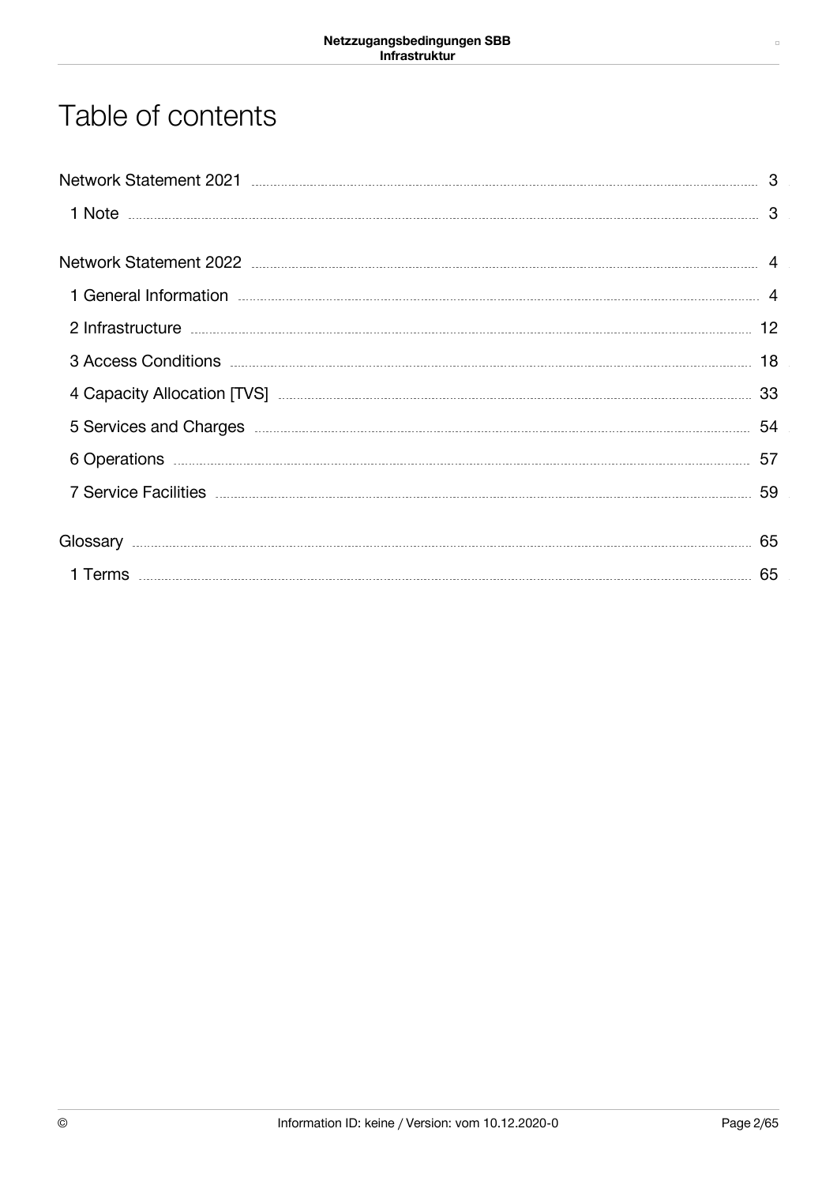# Table of contents

- Network Statement 2021 ... 3
  - 1 Note ... 3
- Network Statement 2022 ... 4
  - 1 General Information ... 4
  - 2 Infrastructure ... 12
  - 3 Access Conditions ... 18
  - 4 Capacity Allocation [TVS] ... 33
  - 5 Services and Charges ... 54
  - 6 Operations ... 57
  - 7 Service Facilities ... 59
- Glossary ... 65
  - 1 Terms ... 65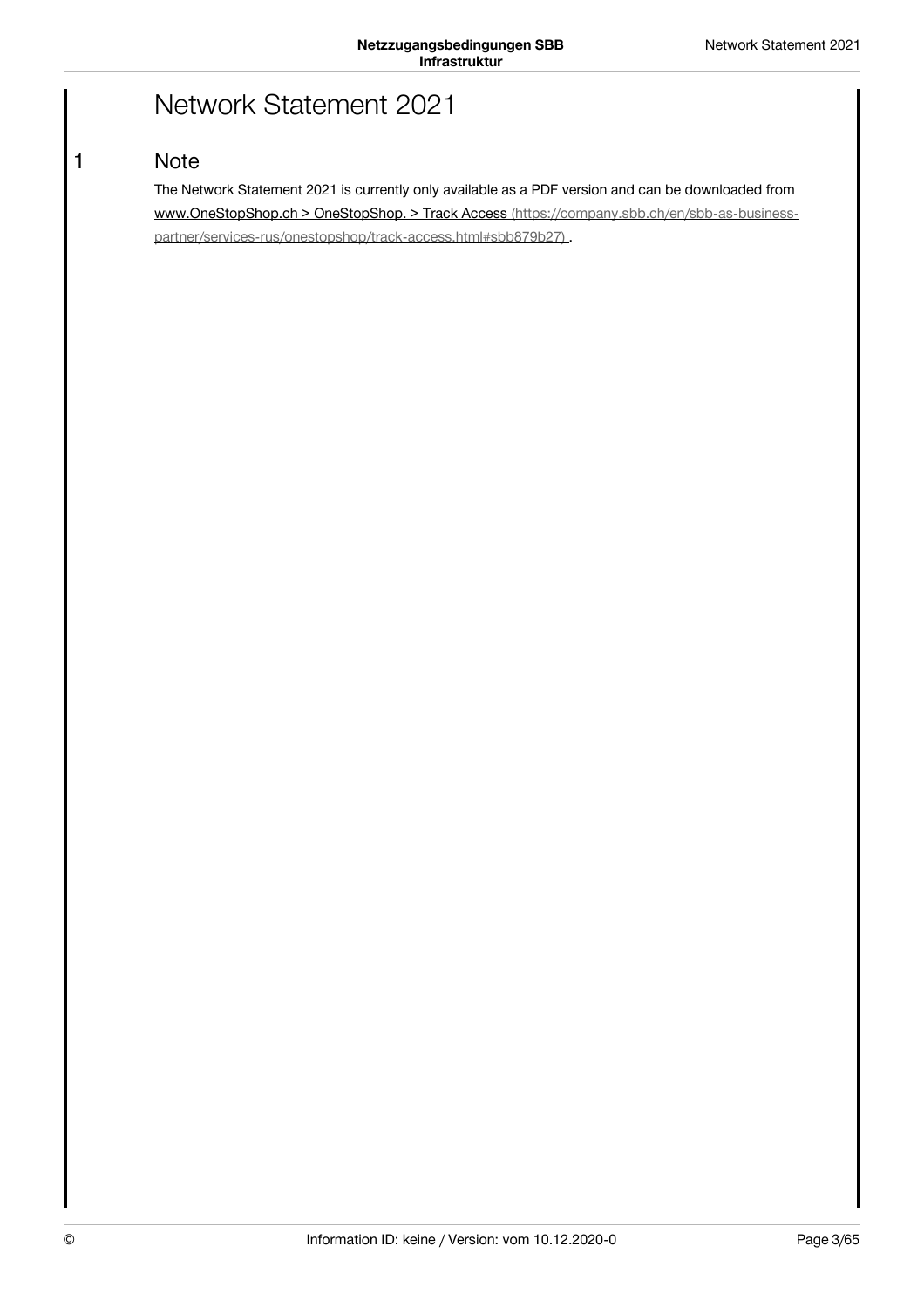# Network Statement 2021

## 1 Note

The Network Statement 2021 is currently only available as a PDF version and can be downloaded from www.OneStopShop.ch > OneStopShop. > Track Access (https://company.sbb.ch/en/sbb-as-business-partner/services-rus/onestopshop/track-access.html#sbb879b27) .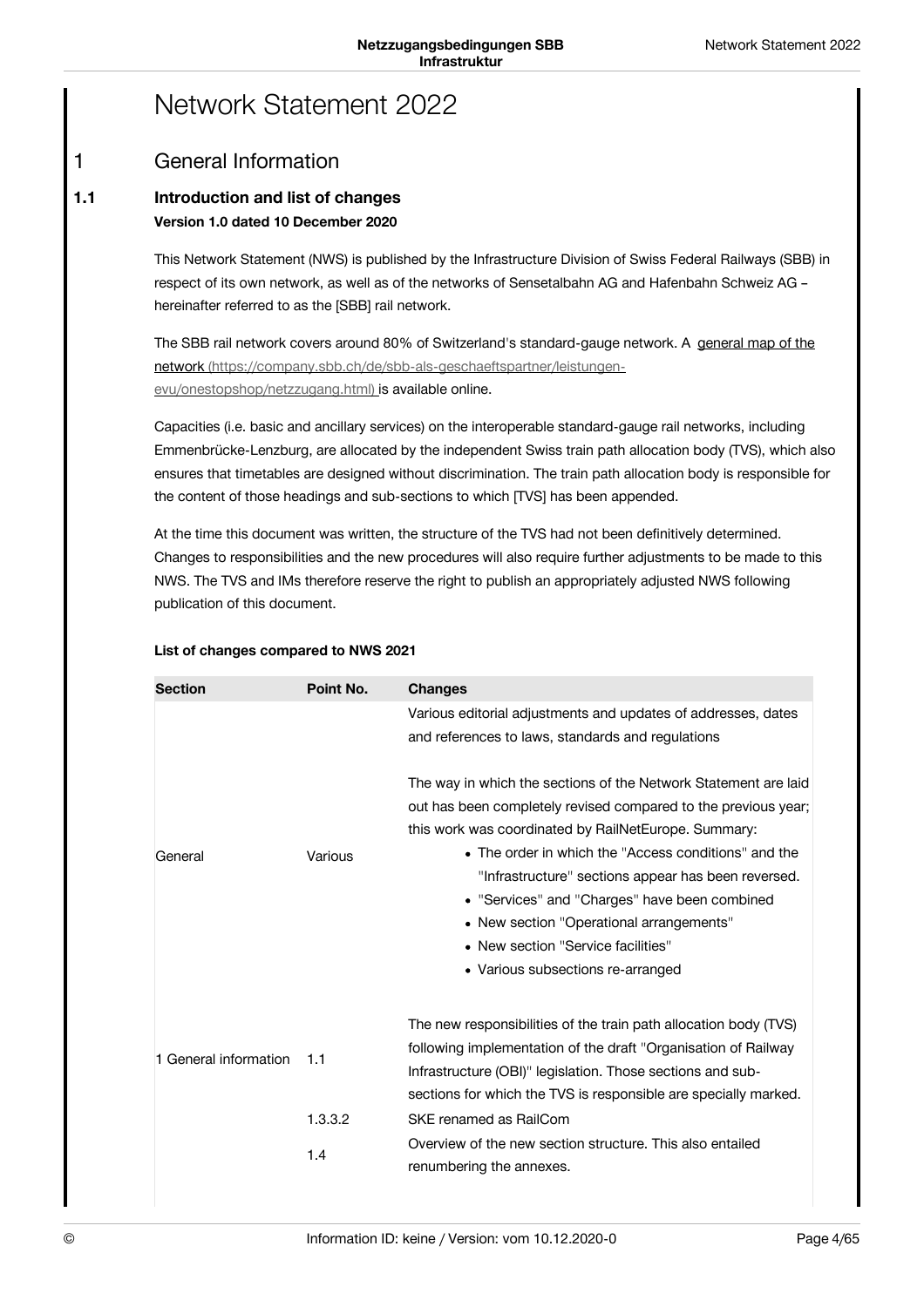# Network Statement 2022

## 1 General Information

### 1.1 Introduction and list of changes

**Version 1.0 dated 10 December 2020**

This Network Statement (NWS) is published by the Infrastructure Division of Swiss Federal Railways (SBB) in respect of its own network, as well as of the networks of Sensetalbahn AG and Hafenbahn Schweiz AG – hereinafter referred to as the [SBB] rail network.

The SBB rail network covers around 80% of Switzerland's standard-gauge network. A general map of the network (https://company.sbb.ch/de/sbb-als-geschaeftspartner/leistungen-evu/onestopshop/netzzugang.html) is available online.

Capacities (i.e. basic and ancillary services) on the interoperable standard-gauge rail networks, including Emmenbrücke-Lenzburg, are allocated by the independent Swiss train path allocation body (TVS), which also ensures that timetables are designed without discrimination. The train path allocation body is responsible for the content of those headings and sub-sections to which [TVS] has been appended.

At the time this document was written, the structure of the TVS had not been definitively determined. Changes to responsibilities and the new procedures will also require further adjustments to be made to this NWS. The TVS and IMs therefore reserve the right to publish an appropriately adjusted NWS following publication of this document.

**List of changes compared to NWS 2021**

| Section | Point No. | Changes |
|---|---|---|
| General | Various | Various editorial adjustments and updates of addresses, dates and references to laws, standards and regulations<br><br>The way in which the sections of the Network Statement are laid out has been completely revised compared to the previous year; this work was coordinated by RailNetEurope. Summary:<br>• The order in which the "Access conditions" and the "Infrastructure" sections appear has been reversed.<br>• "Services" and "Charges" have been combined<br>• New section "Operational arrangements"<br>• New section "Service facilities"<br>• Various subsections re-arranged |
| 1 General information | 1.1 | The new responsibilities of the train path allocation body (TVS) following implementation of the draft "Organisation of Railway Infrastructure (OBI)" legislation. Those sections and sub-sections for which the TVS is responsible are specially marked. |
| | 1.3.3.2 | SKE renamed as RailCom |
| | 1.4 | Overview of the new section structure. This also entailed renumbering the annexes. |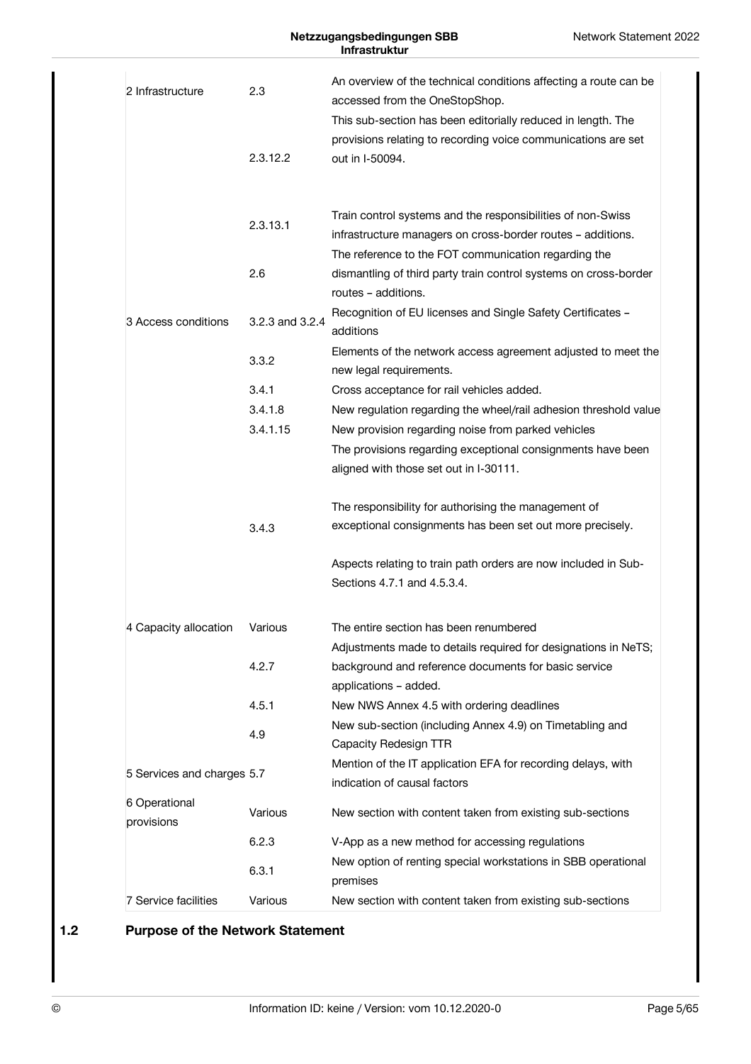| | | |
|---|---|---|
| 2 Infrastructure | 2.3 | An overview of the technical conditions affecting a route can be accessed from the OneStopShop. |
| | 2.3.12.2 | This sub-section has been editorially reduced in length. The provisions relating to recording voice communications are set out in I-50094. |
| | 2.3.13.1 | Train control systems and the responsibilities of non-Swiss infrastructure managers on cross-border routes – additions. |
| | 2.6 | The reference to the FOT communication regarding the dismantling of third party train control systems on cross-border routes – additions. |
| 3 Access conditions | 3.2.3 and 3.2.4 | Recognition of EU licenses and Single Safety Certificates – additions |
| | 3.3.2 | Elements of the network access agreement adjusted to meet the new legal requirements. |
| | 3.4.1 | Cross acceptance for rail vehicles added. |
| | 3.4.1.8 | New regulation regarding the wheel/rail adhesion threshold value |
| | 3.4.1.15 | New provision regarding noise from parked vehicles |
| | 3.4.3 | The provisions regarding exceptional consignments have been aligned with those set out in I-30111.<br><br>The responsibility for authorising the management of exceptional consignments has been set out more precisely.<br><br>Aspects relating to train path orders are now included in Sub-Sections 4.7.1 and 4.5.3.4. |
| 4 Capacity allocation | Various | The entire section has been renumbered |
| | 4.2.7 | Adjustments made to details required for designations in NeTS; background and reference documents for basic service applications – added. |
| | 4.5.1 | New NWS Annex 4.5 with ordering deadlines |
| | 4.9 | New sub-section (including Annex 4.9) on Timetabling and Capacity Redesign TTR |
| 5 Services and charges | 5.7 | Mention of the IT application EFA for recording delays, with indication of causal factors |
| 6 Operational provisions | Various | New section with content taken from existing sub-sections |
| | 6.2.3 | V-App as a new method for accessing regulations |
| | 6.3.1 | New option of renting special workstations in SBB operational premises |
| 7 Service facilities | Various | New section with content taken from existing sub-sections |

## 1.2 Purpose of the Network Statement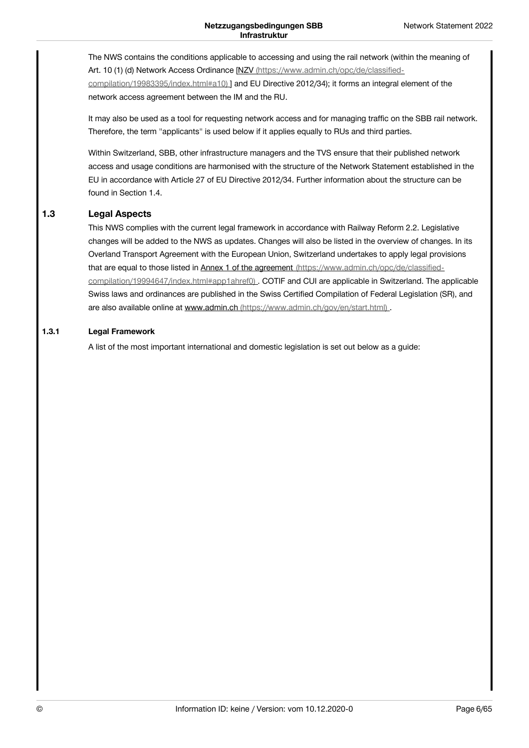The NWS contains the conditions applicable to accessing and using the rail network (within the meaning of Art. 10 (1) (d) Network Access Ordinance [NZV (https://www.admin.ch/opc/de/classified-compilation/19983395/index.html#a10) ] and EU Directive 2012/34); it forms an integral element of the network access agreement between the IM and the RU.

It may also be used as a tool for requesting network access and for managing traffic on the SBB rail network. Therefore, the term "applicants" is used below if it applies equally to RUs and third parties.

Within Switzerland, SBB, other infrastructure managers and the TVS ensure that their published network access and usage conditions are harmonised with the structure of the Network Statement established in the EU in accordance with Article 27 of EU Directive 2012/34. Further information about the structure can be found in Section 1.4.

## 1.3 Legal Aspects

This NWS complies with the current legal framework in accordance with Railway Reform 2.2. Legislative changes will be added to the NWS as updates. Changes will also be listed in the overview of changes. In its Overland Transport Agreement with the European Union, Switzerland undertakes to apply legal provisions that are equal to those listed in Annex 1 of the agreement (https://www.admin.ch/opc/de/classified-compilation/19994647/index.html#app1ahref0) . COTIF and CUI are applicable in Switzerland. The applicable Swiss laws and ordinances are published in the Swiss Certified Compilation of Federal Legislation (SR), and are also available online at www.admin.ch (https://www.admin.ch/gov/en/start.html) .

### 1.3.1 Legal Framework

A list of the most important international and domestic legislation is set out below as a guide: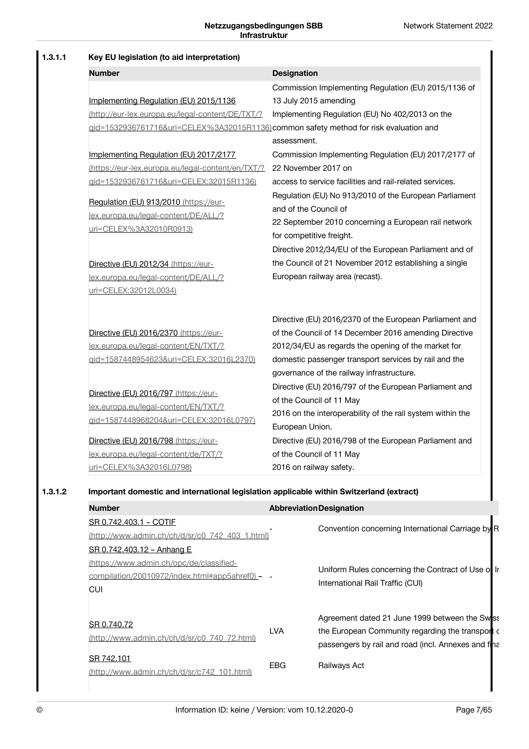### 1.3.1.1 Key EU legislation (to aid interpretation)

| Number | Designation |
|---|---|
| Implementing Regulation (EU) 2015/1136 (http://eur-lex.europa.eu/legal-content/DE/TXT/?qid=1532936761716&uri=CELEX%3A32015R1136) | Commission Implementing Regulation (EU) 2015/1136 of 13 July 2015 amending Implementing Regulation (EU) No 402/2013 on the common safety method for risk evaluation and assessment. |
| Implementing Regulation (EU) 2017/2177 (https://eur-lex.europa.eu/legal-content/en/TXT/?qid=1532936761716&uri=CELEX:32015R1136) | Commission Implementing Regulation (EU) 2017/2177 of 22 November 2017 on access to service facilities and rail-related services. |
| Regulation (EU) 913/2010 (https://eur-lex.europa.eu/legal-content/DE/ALL/?uri=CELEX%3A32010R0913) | Regulation (EU) No 913/2010 of the European Parliament and of the Council of 22 September 2010 concerning a European rail network for competitive freight. |
| Directive (EU) 2012/34 (https://eur-lex.europa.eu/legal-content/DE/ALL/?uri=CELEX:32012L0034) | Directive 2012/34/EU of the European Parliament and of the Council of 21 November 2012 establishing a single European railway area (recast). |
| Directive (EU) 2016/2370 (https://eur-lex.europa.eu/legal-content/EN/TXT/?qid=1587448954623&uri=CELEX:32016L2370) | Directive (EU) 2016/2370 of the European Parliament and of the Council of 14 December 2016 amending Directive 2012/34/EU as regards the opening of the market for domestic passenger transport services by rail and the governance of the railway infrastructure. |
| Directive (EU) 2016/797 (https://eur-lex.europa.eu/legal-content/EN/TXT/?qid=1587448968204&uri=CELEX:32016L0797) | Directive (EU) 2016/797 of the European Parliament and of the Council of 11 May 2016 on the interoperability of the rail system within the European Union. |
| Directive (EU) 2016/798 (https://eur-lex.europa.eu/legal-content/de/TXT/?uri=CELEX%3A32016L0798) | Directive (EU) 2016/798 of the European Parliament and of the Council of 11 May 2016 on railway safety. |

### 1.3.1.2 Important domestic and international legislation applicable within Switzerland (extract)

| Number | Abbreviation | Designation |
|---|---|---|
| SR 0.742.403.1 – COTIF (http://www.admin.ch/ch/d/sr/c0_742_403_1.html) | - | Convention concerning International Carriage by R |
| SR 0.742.403.12 – Anhang E (https://www.admin.ch/opc/de/classified-compilation/20010972/index.html#app5ahref0) – CUI | - | Uniform Rules concerning the Contract of Use of In International Rail Traffic (CUI) |
| SR 0.740.72 (http://www.admin.ch/ch/d/sr/c0_740_72.html) | LVA | Agreement dated 21 June 1999 between the Swiss the European Community regarding the transport c passengers by rail and road (incl. Annexes and fina |
| SR 742.101 (http://www.admin.ch/ch/d/sr/c742_101.html) | EBG | Railways Act |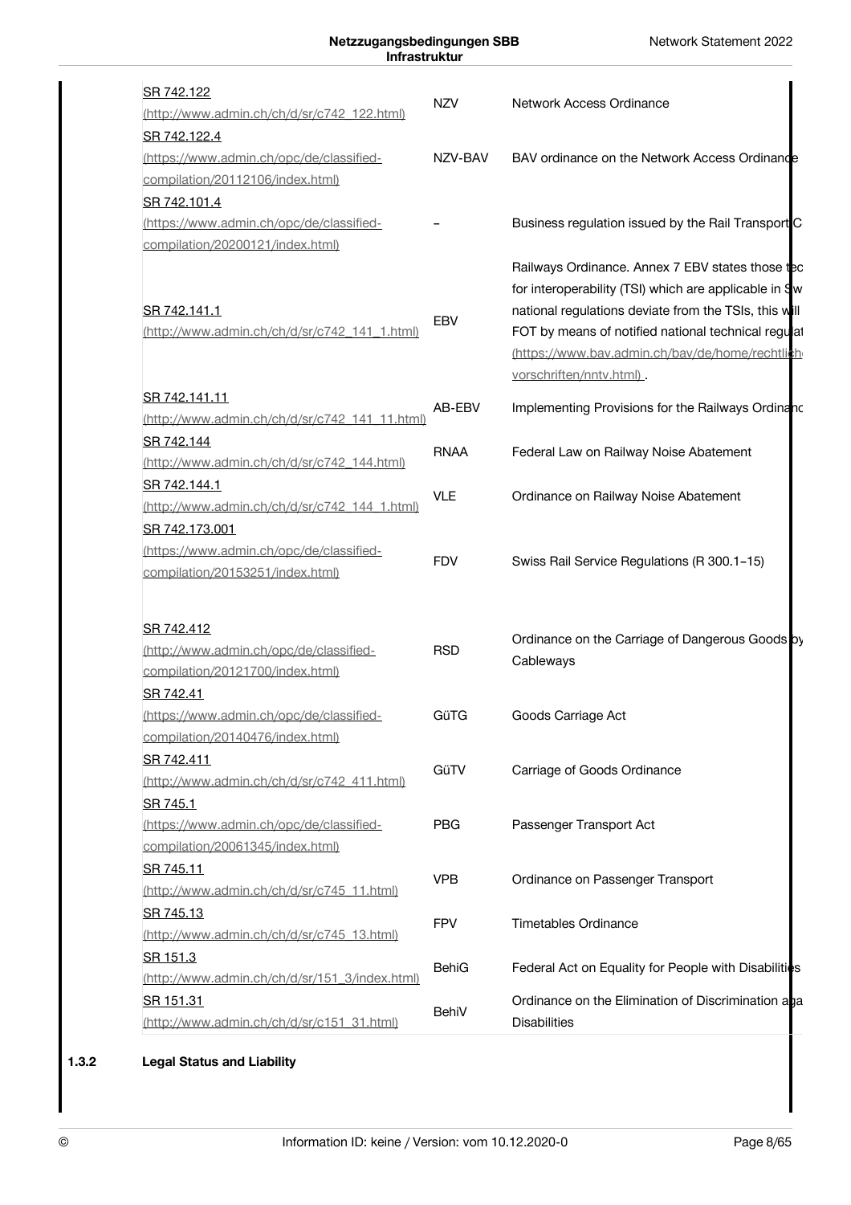| | | |
|---|---|---|
| SR 742.122 (http://www.admin.ch/ch/d/sr/c742_122.html) | NZV | Network Access Ordinance |
| SR 742.122.4 (https://www.admin.ch/opc/de/classified-compilation/20112106/index.html) | NZV-BAV | BAV ordinance on the Network Access Ordinance |
| SR 742.101.4 (https://www.admin.ch/opc/de/classified-compilation/20200121/index.html) | – | Business regulation issued by the Rail Transport C |
| SR 742.141.1 (http://www.admin.ch/ch/d/sr/c742_141_1.html) | EBV | Railways Ordinance. Annex 7 EBV states those tec for interoperability (TSI) which are applicable in Sw national regulations deviate from the TSIs, this will FOT by means of notified national technical regulat (https://www.bav.admin.ch/bav/de/home/rechtlich vorschriften/nntv.html) . |
| SR 742.141.11 (http://www.admin.ch/ch/d/sr/c742_141_11.html) | AB-EBV | Implementing Provisions for the Railways Ordinanc |
| SR 742.144 (http://www.admin.ch/ch/d/sr/c742_144.html) | RNAA | Federal Law on Railway Noise Abatement |
| SR 742.144.1 (http://www.admin.ch/ch/d/sr/c742_144_1.html) | VLE | Ordinance on Railway Noise Abatement |
| SR 742.173.001 (https://www.admin.ch/opc/de/classified-compilation/20153251/index.html) | FDV | Swiss Rail Service Regulations (R 300.1–15) |
| SR 742.412 (http://www.admin.ch/opc/de/classified-compilation/20121700/index.html) | RSD | Ordinance on the Carriage of Dangerous Goods by Cableways |
| SR 742.41 (https://www.admin.ch/opc/de/classified-compilation/20140476/index.html) | GüTG | Goods Carriage Act |
| SR 742.411 (http://www.admin.ch/ch/d/sr/c742_411.html) | GüTV | Carriage of Goods Ordinance |
| SR 745.1 (https://www.admin.ch/opc/de/classified-compilation/20061345/index.html) | PBG | Passenger Transport Act |
| SR 745.11 (http://www.admin.ch/ch/d/sr/c745_11.html) | VPB | Ordinance on Passenger Transport |
| SR 745.13 (http://www.admin.ch/ch/d/sr/c745_13.html) | FPV | Timetables Ordinance |
| SR 151.3 (http://www.admin.ch/ch/d/sr/151_3/index.html) | BehiG | Federal Act on Equality for People with Disabilities |
| SR 151.31 (http://www.admin.ch/ch/d/sr/c151_31.html) | BehiV | Ordinance on the Elimination of Discrimination aga Disabilities |

### 1.3.2 Legal Status and Liability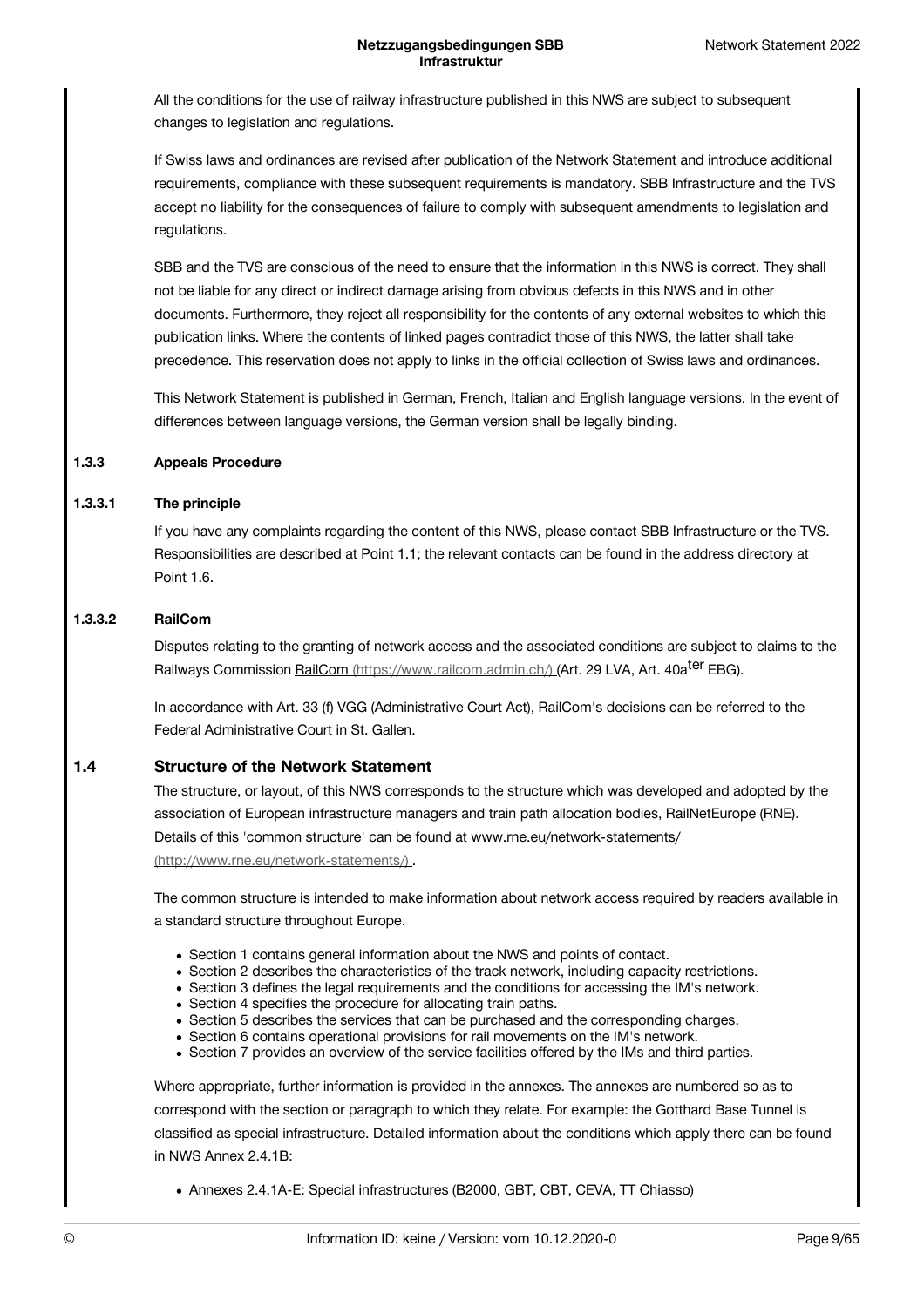All the conditions for the use of railway infrastructure published in this NWS are subject to subsequent changes to legislation and regulations.

If Swiss laws and ordinances are revised after publication of the Network Statement and introduce additional requirements, compliance with these subsequent requirements is mandatory. SBB Infrastructure and the TVS accept no liability for the consequences of failure to comply with subsequent amendments to legislation and regulations.

SBB and the TVS are conscious of the need to ensure that the information in this NWS is correct. They shall not be liable for any direct or indirect damage arising from obvious defects in this NWS and in other documents. Furthermore, they reject all responsibility for the contents of any external websites to which this publication links. Where the contents of linked pages contradict those of this NWS, the latter shall take precedence. This reservation does not apply to links in the official collection of Swiss laws and ordinances.

This Network Statement is published in German, French, Italian and English language versions. In the event of differences between language versions, the German version shall be legally binding.

#### 1.3.3 Appeals Procedure

##### 1.3.3.1 The principle

If you have any complaints regarding the content of this NWS, please contact SBB Infrastructure or the TVS. Responsibilities are described at Point 1.1; the relevant contacts can be found in the address directory at Point 1.6.

##### 1.3.3.2 RailCom

Disputes relating to the granting of network access and the associated conditions are subject to claims to the Railways Commission RailCom (https://www.railcom.admin.ch/) (Art. 29 LVA, Art. 40a$^{ter}$ EBG).

In accordance with Art. 33 (f) VGG (Administrative Court Act), RailCom's decisions can be referred to the Federal Administrative Court in St. Gallen.

### 1.4 Structure of the Network Statement

The structure, or layout, of this NWS corresponds to the structure which was developed and adopted by the association of European infrastructure managers and train path allocation bodies, RailNetEurope (RNE). Details of this 'common structure' can be found at www.rne.eu/network-statements/ (http://www.rne.eu/network-statements/) .

The common structure is intended to make information about network access required by readers available in a standard structure throughout Europe.

- Section 1 contains general information about the NWS and points of contact.
- Section 2 describes the characteristics of the track network, including capacity restrictions.
- Section 3 defines the legal requirements and the conditions for accessing the IM's network.
- Section 4 specifies the procedure for allocating train paths.
- Section 5 describes the services that can be purchased and the corresponding charges.
- Section 6 contains operational provisions for rail movements on the IM's network.
- Section 7 provides an overview of the service facilities offered by the IMs and third parties.

Where appropriate, further information is provided in the annexes. The annexes are numbered so as to correspond with the section or paragraph to which they relate. For example: the Gotthard Base Tunnel is classified as special infrastructure. Detailed information about the conditions which apply there can be found in NWS Annex 2.4.1B:

- Annexes 2.4.1A-E: Special infrastructures (B2000, GBT, CBT, CEVA, TT Chiasso)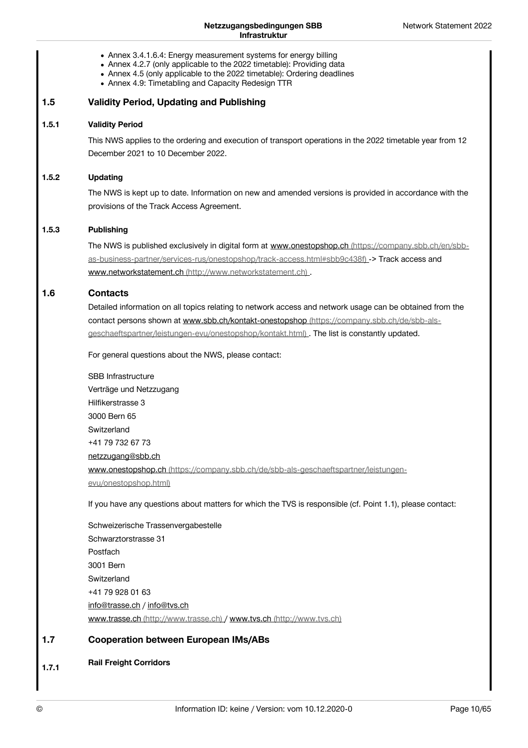- Annex 3.4.1.6.4: Energy measurement systems for energy billing
- Annex 4.2.7 (only applicable to the 2022 timetable): Providing data
- Annex 4.5 (only applicable to the 2022 timetable): Ordering deadlines
- Annex 4.9: Timetabling and Capacity Redesign TTR

## 1.5 Validity Period, Updating and Publishing

### 1.5.1 Validity Period

This NWS applies to the ordering and execution of transport operations in the 2022 timetable year from 12 December 2021 to 10 December 2022.

### 1.5.2 Updating

The NWS is kept up to date. Information on new and amended versions is provided in accordance with the provisions of the Track Access Agreement.

### 1.5.3 Publishing

The NWS is published exclusively in digital form at www.onestopshop.ch (https://company.sbb.ch/en/sbb-as-business-partner/services-rus/onestopshop/track-access.html#sbb9c438f) -> Track access and www.networkstatement.ch (http://www.networkstatement.ch) .

## 1.6 Contacts

Detailed information on all topics relating to network access and network usage can be obtained from the contact persons shown at www.sbb.ch/kontakt-onestopshop (https://company.sbb.ch/de/sbb-als-geschaeftspartner/leistungen-evu/onestopshop/kontakt.html) . The list is constantly updated.

For general questions about the NWS, please contact:

SBB Infrastructure
Verträge und Netzzugang
Hilfikerstrasse 3
3000 Bern 65
Switzerland
+41 79 732 67 73
netzzugang@sbb.ch
www.onestopshop.ch (https://company.sbb.ch/de/sbb-als-geschaeftspartner/leistungen-evu/onestopshop.html)

If you have any questions about matters for which the TVS is responsible (cf. Point 1.1), please contact:

Schweizerische Trassenvergabestelle
Schwarztorstrasse 31
Postfach
3001 Bern
Switzerland
+41 79 928 01 63
info@trasse.ch / info@tvs.ch
www.trasse.ch (http://www.trasse.ch) / www.tvs.ch (http://www.tvs.ch)

## 1.7 Cooperation between European IMs/ABs

### 1.7.1 Rail Freight Corridors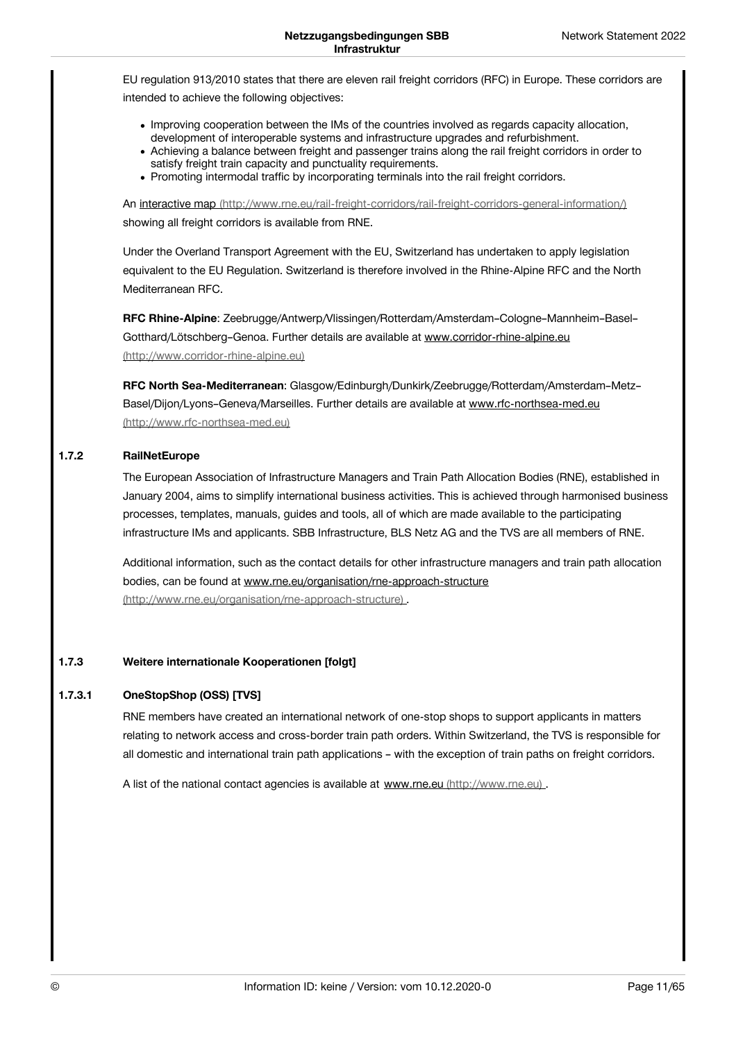EU regulation 913/2010 states that there are eleven rail freight corridors (RFC) in Europe. These corridors are intended to achieve the following objectives:

- Improving cooperation between the IMs of the countries involved as regards capacity allocation, development of interoperable systems and infrastructure upgrades and refurbishment.
- Achieving a balance between freight and passenger trains along the rail freight corridors in order to satisfy freight train capacity and punctuality requirements.
- Promoting intermodal traffic by incorporating terminals into the rail freight corridors.

An interactive map (http://www.rne.eu/rail-freight-corridors/rail-freight-corridors-general-information/) showing all freight corridors is available from RNE.

Under the Overland Transport Agreement with the EU, Switzerland has undertaken to apply legislation equivalent to the EU Regulation. Switzerland is therefore involved in the Rhine-Alpine RFC and the North Mediterranean RFC.

**RFC Rhine-Alpine**: Zeebrugge/Antwerp/Vlissingen/Rotterdam/Amsterdam–Cologne–Mannheim–Basel–Gotthard/Lötschberg–Genoa. Further details are available at www.corridor-rhine-alpine.eu (http://www.corridor-rhine-alpine.eu)

**RFC North Sea-Mediterranean**: Glasgow/Edinburgh/Dunkirk/Zeebrugge/Rotterdam/Amsterdam–Metz–Basel/Dijon/Lyons–Geneva/Marseilles. Further details are available at www.rfc-northsea-med.eu (http://www.rfc-northsea-med.eu)

### 1.7.2 RailNetEurope

The European Association of Infrastructure Managers and Train Path Allocation Bodies (RNE), established in January 2004, aims to simplify international business activities. This is achieved through harmonised business processes, templates, manuals, guides and tools, all of which are made available to the participating infrastructure IMs and applicants. SBB Infrastructure, BLS Netz AG and the TVS are all members of RNE.

Additional information, such as the contact details for other infrastructure managers and train path allocation bodies, can be found at www.rne.eu/organisation/rne-approach-structure (http://www.rne.eu/organisation/rne-approach-structure) .

### 1.7.3 Weitere internationale Kooperationen [folgt]

#### 1.7.3.1 OneStopShop (OSS) [TVS]

RNE members have created an international network of one-stop shops to support applicants in matters relating to network access and cross-border train path orders. Within Switzerland, the TVS is responsible for all domestic and international train path applications – with the exception of train paths on freight corridors.

A list of the national contact agencies is available at www.rne.eu (http://www.rne.eu) .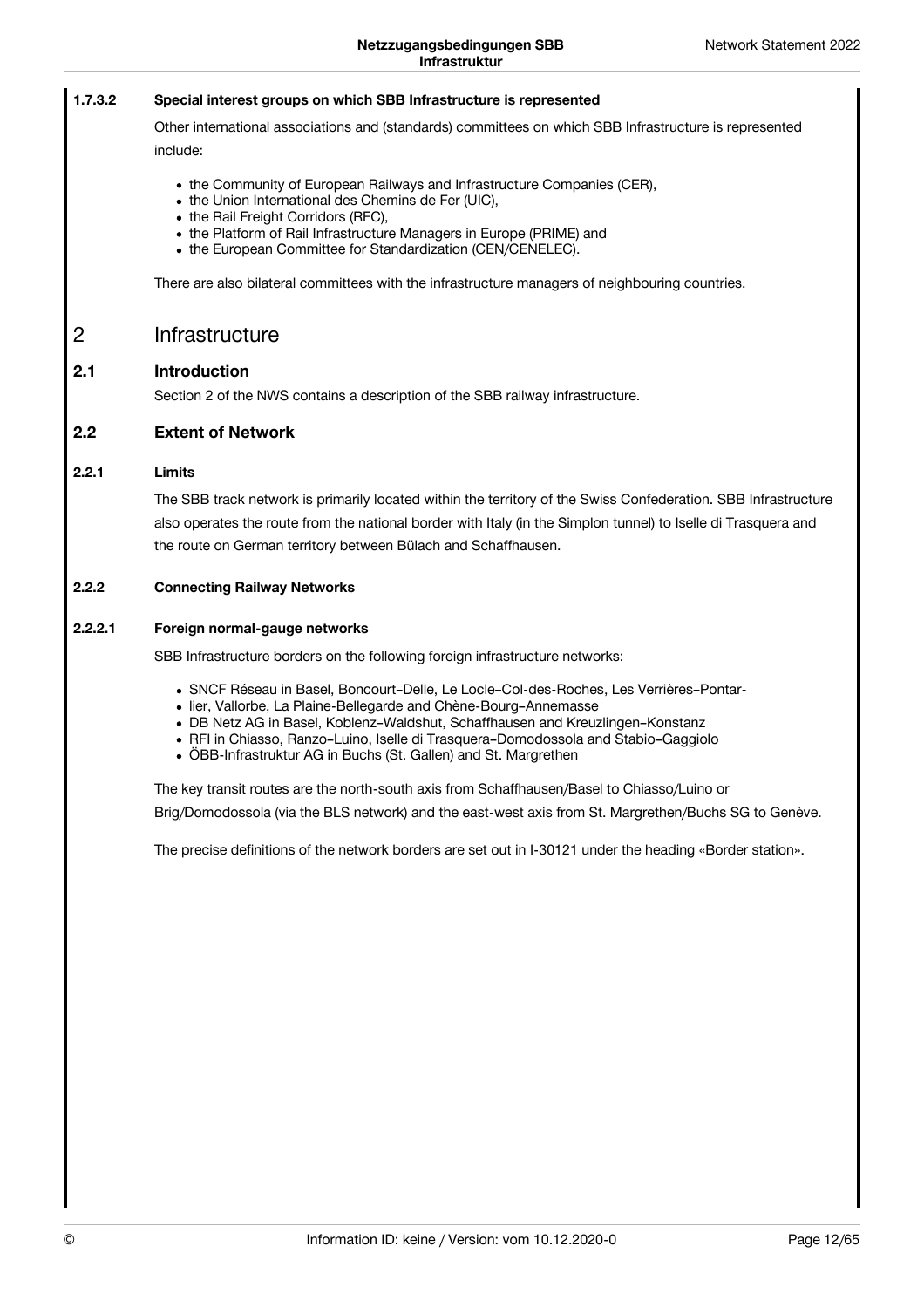#### 1.7.3.2 Special interest groups on which SBB Infrastructure is represented

Other international associations and (standards) committees on which SBB Infrastructure is represented include:

- the Community of European Railways and Infrastructure Companies (CER),
- the Union International des Chemins de Fer (UIC),
- the Rail Freight Corridors (RFC),
- the Platform of Rail Infrastructure Managers in Europe (PRIME) and
- the European Committee for Standardization (CEN/CENELEC).

There are also bilateral committees with the infrastructure managers of neighbouring countries.

# 2 Infrastructure

## 2.1 Introduction

Section 2 of the NWS contains a description of the SBB railway infrastructure.

## 2.2 Extent of Network

### 2.2.1 Limits

The SBB track network is primarily located within the territory of the Swiss Confederation. SBB Infrastructure also operates the route from the national border with Italy (in the Simplon tunnel) to Iselle di Trasquera and the route on German territory between Bülach and Schaffhausen.

### 2.2.2 Connecting Railway Networks

#### 2.2.2.1 Foreign normal-gauge networks

SBB Infrastructure borders on the following foreign infrastructure networks:

- SNCF Réseau in Basel, Boncourt–Delle, Le Locle–Col-des-Roches, Les Verrières–Pontar-
- lier, Vallorbe, La Plaine-Bellegarde and Chène-Bourg–Annemasse
- DB Netz AG in Basel, Koblenz–Waldshut, Schaffhausen and Kreuzlingen–Konstanz
- RFI in Chiasso, Ranzo–Luino, Iselle di Trasquera–Domodossola and Stabio–Gaggiolo
- ÖBB-Infrastruktur AG in Buchs (St. Gallen) and St. Margrethen

The key transit routes are the north-south axis from Schaffhausen/Basel to Chiasso/Luino or Brig/Domodossola (via the BLS network) and the east-west axis from St. Margrethen/Buchs SG to Genève.

The precise definitions of the network borders are set out in I-30121 under the heading «Border station».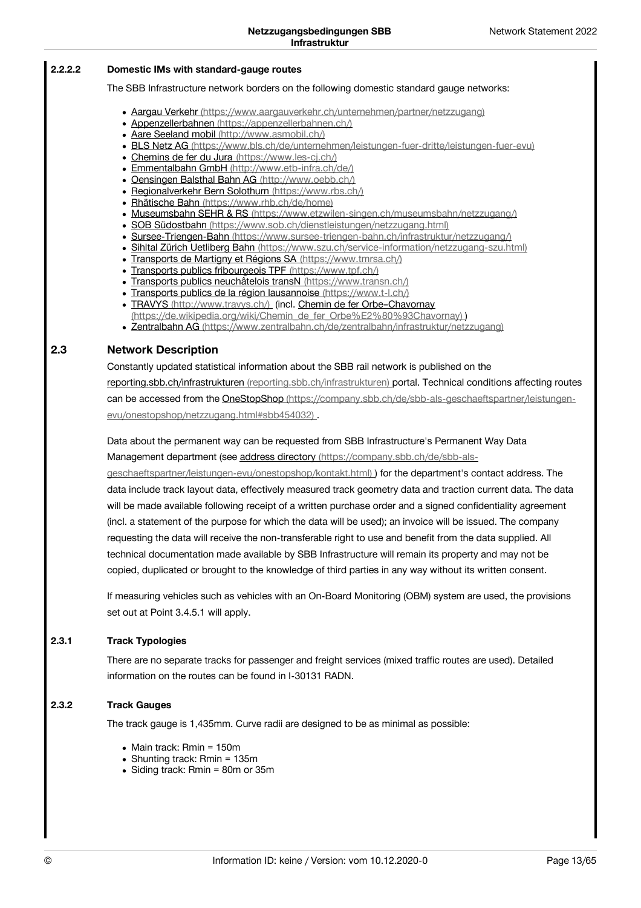#### 2.2.2.2 Domestic IMs with standard-gauge routes

The SBB Infrastructure network borders on the following domestic standard gauge networks:

- Aargau Verkehr (https://www.aargauverkehr.ch/unternehmen/partner/netzzugang)
- Appenzellerbahnen (https://appenzellerbahnen.ch/)
- Aare Seeland mobil (http://www.asmobil.ch/)
- BLS Netz AG (https://www.bls.ch/de/unternehmen/leistungen-fuer-dritte/leistungen-fuer-evu)
- Chemins de fer du Jura (https://www.les-cj.ch/)
- Emmentalbahn GmbH (http://www.etb-infra.ch/de/)
- Oensingen Balsthal Bahn AG (http://www.oebb.ch/)
- Regionalverkehr Bern Solothurn (https://www.rbs.ch/)
- Rhätische Bahn (https://www.rhb.ch/de/home)
- Museumsbahn SEHR & RS (https://www.etzwilen-singen.ch/museumsbahn/netzzugang/)
- SOB Südostbahn (https://www.sob.ch/dienstleistungen/netzzugang.html)
- Sursee-Triengen-Bahn (https://www.sursee-triengen-bahn.ch/infrastruktur/netzzugang/)
- Sihltal Zürich Uetliberg Bahn (https://www.szu.ch/service-information/netzzugang-szu.html)
- Transports de Martigny et Régions SA (https://www.tmrsa.ch/)
- Transports publics fribourgeois TPF (https://www.tpf.ch/)
- Transports publics neuchâtelois transN (https://www.transn.ch/)
- Transports publics de la région lausannoise (https://www.t-l.ch/)
- TRAVYS (http://www.travys.ch/) (incl. Chemin de fer Orbe–Chavornay (https://de.wikipedia.org/wiki/Chemin_de_fer_Orbe%E2%80%93Chavornay) )
- Zentralbahn AG (https://www.zentralbahn.ch/de/zentralbahn/infrastruktur/netzzugang)

## 2.3 Network Description

Constantly updated statistical information about the SBB rail network is published on the reporting.sbb.ch/infrastrukturen (reporting.sbb.ch/infrastrukturen) portal. Technical conditions affecting routes can be accessed from the OneStopShop (https://company.sbb.ch/de/sbb-als-geschaeftspartner/leistungen-evu/onestopshop/netzzugang.html#sbb454032) .

Data about the permanent way can be requested from SBB Infrastructure's Permanent Way Data Management department (see address directory (https://company.sbb.ch/de/sbb-als-geschaeftspartner/leistungen-evu/onestopshop/kontakt.html) ) for the department's contact address. The data include track layout data, effectively measured track geometry data and traction current data. The data will be made available following receipt of a written purchase order and a signed confidentiality agreement (incl. a statement of the purpose for which the data will be used); an invoice will be issued. The company requesting the data will receive the non-transferable right to use and benefit from the data supplied. All technical documentation made available by SBB Infrastructure will remain its property and may not be copied, duplicated or brought to the knowledge of third parties in any way without its written consent.

If measuring vehicles such as vehicles with an On-Board Monitoring (OBM) system are used, the provisions set out at Point 3.4.5.1 will apply.

### 2.3.1 Track Typologies

There are no separate tracks for passenger and freight services (mixed traffic routes are used). Detailed information on the routes can be found in I-30131 RADN.

### 2.3.2 Track Gauges

The track gauge is 1,435mm. Curve radii are designed to be as minimal as possible:

- Main track: Rmin = 150m
- Shunting track: Rmin = 135m
- Siding track: Rmin = 80m or 35m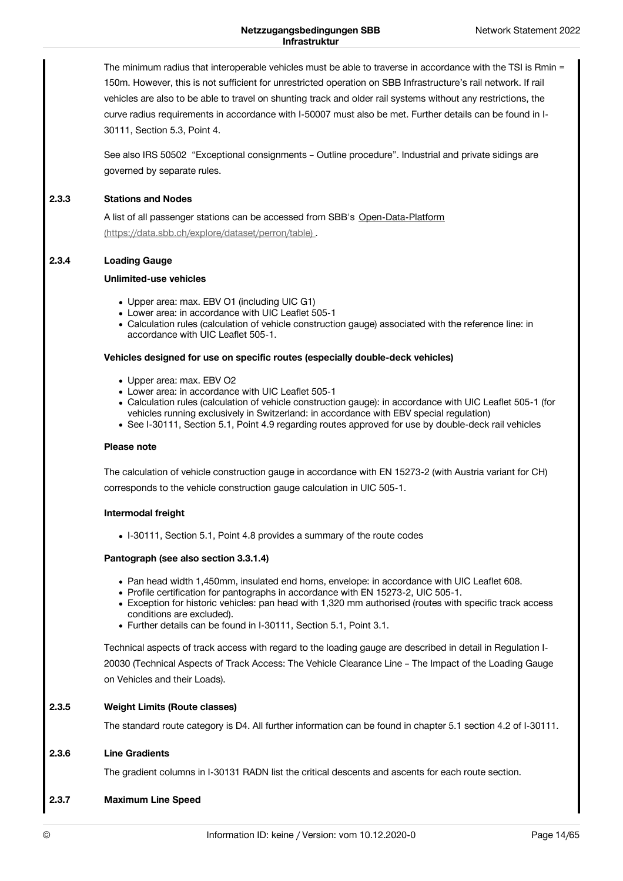The minimum radius that interoperable vehicles must be able to traverse in accordance with the TSI is Rmin = 150m. However, this is not sufficient for unrestricted operation on SBB Infrastructure's rail network. If rail vehicles are also to be able to travel on shunting track and older rail systems without any restrictions, the curve radius requirements in accordance with I-50007 must also be met. Further details can be found in I-30111, Section 5.3, Point 4.

See also IRS 50502 "Exceptional consignments – Outline procedure". Industrial and private sidings are governed by separate rules.

### 2.3.3 Stations and Nodes

A list of all passenger stations can be accessed from SBB's Open-Data-Platform (https://data.sbb.ch/explore/dataset/perron/table) .

### 2.3.4 Loading Gauge

**Unlimited-use vehicles**

- Upper area: max. EBV O1 (including UIC G1)
- Lower area: in accordance with UIC Leaflet 505-1
- Calculation rules (calculation of vehicle construction gauge) associated with the reference line: in accordance with UIC Leaflet 505-1.

**Vehicles designed for use on specific routes (especially double-deck vehicles)**

- Upper area: max. EBV O2
- Lower area: in accordance with UIC Leaflet 505-1
- Calculation rules (calculation of vehicle construction gauge): in accordance with UIC Leaflet 505-1 (for vehicles running exclusively in Switzerland: in accordance with EBV special regulation)
- See I-30111, Section 5.1, Point 4.9 regarding routes approved for use by double-deck rail vehicles

**Please note**

The calculation of vehicle construction gauge in accordance with EN 15273-2 (with Austria variant for CH) corresponds to the vehicle construction gauge calculation in UIC 505-1.

**Intermodal freight**

- I-30111, Section 5.1, Point 4.8 provides a summary of the route codes

**Pantograph (see also section 3.3.1.4)**

- Pan head width 1,450mm, insulated end horns, envelope: in accordance with UIC Leaflet 608.
- Profile certification for pantographs in accordance with EN 15273-2, UIC 505-1.
- Exception for historic vehicles: pan head with 1,320 mm authorised (routes with specific track access conditions are excluded).
- Further details can be found in I-30111, Section 5.1, Point 3.1.

Technical aspects of track access with regard to the loading gauge are described in detail in Regulation I-20030 (Technical Aspects of Track Access: The Vehicle Clearance Line – The Impact of the Loading Gauge on Vehicles and their Loads).

### 2.3.5 Weight Limits (Route classes)

The standard route category is D4. All further information can be found in chapter 5.1 section 4.2 of I-30111.

### 2.3.6 Line Gradients

The gradient columns in I-30131 RADN list the critical descents and ascents for each route section.

### 2.3.7 Maximum Line Speed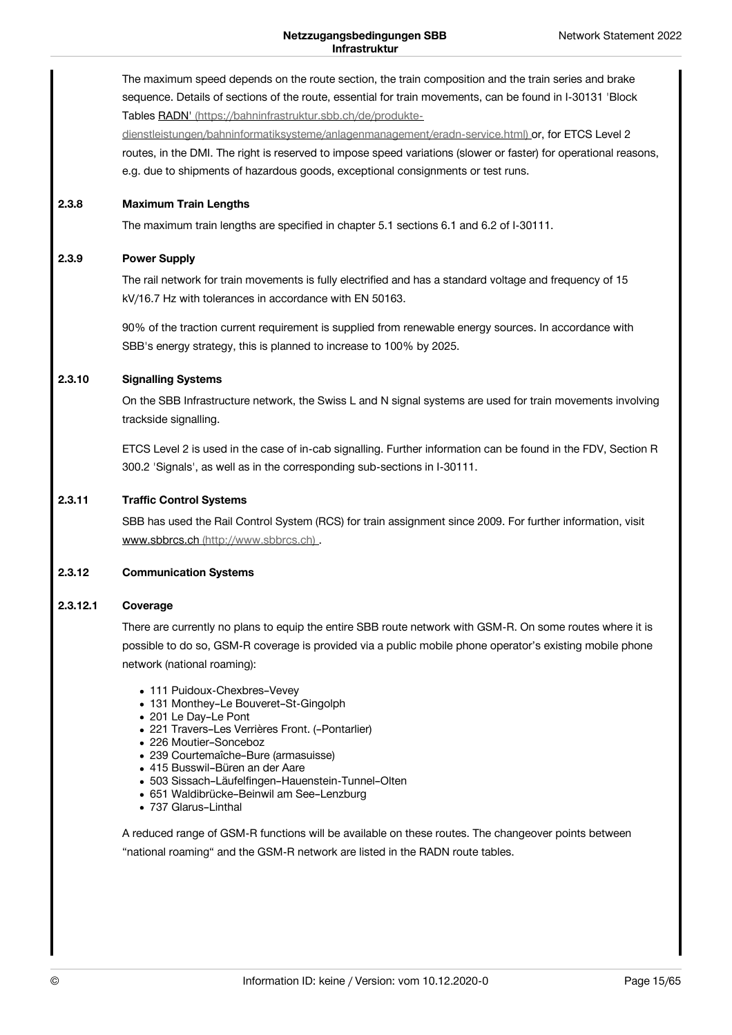The maximum speed depends on the route section, the train composition and the train series and brake sequence. Details of sections of the route, essential for train movements, can be found in I-30131 'Block Tables RADN' (https://bahninfrastruktur.sbb.ch/de/produkte-dienstleistungen/bahninformatiksysteme/anlagenmanagement/eradn-service.html) or, for ETCS Level 2 routes, in the DMI. The right is reserved to impose speed variations (slower or faster) for operational reasons, e.g. due to shipments of hazardous goods, exceptional consignments or test runs.

#### 2.3.8 Maximum Train Lengths

The maximum train lengths are specified in chapter 5.1 sections 6.1 and 6.2 of I-30111.

#### 2.3.9 Power Supply

The rail network for train movements is fully electrified and has a standard voltage and frequency of 15 kV/16.7 Hz with tolerances in accordance with EN 50163.

90% of the traction current requirement is supplied from renewable energy sources. In accordance with SBB's energy strategy, this is planned to increase to 100% by 2025.

#### 2.3.10 Signalling Systems

On the SBB Infrastructure network, the Swiss L and N signal systems are used for train movements involving trackside signalling.

ETCS Level 2 is used in the case of in-cab signalling. Further information can be found in the FDV, Section R 300.2 'Signals', as well as in the corresponding sub-sections in I-30111.

#### 2.3.11 Traffic Control Systems

SBB has used the Rail Control System (RCS) for train assignment since 2009. For further information, visit www.sbbrcs.ch (http://www.sbbrcs.ch) .

#### 2.3.12 Communication Systems

##### 2.3.12.1 Coverage

There are currently no plans to equip the entire SBB route network with GSM-R. On some routes where it is possible to do so, GSM-R coverage is provided via a public mobile phone operator's existing mobile phone network (national roaming):

- 111 Puidoux-Chexbres–Vevey
- 131 Monthey–Le Bouveret–St-Gingolph
- 201 Le Day–Le Pont
- 221 Travers–Les Verrières Front. (–Pontarlier)
- 226 Moutier–Sonceboz
- 239 Courtemaîche–Bure (armasuisse)
- 415 Busswil–Büren an der Aare
- 503 Sissach–Läufelfingen–Hauenstein-Tunnel–Olten
- 651 Waldibrücke–Beinwil am See–Lenzburg
- 737 Glarus–Linthal

A reduced range of GSM-R functions will be available on these routes. The changeover points between "national roaming" and the GSM-R network are listed in the RADN route tables.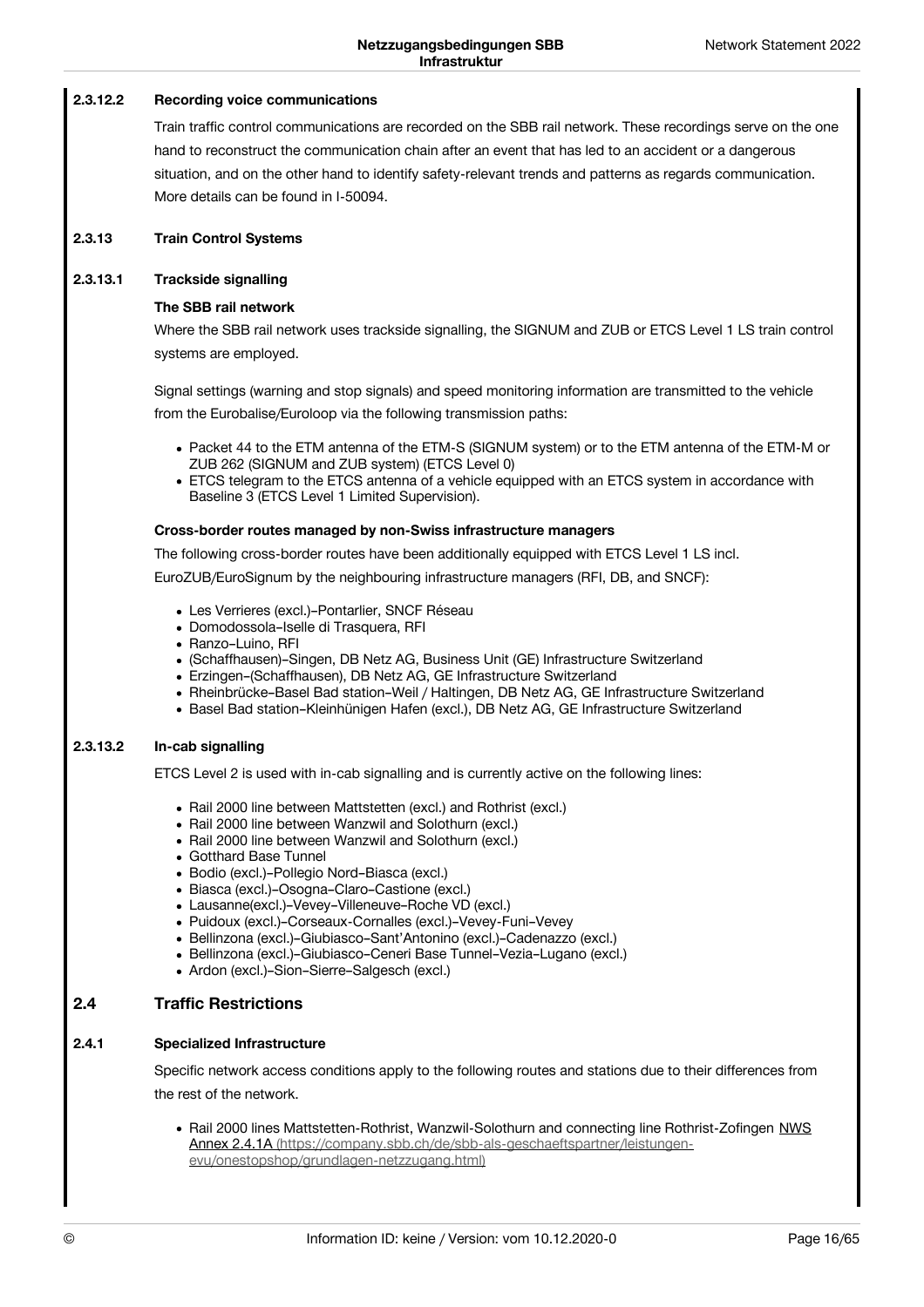#### 2.3.12.2 Recording voice communications

Train traffic control communications are recorded on the SBB rail network. These recordings serve on the one hand to reconstruct the communication chain after an event that has led to an accident or a dangerous situation, and on the other hand to identify safety-relevant trends and patterns as regards communication. More details can be found in I-50094.

### 2.3.13 Train Control Systems

#### 2.3.13.1 Trackside signalling

**The SBB rail network**

Where the SBB rail network uses trackside signalling, the SIGNUM and ZUB or ETCS Level 1 LS train control systems are employed.

Signal settings (warning and stop signals) and speed monitoring information are transmitted to the vehicle from the Eurobalise/Euroloop via the following transmission paths:

- Packet 44 to the ETM antenna of the ETM-S (SIGNUM system) or to the ETM antenna of the ETM-M or ZUB 262 (SIGNUM and ZUB system) (ETCS Level 0)
- ETCS telegram to the ETCS antenna of a vehicle equipped with an ETCS system in accordance with Baseline 3 (ETCS Level 1 Limited Supervision).

**Cross-border routes managed by non-Swiss infrastructure managers**

The following cross-border routes have been additionally equipped with ETCS Level 1 LS incl. EuroZUB/EuroSignum by the neighbouring infrastructure managers (RFI, DB, and SNCF):

- Les Verrieres (excl.)–Pontarlier, SNCF Réseau
- Domodossola–Iselle di Trasquera, RFI
- Ranzo–Luino, RFI
- (Schaffhausen)–Singen, DB Netz AG, Business Unit (GE) Infrastructure Switzerland
- Erzingen–(Schaffhausen), DB Netz AG, GE Infrastructure Switzerland
- Rheinbrücke–Basel Bad station–Weil / Haltingen, DB Netz AG, GE Infrastructure Switzerland
- Basel Bad station–Kleinhünigen Hafen (excl.), DB Netz AG, GE Infrastructure Switzerland

#### 2.3.13.2 In-cab signalling

ETCS Level 2 is used with in-cab signalling and is currently active on the following lines:

- Rail 2000 line between Mattstetten (excl.) and Rothrist (excl.)
- Rail 2000 line between Wanzwil and Solothurn (excl.)
- Rail 2000 line between Wanzwil and Solothurn (excl.)
- Gotthard Base Tunnel
- Bodio (excl.)–Pollegio Nord–Biasca (excl.)
- Biasca (excl.)–Osogna–Claro–Castione (excl.)
- Lausanne(excl.)–Vevey–Villeneuve–Roche VD (excl.)
- Puidoux (excl.)–Corseaux-Cornalles (excl.)–Vevey-Funi–Vevey
- Bellinzona (excl.)–Giubiasco–Sant'Antonino (excl.)–Cadenazzo (excl.)
- Bellinzona (excl.)–Giubiasco–Ceneri Base Tunnel–Vezia–Lugano (excl.)
- Ardon (excl.)–Sion–Sierre–Salgesch (excl.)

## 2.4 Traffic Restrictions

### 2.4.1 Specialized Infrastructure

Specific network access conditions apply to the following routes and stations due to their differences from the rest of the network.

- Rail 2000 lines Mattstetten-Rothrist, Wanzwil-Solothurn and connecting line Rothrist-Zofingen [NWS Annex 2.4.1A (https://company.sbb.ch/de/sbb-als-geschaeftspartner/leistungen-evu/onestopshop/grundlagen-netzzugang.html)](https://company.sbb.ch/de/sbb-als-geschaeftspartner/leistungen-evu/onestopshop/grundlagen-netzzugang.html)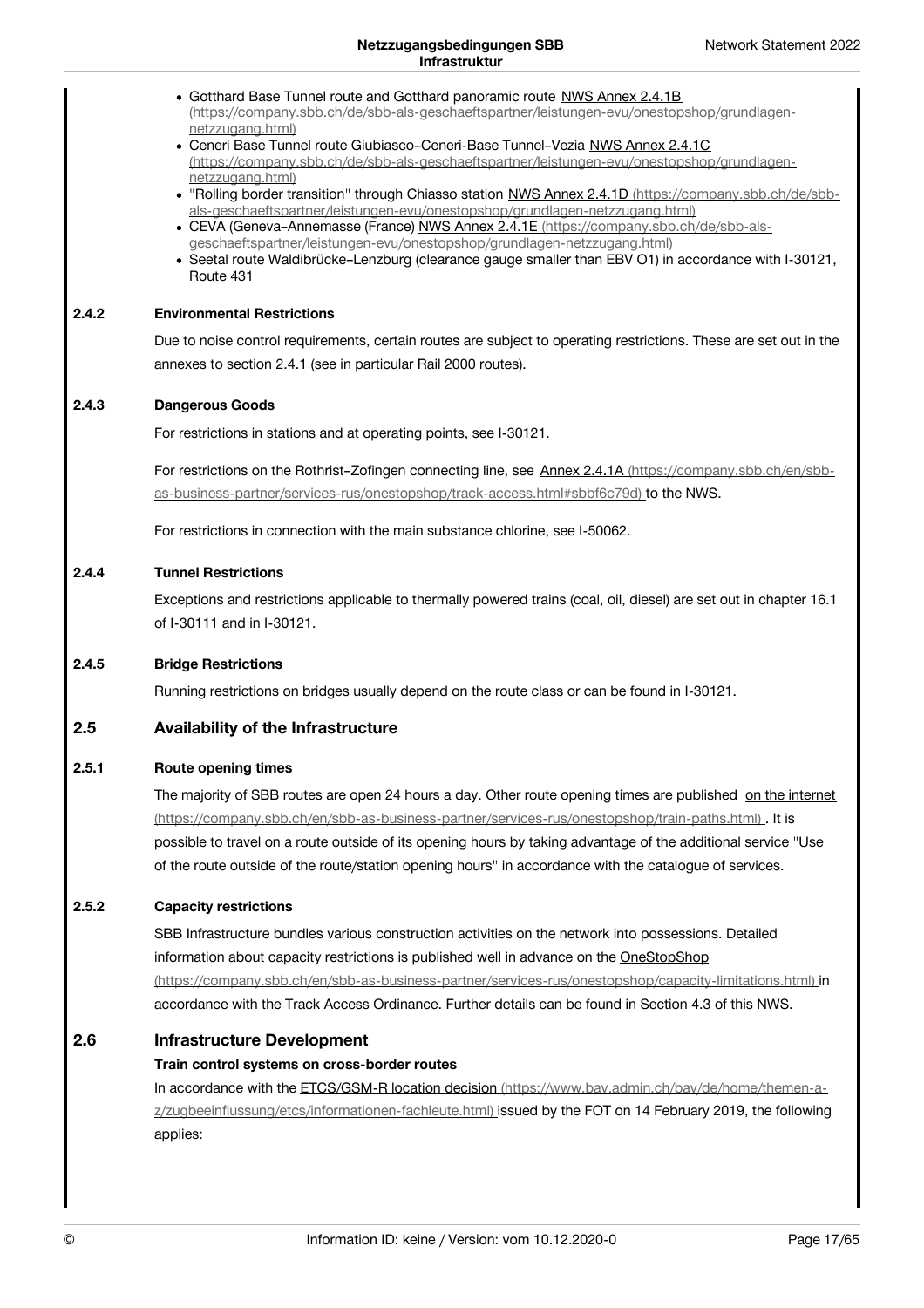- Gotthard Base Tunnel route and Gotthard panoramic route NWS Annex 2.4.1B (https://company.sbb.ch/de/sbb-als-geschaeftspartner/leistungen-evu/onestopshop/grundlagen-netzzugang.html)
- Ceneri Base Tunnel route Giubiasco–Ceneri-Base Tunnel–Vezia NWS Annex 2.4.1C (https://company.sbb.ch/de/sbb-als-geschaeftspartner/leistungen-evu/onestopshop/grundlagen-netzzugang.html)
- "Rolling border transition" through Chiasso station NWS Annex 2.4.1D (https://company.sbb.ch/de/sbb-als-geschaeftspartner/leistungen-evu/onestopshop/grundlagen-netzzugang.html)
- CEVA (Geneva–Annemasse (France) NWS Annex 2.4.1E (https://company.sbb.ch/de/sbb-als-geschaeftspartner/leistungen-evu/onestopshop/grundlagen-netzzugang.html)
- Seetal route Waldibrücke–Lenzburg (clearance gauge smaller than EBV O1) in accordance with I-30121, Route 431

### 2.4.2 Environmental Restrictions

Due to noise control requirements, certain routes are subject to operating restrictions. These are set out in the annexes to section 2.4.1 (see in particular Rail 2000 routes).

### 2.4.3 Dangerous Goods

For restrictions in stations and at operating points, see I-30121.

For restrictions on the Rothrist–Zofingen connecting line, see Annex 2.4.1A (https://company.sbb.ch/en/sbb-as-business-partner/services-rus/onestopshop/track-access.html#sbbf6c79d) to the NWS.

For restrictions in connection with the main substance chlorine, see I-50062.

### 2.4.4 Tunnel Restrictions

Exceptions and restrictions applicable to thermally powered trains (coal, oil, diesel) are set out in chapter 16.1 of I-30111 and in I-30121.

### 2.4.5 Bridge Restrictions

Running restrictions on bridges usually depend on the route class or can be found in I-30121.

## 2.5 Availability of the Infrastructure

### 2.5.1 Route opening times

The majority of SBB routes are open 24 hours a day. Other route opening times are published on the internet (https://company.sbb.ch/en/sbb-as-business-partner/services-rus/onestopshop/train-paths.html) . It is possible to travel on a route outside of its opening hours by taking advantage of the additional service "Use of the route outside of the route/station opening hours" in accordance with the catalogue of services.

### 2.5.2 Capacity restrictions

SBB Infrastructure bundles various construction activities on the network into possessions. Detailed information about capacity restrictions is published well in advance on the OneStopShop (https://company.sbb.ch/en/sbb-as-business-partner/services-rus/onestopshop/capacity-limitations.html) in accordance with the Track Access Ordinance. Further details can be found in Section 4.3 of this NWS.

## 2.6 Infrastructure Development

**Train control systems on cross-border routes**

In accordance with the ETCS/GSM-R location decision (https://www.bav.admin.ch/bav/de/home/themen-a-z/zugbeeinflussung/etcs/informationen-fachleute.html) issued by the FOT on 14 February 2019, the following applies: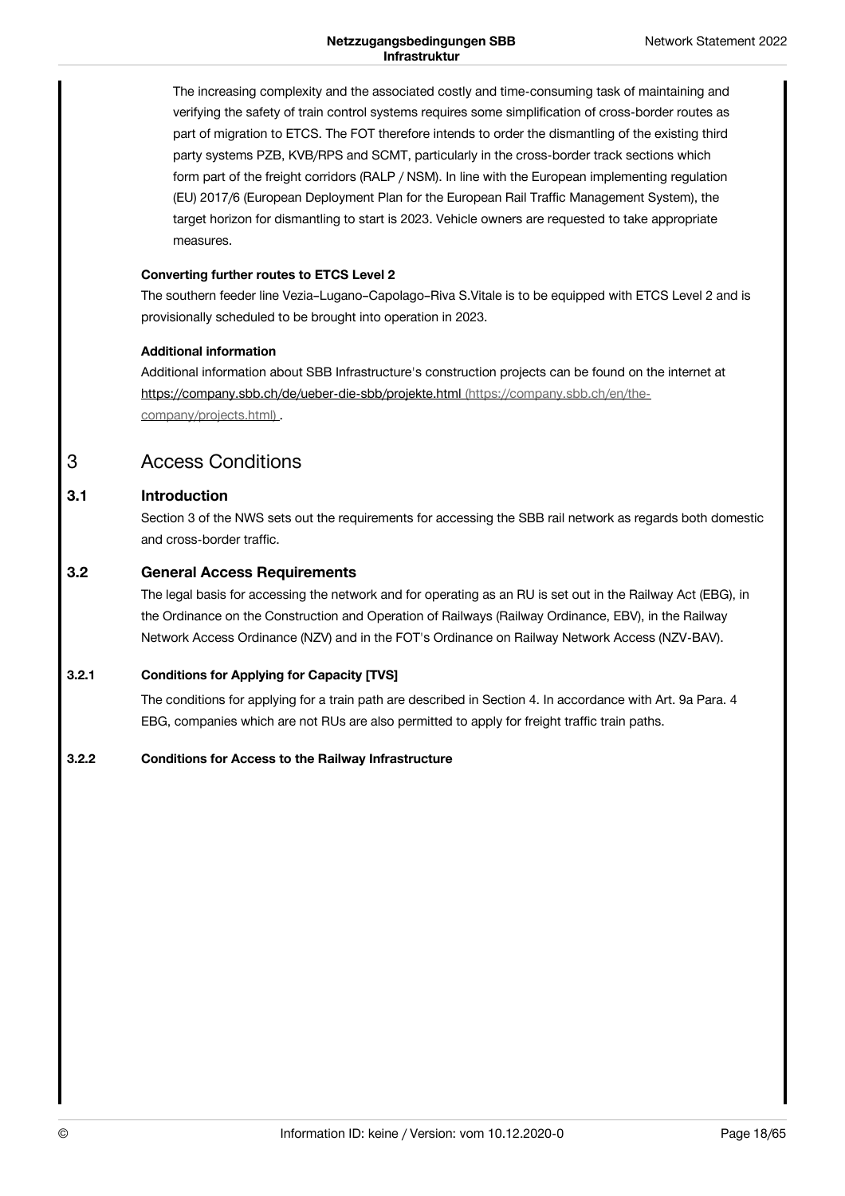The increasing complexity and the associated costly and time-consuming task of maintaining and verifying the safety of train control systems requires some simplification of cross-border routes as part of migration to ETCS. The FOT therefore intends to order the dismantling of the existing third party systems PZB, KVB/RPS and SCMT, particularly in the cross-border track sections which form part of the freight corridors (RALP / NSM). In line with the European implementing regulation (EU) 2017/6 (European Deployment Plan for the European Rail Traffic Management System), the target horizon for dismantling to start is 2023. Vehicle owners are requested to take appropriate measures.

**Converting further routes to ETCS Level 2**

The southern feeder line Vezia–Lugano–Capolago–Riva S.Vitale is to be equipped with ETCS Level 2 and is provisionally scheduled to be brought into operation in 2023.

**Additional information**

Additional information about SBB Infrastructure's construction projects can be found on the internet at https://company.sbb.ch/de/ueber-die-sbb/projekte.html (https://company.sbb.ch/en/the-company/projects.html) .

# 3 Access Conditions

## 3.1 Introduction

Section 3 of the NWS sets out the requirements for accessing the SBB rail network as regards both domestic and cross-border traffic.

## 3.2 General Access Requirements

The legal basis for accessing the network and for operating as an RU is set out in the Railway Act (EBG), in the Ordinance on the Construction and Operation of Railways (Railway Ordinance, EBV), in the Railway Network Access Ordinance (NZV) and in the FOT's Ordinance on Railway Network Access (NZV-BAV).

### 3.2.1 Conditions for Applying for Capacity [TVS]

The conditions for applying for a train path are described in Section 4. In accordance with Art. 9a Para. 4 EBG, companies which are not RUs are also permitted to apply for freight traffic train paths.

### 3.2.2 Conditions for Access to the Railway Infrastructure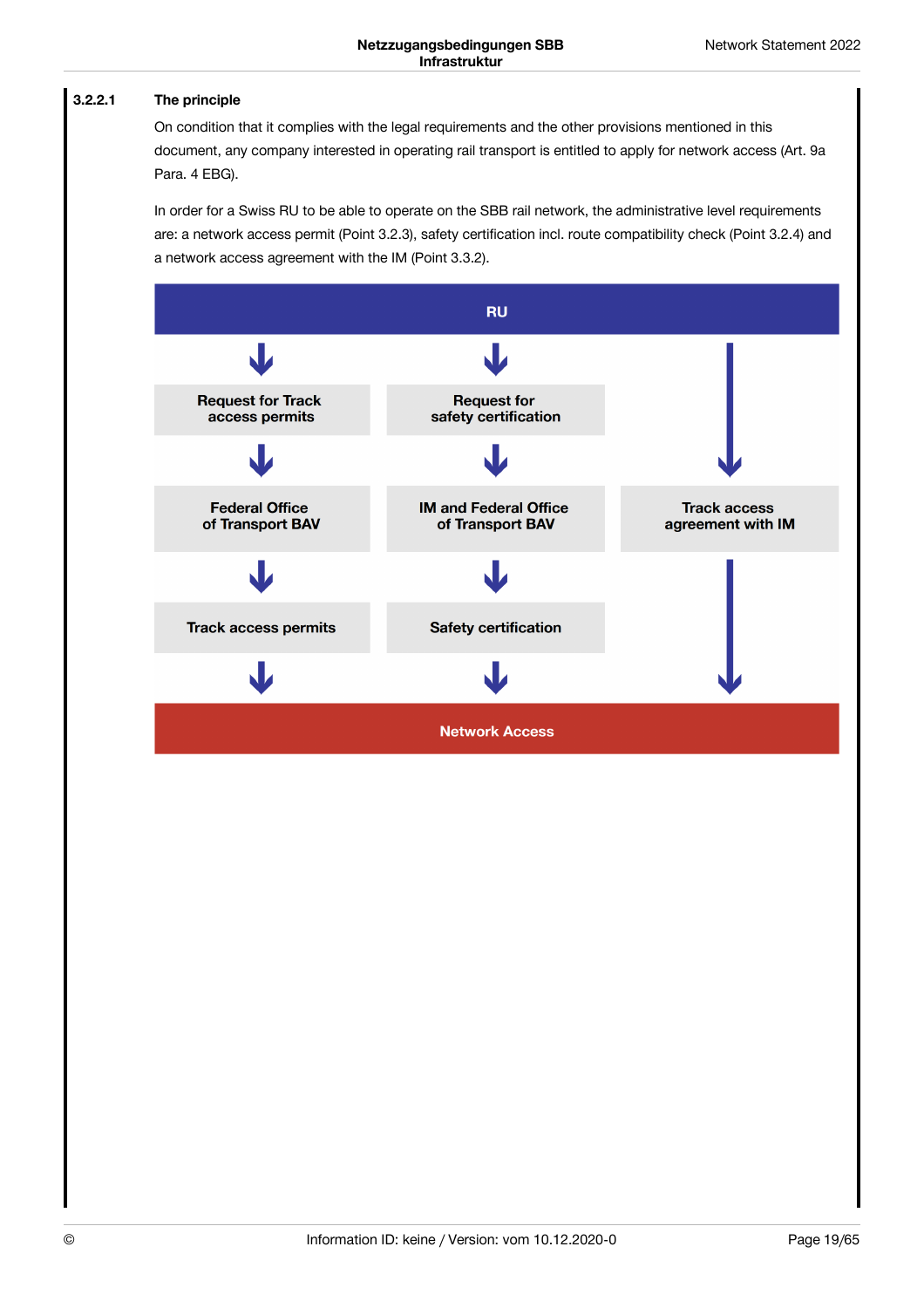#### 3.2.2.1 The principle

On condition that it complies with the legal requirements and the other provisions mentioned in this document, any company interested in operating rail transport is entitled to apply for network access (Art. 9a Para. 4 EBG).

In order for a Swiss RU to be able to operate on the SBB rail network, the administrative level requirements are: a network access permit (Point 3.2.3), safety certification incl. route compatibility check (Point 3.2.4) and a network access agreement with the IM (Point 3.3.2).

RU

Request for Track access permits

Request for safety certification

Federal Office of Transport BAV

IM and Federal Office of Transport BAV

Track access agreement with IM

Track access permits

Safety certification

Network Access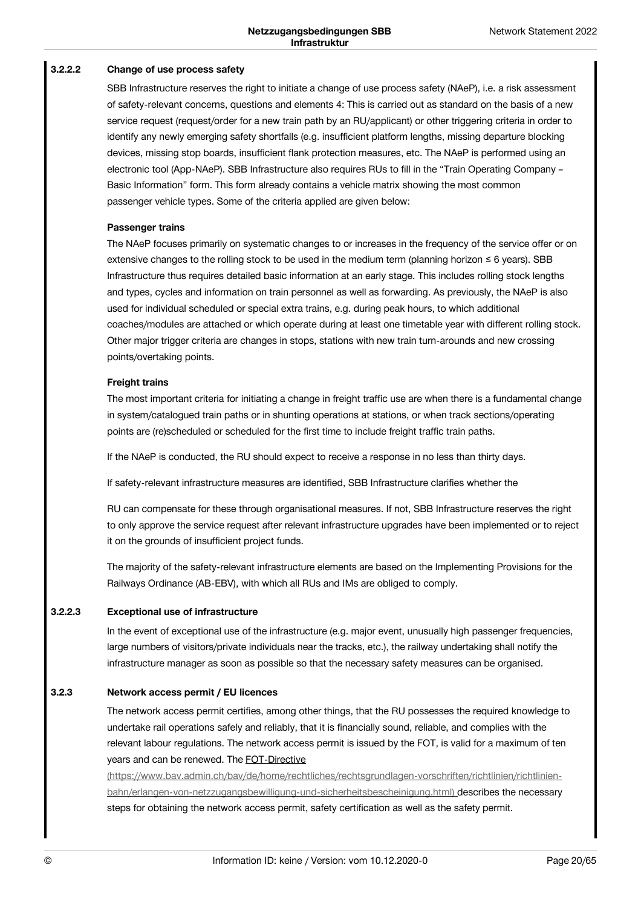#### 3.2.2.2 Change of use process safety

SBB Infrastructure reserves the right to initiate a change of use process safety (NAeP), i.e. a risk assessment of safety-relevant concerns, questions and elements 4: This is carried out as standard on the basis of a new service request (request/order for a new train path by an RU/applicant) or other triggering criteria in order to identify any newly emerging safety shortfalls (e.g. insufficient platform lengths, missing departure blocking devices, missing stop boards, insufficient flank protection measures, etc. The NAeP is performed using an electronic tool (App-NAeP). SBB Infrastructure also requires RUs to fill in the "Train Operating Company – Basic Information" form. This form already contains a vehicle matrix showing the most common passenger vehicle types. Some of the criteria applied are given below:

**Passenger trains**

The NAeP focuses primarily on systematic changes to or increases in the frequency of the service offer or on extensive changes to the rolling stock to be used in the medium term (planning horizon ≤ 6 years). SBB Infrastructure thus requires detailed basic information at an early stage. This includes rolling stock lengths and types, cycles and information on train personnel as well as forwarding. As previously, the NAeP is also used for individual scheduled or special extra trains, e.g. during peak hours, to which additional coaches/modules are attached or which operate during at least one timetable year with different rolling stock. Other major trigger criteria are changes in stops, stations with new train turn-arounds and new crossing points/overtaking points.

**Freight trains**

The most important criteria for initiating a change in freight traffic use are when there is a fundamental change in system/catalogued train paths or in shunting operations at stations, or when track sections/operating points are (re)scheduled or scheduled for the first time to include freight traffic train paths.

If the NAeP is conducted, the RU should expect to receive a response in no less than thirty days.

If safety-relevant infrastructure measures are identified, SBB Infrastructure clarifies whether the

RU can compensate for these through organisational measures. If not, SBB Infrastructure reserves the right to only approve the service request after relevant infrastructure upgrades have been implemented or to reject it on the grounds of insufficient project funds.

The majority of the safety-relevant infrastructure elements are based on the Implementing Provisions for the Railways Ordinance (AB-EBV), with which all RUs and IMs are obliged to comply.

#### 3.2.2.3 Exceptional use of infrastructure

In the event of exceptional use of the infrastructure (e.g. major event, unusually high passenger frequencies, large numbers of visitors/private individuals near the tracks, etc.), the railway undertaking shall notify the infrastructure manager as soon as possible so that the necessary safety measures can be organised.

### 3.2.3 Network access permit / EU licences

The network access permit certifies, among other things, that the RU possesses the required knowledge to undertake rail operations safely and reliably, that it is financially sound, reliable, and complies with the relevant labour regulations. The network access permit is issued by the FOT, is valid for a maximum of ten years and can be renewed. The FOT-Directive (https://www.bav.admin.ch/bav/de/home/rechtliches/rechtsgrundlagen-vorschriften/richtlinien/richtlinien-bahn/erlangen-von-netzzugangsbewilligung-und-sicherheitsbescheinigung.html) describes the necessary steps for obtaining the network access permit, safety certification as well as the safety permit.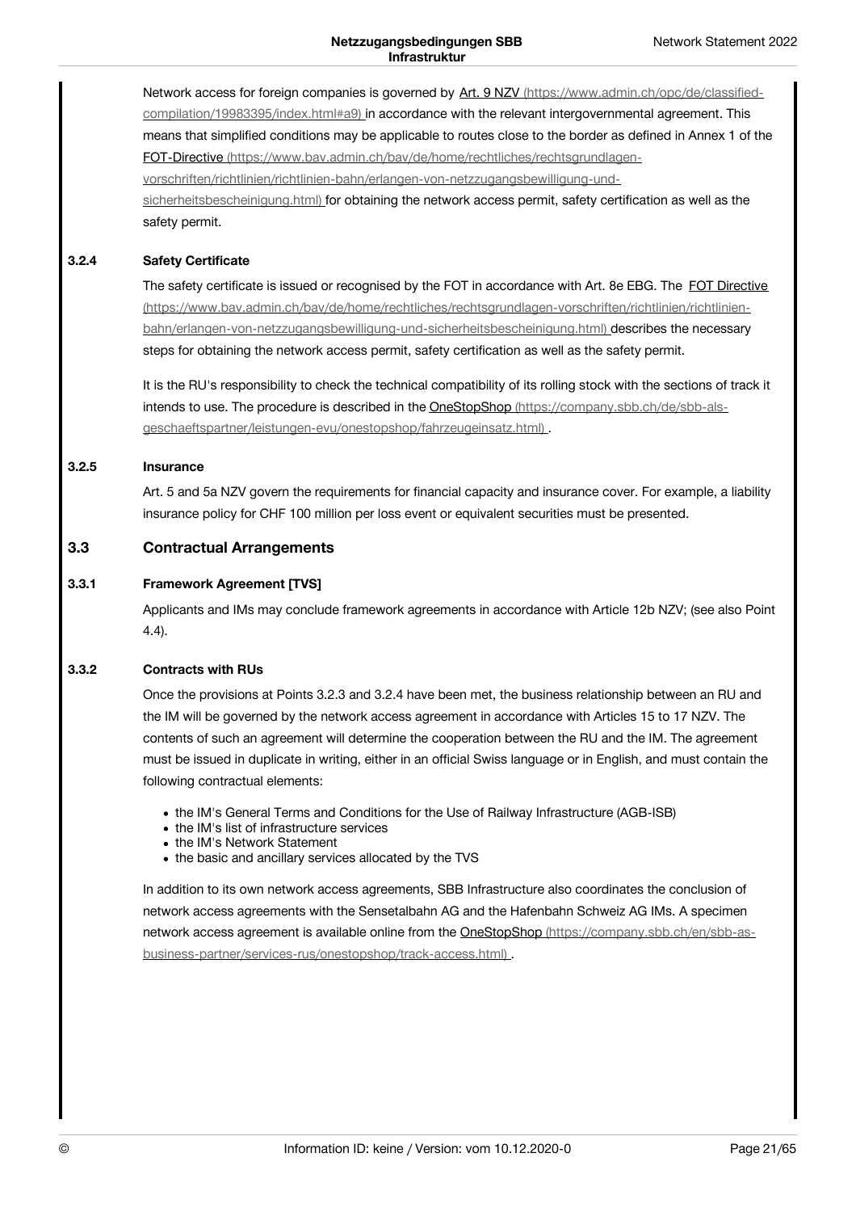Network access for foreign companies is governed by Art. 9 NZV (https://www.admin.ch/opc/de/classified-compilation/19983395/index.html#a9) in accordance with the relevant intergovernmental agreement. This means that simplified conditions may be applicable to routes close to the border as defined in Annex 1 of the FOT-Directive (https://www.bav.admin.ch/bav/de/home/rechtliches/rechtsgrundlagen-vorschriften/richtlinien/richtlinien-bahn/erlangen-von-netzzugangsbewilligung-und-sicherheitsbescheinigung.html) for obtaining the network access permit, safety certification as well as the safety permit.

#### 3.2.4 Safety Certificate

The safety certificate is issued or recognised by the FOT in accordance with Art. 8e EBG. The FOT Directive (https://www.bav.admin.ch/bav/de/home/rechtliches/rechtsgrundlagen-vorschriften/richtlinien/richtlinien-bahn/erlangen-von-netzzugangsbewilligung-und-sicherheitsbescheinigung.html) describes the necessary steps for obtaining the network access permit, safety certification as well as the safety permit.

It is the RU's responsibility to check the technical compatibility of its rolling stock with the sections of track it intends to use. The procedure is described in the OneStopShop (https://company.sbb.ch/de/sbb-als-geschaeftspartner/leistungen-evu/onestopshop/fahrzeugeinsatz.html) .

#### 3.2.5 Insurance

Art. 5 and 5a NZV govern the requirements for financial capacity and insurance cover. For example, a liability insurance policy for CHF 100 million per loss event or equivalent securities must be presented.

### 3.3 Contractual Arrangements

#### 3.3.1 Framework Agreement [TVS]

Applicants and IMs may conclude framework agreements in accordance with Article 12b NZV; (see also Point 4.4).

#### 3.3.2 Contracts with RUs

Once the provisions at Points 3.2.3 and 3.2.4 have been met, the business relationship between an RU and the IM will be governed by the network access agreement in accordance with Articles 15 to 17 NZV. The contents of such an agreement will determine the cooperation between the RU and the IM. The agreement must be issued in duplicate in writing, either in an official Swiss language or in English, and must contain the following contractual elements:

- the IM's General Terms and Conditions for the Use of Railway Infrastructure (AGB-ISB)
- the IM's list of infrastructure services
- the IM's Network Statement
- the basic and ancillary services allocated by the TVS

In addition to its own network access agreements, SBB Infrastructure also coordinates the conclusion of network access agreements with the Sensetalbahn AG and the Hafenbahn Schweiz AG IMs. A specimen network access agreement is available online from the OneStopShop (https://company.sbb.ch/en/sbb-as-business-partner/services-rus/onestopshop/track-access.html) .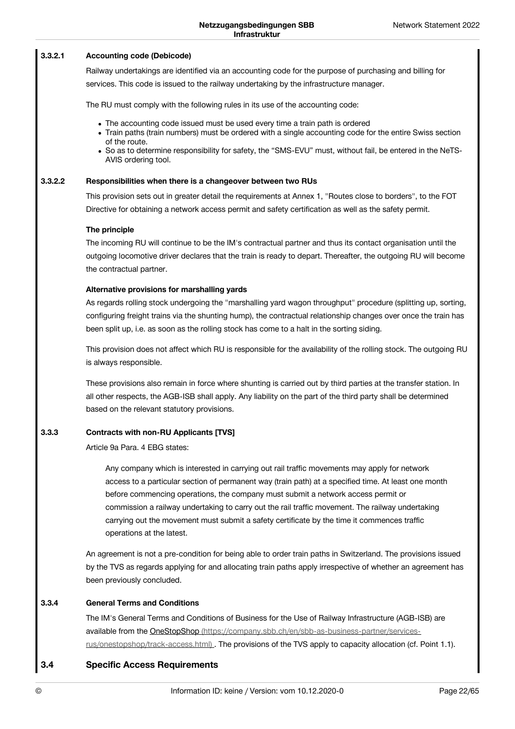#### 3.3.2.1 Accounting code (Debicode)

Railway undertakings are identified via an accounting code for the purpose of purchasing and billing for services. This code is issued to the railway undertaking by the infrastructure manager.

The RU must comply with the following rules in its use of the accounting code:

- The accounting code issued must be used every time a train path is ordered
- Train paths (train numbers) must be ordered with a single accounting code for the entire Swiss section of the route.
- So as to determine responsibility for safety, the "SMS-EVU" must, without fail, be entered in the NeTS-AVIS ordering tool.

#### 3.3.2.2 Responsibilities when there is a changeover between two RUs

This provision sets out in greater detail the requirements at Annex 1, "Routes close to borders", to the FOT Directive for obtaining a network access permit and safety certification as well as the safety permit.

**The principle**

The incoming RU will continue to be the IM's contractual partner and thus its contact organisation until the outgoing locomotive driver declares that the train is ready to depart. Thereafter, the outgoing RU will become the contractual partner.

**Alternative provisions for marshalling yards**

As regards rolling stock undergoing the "marshalling yard wagon throughput" procedure (splitting up, sorting, configuring freight trains via the shunting hump), the contractual relationship changes over once the train has been split up, i.e. as soon as the rolling stock has come to a halt in the sorting siding.

This provision does not affect which RU is responsible for the availability of the rolling stock. The outgoing RU is always responsible.

These provisions also remain in force where shunting is carried out by third parties at the transfer station. In all other respects, the AGB-ISB shall apply. Any liability on the part of the third party shall be determined based on the relevant statutory provisions.

### 3.3.3 Contracts with non-RU Applicants [TVS]

Article 9a Para. 4 EBG states:

> Any company which is interested in carrying out rail traffic movements may apply for network access to a particular section of permanent way (train path) at a specified time. At least one month before commencing operations, the company must submit a network access permit or commission a railway undertaking to carry out the rail traffic movement. The railway undertaking carrying out the movement must submit a safety certificate by the time it commences traffic operations at the latest.

An agreement is not a pre-condition for being able to order train paths in Switzerland. The provisions issued by the TVS as regards applying for and allocating train paths apply irrespective of whether an agreement has been previously concluded.

### 3.3.4 General Terms and Conditions

The IM's General Terms and Conditions of Business for the Use of Railway Infrastructure (AGB-ISB) are available from the OneStopShop (https://company.sbb.ch/en/sbb-as-business-partner/services-rus/onestopshop/track-access.html) . The provisions of the TVS apply to capacity allocation (cf. Point 1.1).

## 3.4 Specific Access Requirements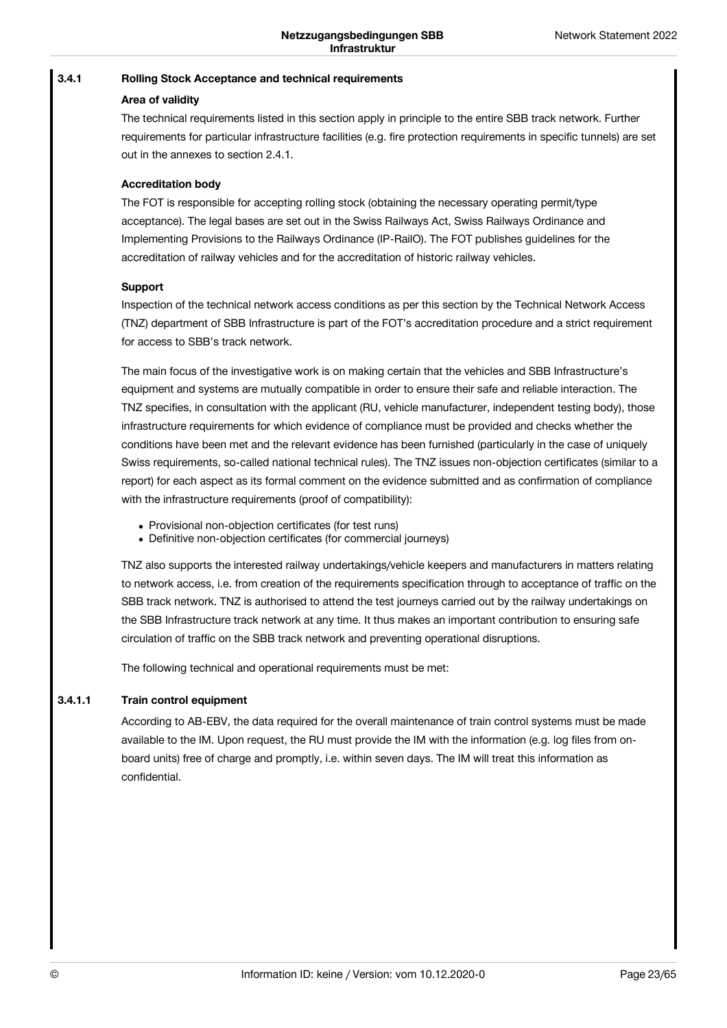### 3.4.1 Rolling Stock Acceptance and technical requirements

**Area of validity**

The technical requirements listed in this section apply in principle to the entire SBB track network. Further requirements for particular infrastructure facilities (e.g. fire protection requirements in specific tunnels) are set out in the annexes to section 2.4.1.

**Accreditation body**

The FOT is responsible for accepting rolling stock (obtaining the necessary operating permit/type acceptance). The legal bases are set out in the Swiss Railways Act, Swiss Railways Ordinance and Implementing Provisions to the Railways Ordinance (IP-RailO). The FOT publishes guidelines for the accreditation of railway vehicles and for the accreditation of historic railway vehicles.

**Support**

Inspection of the technical network access conditions as per this section by the Technical Network Access (TNZ) department of SBB Infrastructure is part of the FOT's accreditation procedure and a strict requirement for access to SBB's track network.

The main focus of the investigative work is on making certain that the vehicles and SBB Infrastructure's equipment and systems are mutually compatible in order to ensure their safe and reliable interaction. The TNZ specifies, in consultation with the applicant (RU, vehicle manufacturer, independent testing body), those infrastructure requirements for which evidence of compliance must be provided and checks whether the conditions have been met and the relevant evidence has been furnished (particularly in the case of uniquely Swiss requirements, so-called national technical rules). The TNZ issues non-objection certificates (similar to a report) for each aspect as its formal comment on the evidence submitted and as confirmation of compliance with the infrastructure requirements (proof of compatibility):

- Provisional non-objection certificates (for test runs)
- Definitive non-objection certificates (for commercial journeys)

TNZ also supports the interested railway undertakings/vehicle keepers and manufacturers in matters relating to network access, i.e. from creation of the requirements specification through to acceptance of traffic on the SBB track network. TNZ is authorised to attend the test journeys carried out by the railway undertakings on the SBB Infrastructure track network at any time. It thus makes an important contribution to ensuring safe circulation of traffic on the SBB track network and preventing operational disruptions.

The following technical and operational requirements must be met:

#### 3.4.1.1 Train control equipment

According to AB-EBV, the data required for the overall maintenance of train control systems must be made available to the IM. Upon request, the RU must provide the IM with the information (e.g. log files from on-board units) free of charge and promptly, i.e. within seven days. The IM will treat this information as confidential.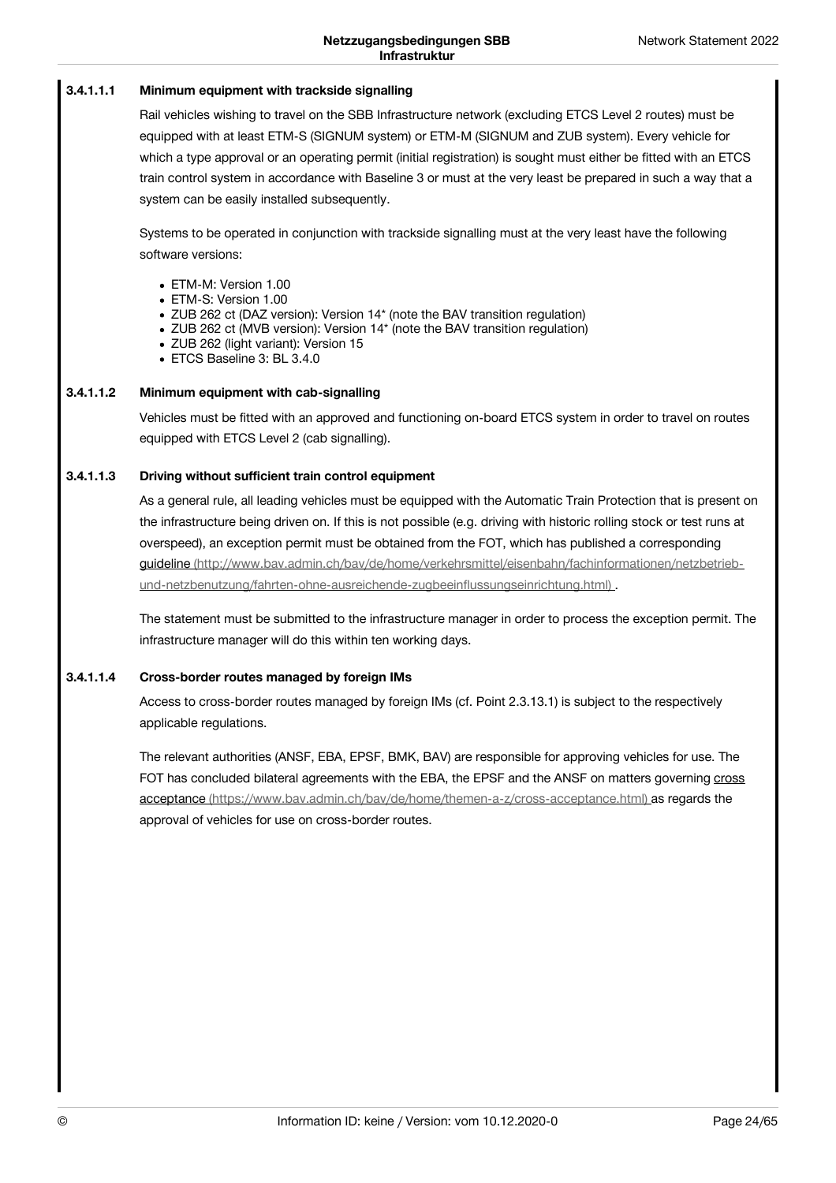#### 3.4.1.1.1 Minimum equipment with trackside signalling

Rail vehicles wishing to travel on the SBB Infrastructure network (excluding ETCS Level 2 routes) must be equipped with at least ETM-S (SIGNUM system) or ETM-M (SIGNUM and ZUB system). Every vehicle for which a type approval or an operating permit (initial registration) is sought must either be fitted with an ETCS train control system in accordance with Baseline 3 or must at the very least be prepared in such a way that a system can be easily installed subsequently.

Systems to be operated in conjunction with trackside signalling must at the very least have the following software versions:

- ETM-M: Version 1.00
- ETM-S: Version 1.00
- ZUB 262 ct (DAZ version): Version 14* (note the BAV transition regulation)
- ZUB 262 ct (MVB version): Version 14* (note the BAV transition regulation)
- ZUB 262 (light variant): Version 15
- ETCS Baseline 3: BL 3.4.0

#### 3.4.1.1.2 Minimum equipment with cab-signalling

Vehicles must be fitted with an approved and functioning on-board ETCS system in order to travel on routes equipped with ETCS Level 2 (cab signalling).

#### 3.4.1.1.3 Driving without sufficient train control equipment

As a general rule, all leading vehicles must be equipped with the Automatic Train Protection that is present on the infrastructure being driven on. If this is not possible (e.g. driving with historic rolling stock or test runs at overspeed), an exception permit must be obtained from the FOT, which has published a corresponding guideline (http://www.bav.admin.ch/bav/de/home/verkehrsmittel/eisenbahn/fachinformationen/netzbetrieb-und-netzbenutzung/fahrten-ohne-ausreichende-zugbeeinflussungseinrichtung.html) .

The statement must be submitted to the infrastructure manager in order to process the exception permit. The infrastructure manager will do this within ten working days.

#### 3.4.1.1.4 Cross-border routes managed by foreign IMs

Access to cross-border routes managed by foreign IMs (cf. Point 2.3.13.1) is subject to the respectively applicable regulations.

The relevant authorities (ANSF, EBA, EPSF, BMK, BAV) are responsible for approving vehicles for use. The FOT has concluded bilateral agreements with the EBA, the EPSF and the ANSF on matters governing cross acceptance (https://www.bav.admin.ch/bav/de/home/themen-a-z/cross-acceptance.html) as regards the approval of vehicles for use on cross-border routes.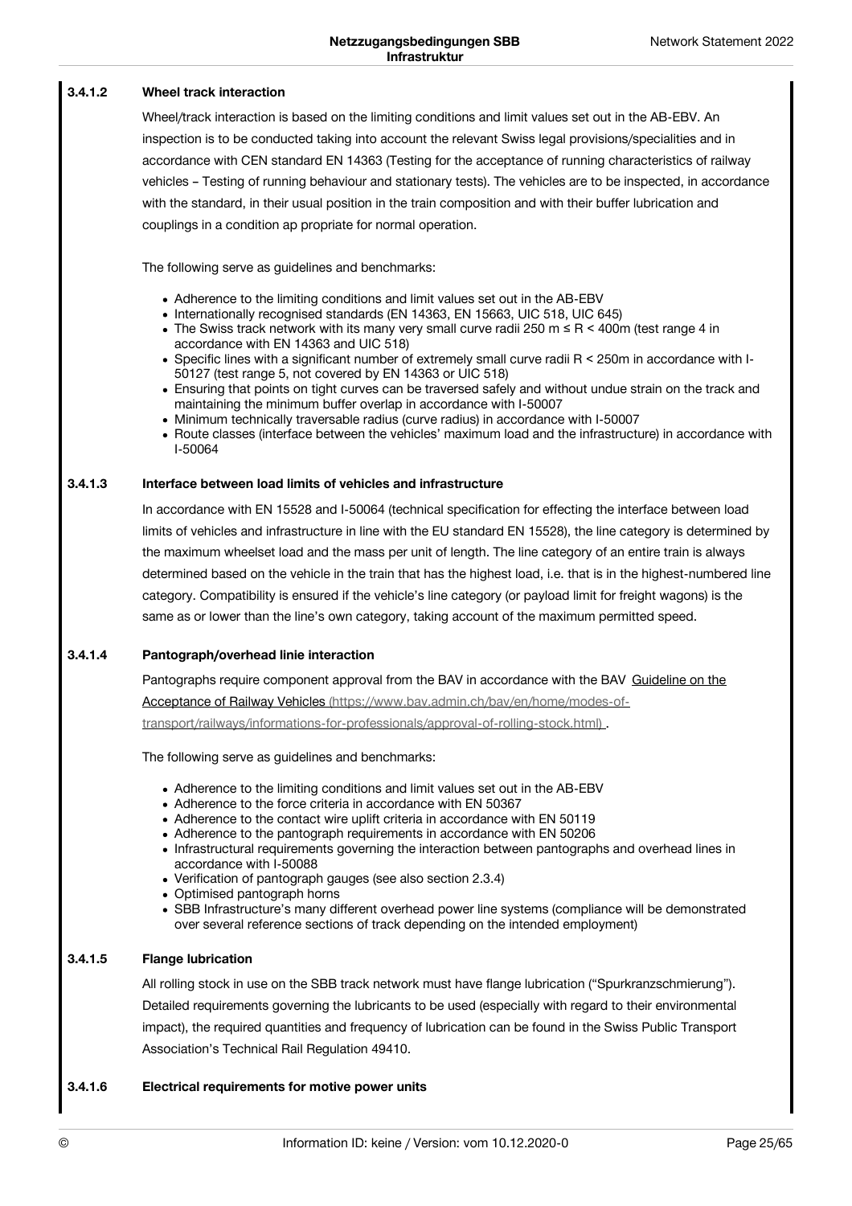#### 3.4.1.2 Wheel track interaction

Wheel/track interaction is based on the limiting conditions and limit values set out in the AB-EBV. An inspection is to be conducted taking into account the relevant Swiss legal provisions/specialities and in accordance with CEN standard EN 14363 (Testing for the acceptance of running characteristics of railway vehicles – Testing of running behaviour and stationary tests). The vehicles are to be inspected, in accordance with the standard, in their usual position in the train composition and with their buffer lubrication and couplings in a condition ap propriate for normal operation.

The following serve as guidelines and benchmarks:

- Adherence to the limiting conditions and limit values set out in the AB-EBV
- Internationally recognised standards (EN 14363, EN 15663, UIC 518, UIC 645)
- The Swiss track network with its many very small curve radii 250 m ≤ R < 400m (test range 4 in accordance with EN 14363 and UIC 518)
- Specific lines with a significant number of extremely small curve radii R < 250m in accordance with I-50127 (test range 5, not covered by EN 14363 or UIC 518)
- Ensuring that points on tight curves can be traversed safely and without undue strain on the track and maintaining the minimum buffer overlap in accordance with I-50007
- Minimum technically traversable radius (curve radius) in accordance with I-50007
- Route classes (interface between the vehicles' maximum load and the infrastructure) in accordance with I-50064

#### 3.4.1.3 Interface between load limits of vehicles and infrastructure

In accordance with EN 15528 and I-50064 (technical specification for effecting the interface between load limits of vehicles and infrastructure in line with the EU standard EN 15528), the line category is determined by the maximum wheelset load and the mass per unit of length. The line category of an entire train is always determined based on the vehicle in the train that has the highest load, i.e. that is in the highest-numbered line category. Compatibility is ensured if the vehicle's line category (or payload limit for freight wagons) is the same as or lower than the line's own category, taking account of the maximum permitted speed.

#### 3.4.1.4 Pantograph/overhead linie interaction

Pantographs require component approval from the BAV in accordance with the BAV Guideline on the Acceptance of Railway Vehicles (https://www.bav.admin.ch/bav/en/home/modes-of-transport/railways/informations-for-professionals/approval-of-rolling-stock.html) .

The following serve as guidelines and benchmarks:

- Adherence to the limiting conditions and limit values set out in the AB-EBV
- Adherence to the force criteria in accordance with EN 50367
- Adherence to the contact wire uplift criteria in accordance with EN 50119
- Adherence to the pantograph requirements in accordance with EN 50206
- Infrastructural requirements governing the interaction between pantographs and overhead lines in accordance with I-50088
- Verification of pantograph gauges (see also section 2.3.4)
- Optimised pantograph horns
- SBB Infrastructure's many different overhead power line systems (compliance will be demonstrated over several reference sections of track depending on the intended employment)

#### 3.4.1.5 Flange lubrication

All rolling stock in use on the SBB track network must have flange lubrication ("Spurkranzschmierung"). Detailed requirements governing the lubricants to be used (especially with regard to their environmental impact), the required quantities and frequency of lubrication can be found in the Swiss Public Transport Association's Technical Rail Regulation 49410.

#### 3.4.1.6 Electrical requirements for motive power units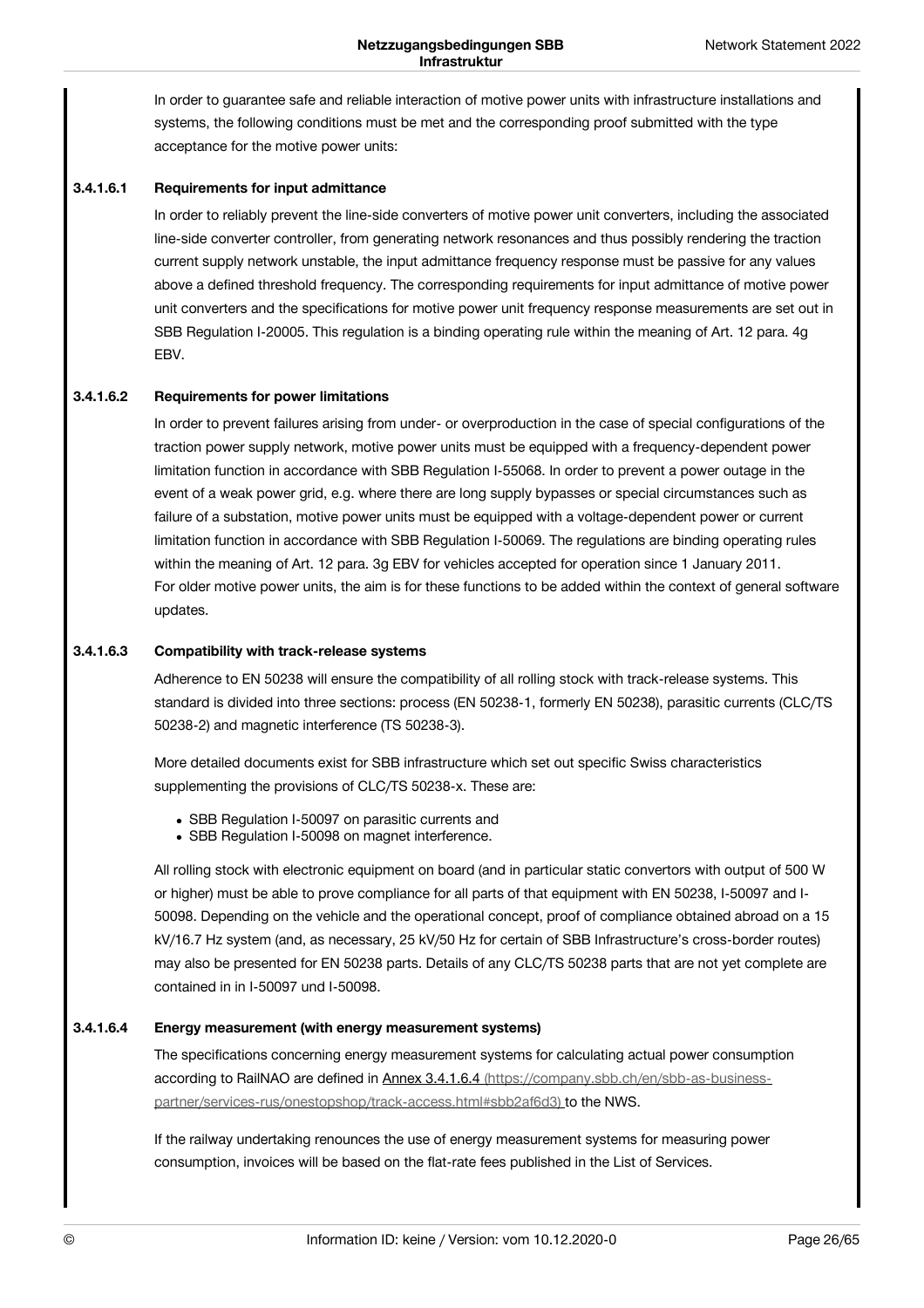In order to guarantee safe and reliable interaction of motive power units with infrastructure installations and systems, the following conditions must be met and the corresponding proof submitted with the type acceptance for the motive power units:

#### 3.4.1.6.1 Requirements for input admittance

In order to reliably prevent the line-side converters of motive power unit converters, including the associated line-side converter controller, from generating network resonances and thus possibly rendering the traction current supply network unstable, the input admittance frequency response must be passive for any values above a defined threshold frequency. The corresponding requirements for input admittance of motive power unit converters and the specifications for motive power unit frequency response measurements are set out in SBB Regulation I-20005. This regulation is a binding operating rule within the meaning of Art. 12 para. 4g EBV.

#### 3.4.1.6.2 Requirements for power limitations

In order to prevent failures arising from under- or overproduction in the case of special configurations of the traction power supply network, motive power units must be equipped with a frequency-dependent power limitation function in accordance with SBB Regulation I-55068. In order to prevent a power outage in the event of a weak power grid, e.g. where there are long supply bypasses or special circumstances such as failure of a substation, motive power units must be equipped with a voltage-dependent power or current limitation function in accordance with SBB Regulation I-50069. The regulations are binding operating rules within the meaning of Art. 12 para. 3g EBV for vehicles accepted for operation since 1 January 2011. For older motive power units, the aim is for these functions to be added within the context of general software updates.

#### 3.4.1.6.3 Compatibility with track-release systems

Adherence to EN 50238 will ensure the compatibility of all rolling stock with track-release systems. This standard is divided into three sections: process (EN 50238-1, formerly EN 50238), parasitic currents (CLC/TS 50238-2) and magnetic interference (TS 50238-3).

More detailed documents exist for SBB infrastructure which set out specific Swiss characteristics supplementing the provisions of CLC/TS 50238-x. These are:

- SBB Regulation I-50097 on parasitic currents and
- SBB Regulation I-50098 on magnet interference.

All rolling stock with electronic equipment on board (and in particular static convertors with output of 500 W or higher) must be able to prove compliance for all parts of that equipment with EN 50238, I-50097 and I-50098. Depending on the vehicle and the operational concept, proof of compliance obtained abroad on a 15 kV/16.7 Hz system (and, as necessary, 25 kV/50 Hz for certain of SBB Infrastructure's cross-border routes) may also be presented for EN 50238 parts. Details of any CLC/TS 50238 parts that are not yet complete are contained in in I-50097 und I-50098.

#### 3.4.1.6.4 Energy measurement (with energy measurement systems)

The specifications concerning energy measurement systems for calculating actual power consumption according to RailNAO are defined in Annex 3.4.1.6.4 (https://company.sbb.ch/en/sbb-as-business-partner/services-rus/onestopshop/track-access.html#sbb2af6d3) to the NWS.

If the railway undertaking renounces the use of energy measurement systems for measuring power consumption, invoices will be based on the flat-rate fees published in the List of Services.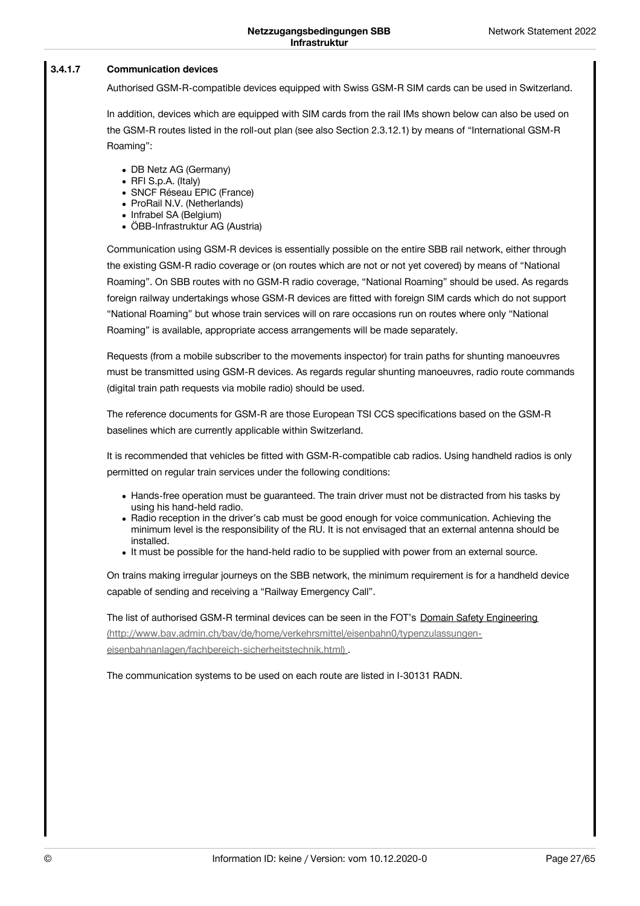#### 3.4.1.7 Communication devices

Authorised GSM-R-compatible devices equipped with Swiss GSM-R SIM cards can be used in Switzerland.

In addition, devices which are equipped with SIM cards from the rail IMs shown below can also be used on the GSM-R routes listed in the roll-out plan (see also Section 2.3.12.1) by means of "International GSM-R Roaming":

- DB Netz AG (Germany)
- RFI S.p.A. (Italy)
- SNCF Réseau EPIC (France)
- ProRail N.V. (Netherlands)
- Infrabel SA (Belgium)
- ÖBB-Infrastruktur AG (Austria)

Communication using GSM-R devices is essentially possible on the entire SBB rail network, either through the existing GSM-R radio coverage or (on routes which are not or not yet covered) by means of "National Roaming". On SBB routes with no GSM-R radio coverage, "National Roaming" should be used. As regards foreign railway undertakings whose GSM-R devices are fitted with foreign SIM cards which do not support "National Roaming" but whose train services will on rare occasions run on routes where only "National Roaming" is available, appropriate access arrangements will be made separately.

Requests (from a mobile subscriber to the movements inspector) for train paths for shunting manoeuvres must be transmitted using GSM-R devices. As regards regular shunting manoeuvres, radio route commands (digital train path requests via mobile radio) should be used.

The reference documents for GSM-R are those European TSI CCS specifications based on the GSM-R baselines which are currently applicable within Switzerland.

It is recommended that vehicles be fitted with GSM-R-compatible cab radios. Using handheld radios is only permitted on regular train services under the following conditions:

- Hands-free operation must be guaranteed. The train driver must not be distracted from his tasks by using his hand-held radio.
- Radio reception in the driver's cab must be good enough for voice communication. Achieving the minimum level is the responsibility of the RU. It is not envisaged that an external antenna should be installed.
- It must be possible for the hand-held radio to be supplied with power from an external source.

On trains making irregular journeys on the SBB network, the minimum requirement is for a handheld device capable of sending and receiving a "Railway Emergency Call".

The list of authorised GSM-R terminal devices can be seen in the FOT's [Domain Safety Engineering (http://www.bav.admin.ch/bav/de/home/verkehrsmittel/eisenbahn0/typenzulassungen-eisenbahnanlagen/fachbereich-sicherheitstechnik.html)](http://www.bav.admin.ch/bav/de/home/verkehrsmittel/eisenbahn0/typenzulassungen-eisenbahnanlagen/fachbereich-sicherheitstechnik.html).

The communication systems to be used on each route are listed in I-30131 RADN.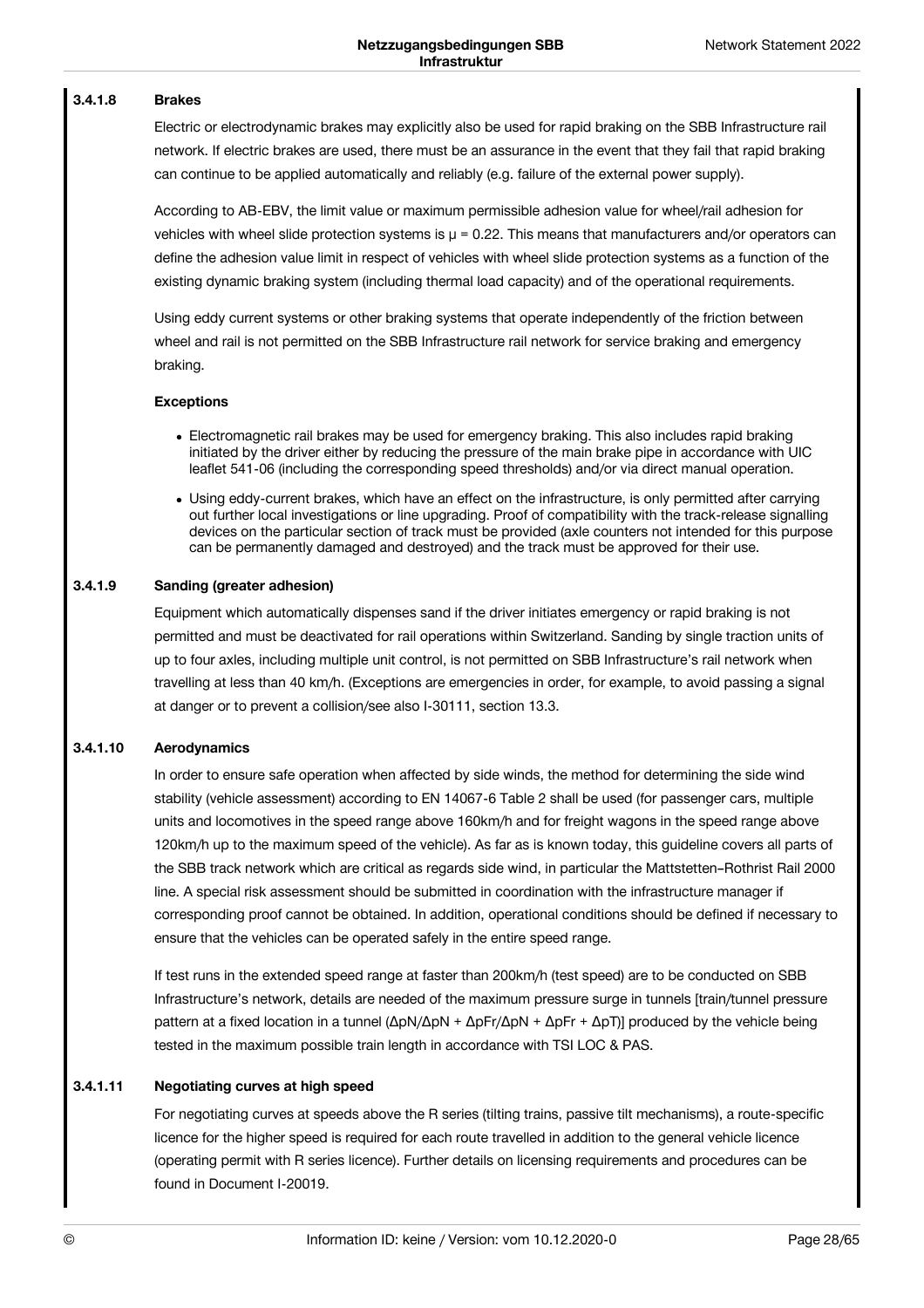#### 3.4.1.8 Brakes

Electric or electrodynamic brakes may explicitly also be used for rapid braking on the SBB Infrastructure rail network. If electric brakes are used, there must be an assurance in the event that they fail that rapid braking can continue to be applied automatically and reliably (e.g. failure of the external power supply).

According to AB-EBV, the limit value or maximum permissible adhesion value for wheel/rail adhesion for vehicles with wheel slide protection systems is $\mu = 0.22$. This means that manufacturers and/or operators can define the adhesion value limit in respect of vehicles with wheel slide protection systems as a function of the existing dynamic braking system (including thermal load capacity) and of the operational requirements.

Using eddy current systems or other braking systems that operate independently of the friction between wheel and rail is not permitted on the SBB Infrastructure rail network for service braking and emergency braking.

**Exceptions**

- Electromagnetic rail brakes may be used for emergency braking. This also includes rapid braking initiated by the driver either by reducing the pressure of the main brake pipe in accordance with UIC leaflet 541-06 (including the corresponding speed thresholds) and/or via direct manual operation.
- Using eddy-current brakes, which have an effect on the infrastructure, is only permitted after carrying out further local investigations or line upgrading. Proof of compatibility with the track-release signalling devices on the particular section of track must be provided (axle counters not intended for this purpose can be permanently damaged and destroyed) and the track must be approved for their use.

#### 3.4.1.9 Sanding (greater adhesion)

Equipment which automatically dispenses sand if the driver initiates emergency or rapid braking is not permitted and must be deactivated for rail operations within Switzerland. Sanding by single traction units of up to four axles, including multiple unit control, is not permitted on SBB Infrastructure's rail network when travelling at less than 40 km/h. (Exceptions are emergencies in order, for example, to avoid passing a signal at danger or to prevent a collision/see also I-30111, section 13.3.

#### 3.4.1.10 Aerodynamics

In order to ensure safe operation when affected by side winds, the method for determining the side wind stability (vehicle assessment) according to EN 14067-6 Table 2 shall be used (for passenger cars, multiple units and locomotives in the speed range above 160km/h and for freight wagons in the speed range above 120km/h up to the maximum speed of the vehicle). As far as is known today, this guideline covers all parts of the SBB track network which are critical as regards side wind, in particular the Mattstetten–Rothrist Rail 2000 line. A special risk assessment should be submitted in coordination with the infrastructure manager if corresponding proof cannot be obtained. In addition, operational conditions should be defined if necessary to ensure that the vehicles can be operated safely in the entire speed range.

If test runs in the extended speed range at faster than 200km/h (test speed) are to be conducted on SBB Infrastructure's network, details are needed of the maximum pressure surge in tunnels [train/tunnel pressure pattern at a fixed location in a tunnel ($\Delta pN/\Delta pN + \Delta pFr/\Delta pN + \Delta pFr + \Delta pT$)] produced by the vehicle being tested in the maximum possible train length in accordance with TSI LOC & PAS.

#### 3.4.1.11 Negotiating curves at high speed

For negotiating curves at speeds above the R series (tilting trains, passive tilt mechanisms), a route-specific licence for the higher speed is required for each route travelled in addition to the general vehicle licence (operating permit with R series licence). Further details on licensing requirements and procedures can be found in Document I-20019.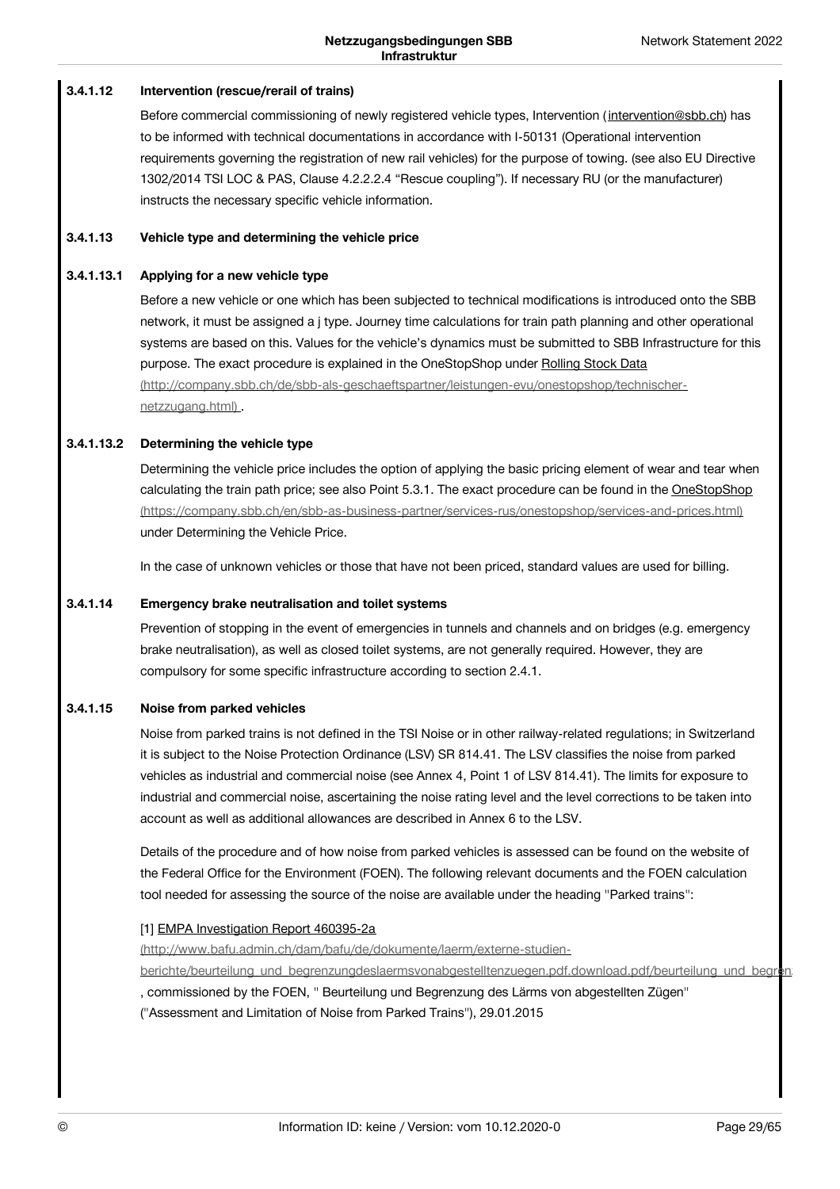### 3.4.1.12 Intervention (rescue/rerail of trains)

Before commercial commissioning of newly registered vehicle types, Intervention (intervention@sbb.ch) has to be informed with technical documentations in accordance with I-50131 (Operational intervention requirements governing the registration of new rail vehicles) for the purpose of towing. (see also EU Directive 1302/2014 TSI LOC & PAS, Clause 4.2.2.2.4 "Rescue coupling"). If necessary RU (or the manufacturer) instructs the necessary specific vehicle information.

### 3.4.1.13 Vehicle type and determining the vehicle price

#### 3.4.1.13.1 Applying for a new vehicle type

Before a new vehicle or one which has been subjected to technical modifications is introduced onto the SBB network, it must be assigned a j type. Journey time calculations for train path planning and other operational systems are based on this. Values for the vehicle's dynamics must be submitted to SBB Infrastructure for this purpose. The exact procedure is explained in the OneStopShop under Rolling Stock Data (http://company.sbb.ch/de/sbb-als-geschaeftspartner/leistungen-evu/onestopshop/technischer-netzzugang.html) .

#### 3.4.1.13.2 Determining the vehicle type

Determining the vehicle price includes the option of applying the basic pricing element of wear and tear when calculating the train path price; see also Point 5.3.1. The exact procedure can be found in the OneStopShop (https://company.sbb.ch/en/sbb-as-business-partner/services-rus/onestopshop/services-and-prices.html) under Determining the Vehicle Price.

In the case of unknown vehicles or those that have not been priced, standard values are used for billing.

### 3.4.1.14 Emergency brake neutralisation and toilet systems

Prevention of stopping in the event of emergencies in tunnels and channels and on bridges (e.g. emergency brake neutralisation), as well as closed toilet systems, are not generally required. However, they are compulsory for some specific infrastructure according to section 2.4.1.

### 3.4.1.15 Noise from parked vehicles

Noise from parked trains is not defined in the TSI Noise or in other railway-related regulations; in Switzerland it is subject to the Noise Protection Ordinance (LSV) SR 814.41. The LSV classifies the noise from parked vehicles as industrial and commercial noise (see Annex 4, Point 1 of LSV 814.41). The limits for exposure to industrial and commercial noise, ascertaining the noise rating level and the level corrections to be taken into account as well as additional allowances are described in Annex 6 to the LSV.

Details of the procedure and of how noise from parked vehicles is assessed can be found on the website of the Federal Office for the Environment (FOEN). The following relevant documents and the FOEN calculation tool needed for assessing the source of the noise are available under the heading "Parked trains":

[1] EMPA Investigation Report 460395-2a (http://www.bafu.admin.ch/dam/bafu/de/dokumente/laerm/externe-studien-berichte/beurteilung_und_begrenzungdeslaermsvonabgestelltenzuegen.pdf.download.pdf/beurteilung_und_begren , commissioned by the FOEN, " Beurteilung und Begrenzung des Lärms von abgestellten Zügen" ("Assessment and Limitation of Noise from Parked Trains"), 29.01.2015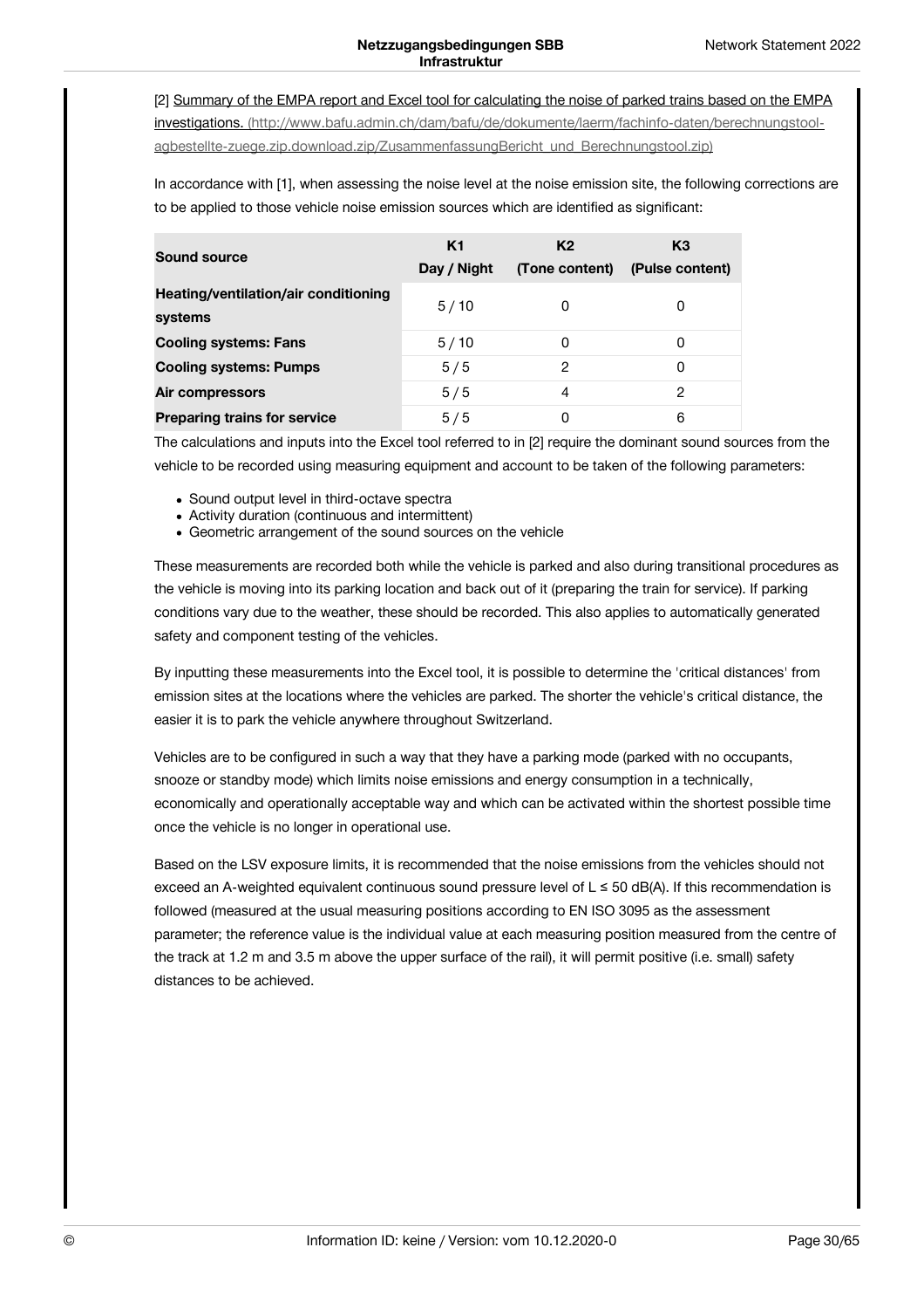[2] Summary of the EMPA report and Excel tool for calculating the noise of parked trains based on the EMPA investigations. (http://www.bafu.admin.ch/dam/bafu/de/dokumente/laerm/fachinfo-daten/berechnungstool-agbestellte-zuege.zip.download.zip/ZusammenfassungBericht_und_Berechnungstool.zip)

In accordance with [1], when assessing the noise level at the noise emission site, the following corrections are to be applied to those vehicle noise emission sources which are identified as significant:

| Sound source | K1 Day / Night | K2 (Tone content) | K3 (Pulse content) |
|---|---|---|---|
| **Heating/ventilation/air conditioning systems** | 5 / 10 | 0 | 0 |
| **Cooling systems: Fans** | 5 / 10 | 0 | 0 |
| **Cooling systems: Pumps** | 5 / 5 | 2 | 0 |
| **Air compressors** | 5 / 5 | 4 | 2 |
| **Preparing trains for service** | 5 / 5 | 0 | 6 |

The calculations and inputs into the Excel tool referred to in [2] require the dominant sound sources from the vehicle to be recorded using measuring equipment and account to be taken of the following parameters:

- Sound output level in third-octave spectra
- Activity duration (continuous and intermittent)
- Geometric arrangement of the sound sources on the vehicle

These measurements are recorded both while the vehicle is parked and also during transitional procedures as the vehicle is moving into its parking location and back out of it (preparing the train for service). If parking conditions vary due to the weather, these should be recorded. This also applies to automatically generated safety and component testing of the vehicles.

By inputting these measurements into the Excel tool, it is possible to determine the 'critical distances' from emission sites at the locations where the vehicles are parked. The shorter the vehicle's critical distance, the easier it is to park the vehicle anywhere throughout Switzerland.

Vehicles are to be configured in such a way that they have a parking mode (parked with no occupants, snooze or standby mode) which limits noise emissions and energy consumption in a technically, economically and operationally acceptable way and which can be activated within the shortest possible time once the vehicle is no longer in operational use.

Based on the LSV exposure limits, it is recommended that the noise emissions from the vehicles should not exceed an A-weighted equivalent continuous sound pressure level of $L \leq 50$ dB(A). If this recommendation is followed (measured at the usual measuring positions according to EN ISO 3095 as the assessment parameter; the reference value is the individual value at each measuring position measured from the centre of the track at 1.2 m and 3.5 m above the upper surface of the rail), it will permit positive (i.e. small) safety distances to be achieved.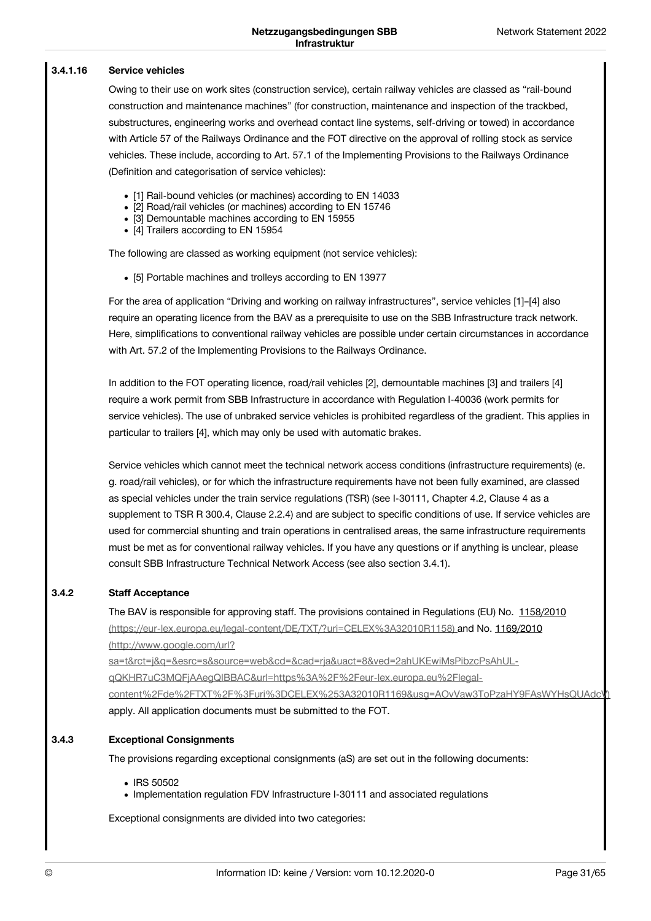#### 3.4.1.16 Service vehicles

Owing to their use on work sites (construction service), certain railway vehicles are classed as “rail-bound construction and maintenance machines” (for construction, maintenance and inspection of the trackbed, substructures, engineering works and overhead contact line systems, self-driving or towed) in accordance with Article 57 of the Railways Ordinance and the FOT directive on the approval of rolling stock as service vehicles. These include, according to Art. 57.1 of the Implementing Provisions to the Railways Ordinance (Definition and categorisation of service vehicles):

- [1] Rail-bound vehicles (or machines) according to EN 14033
- [2] Road/rail vehicles (or machines) according to EN 15746
- [3] Demountable machines according to EN 15955
- [4] Trailers according to EN 15954

The following are classed as working equipment (not service vehicles):

- [5] Portable machines and trolleys according to EN 13977

For the area of application “Driving and working on railway infrastructures”, service vehicles [1]–[4] also require an operating licence from the BAV as a prerequisite to use on the SBB Infrastructure track network. Here, simplifications to conventional railway vehicles are possible under certain circumstances in accordance with Art. 57.2 of the Implementing Provisions to the Railways Ordinance.

In addition to the FOT operating licence, road/rail vehicles [2], demountable machines [3] and trailers [4] require a work permit from SBB Infrastructure in accordance with Regulation I-40036 (work permits for service vehicles). The use of unbraked service vehicles is prohibited regardless of the gradient. This applies in particular to trailers [4], which may only be used with automatic brakes.

Service vehicles which cannot meet the technical network access conditions (infrastructure requirements) (e. g. road/rail vehicles), or for which the infrastructure requirements have not been fully examined, are classed as special vehicles under the train service regulations (TSR) (see I-30111, Chapter 4.2, Clause 4 as a supplement to TSR R 300.4, Clause 2.2.4) and are subject to specific conditions of use. If service vehicles are used for commercial shunting and train operations in centralised areas, the same infrastructure requirements must be met as for conventional railway vehicles. If you have any questions or if anything is unclear, please consult SBB Infrastructure Technical Network Access (see also section 3.4.1).

### 3.4.2 Staff Acceptance

The BAV is responsible for approving staff. The provisions contained in Regulations (EU) No. 1158/2010 (https://eur-lex.europa.eu/legal-content/DE/TXT/?uri=CELEX%3A32010R1158) and No. 1169/2010 (http://www.google.com/url?sa=t&rct=j&q=&esrc=s&source=web&cd=&cad=rja&uact=8&ved=2ahUKEwiMsPibzcPsAhUL-qQKHR7uC3MQFjAAegQIBBAC&url=https%3A%2F%2Feur-lex.europa.eu%2Flegal-content%2Fde%2FTXT%2F%3Furi%3DCELEX%253A32010R1169&usg=AOvVaw3ToPzaHY9FAsWYHsQUAdcV) apply. All application documents must be submitted to the FOT.

### 3.4.3 Exceptional Consignments

The provisions regarding exceptional consignments (aS) are set out in the following documents:

- IRS 50502
- Implementation regulation FDV Infrastructure I-30111 and associated regulations

Exceptional consignments are divided into two categories: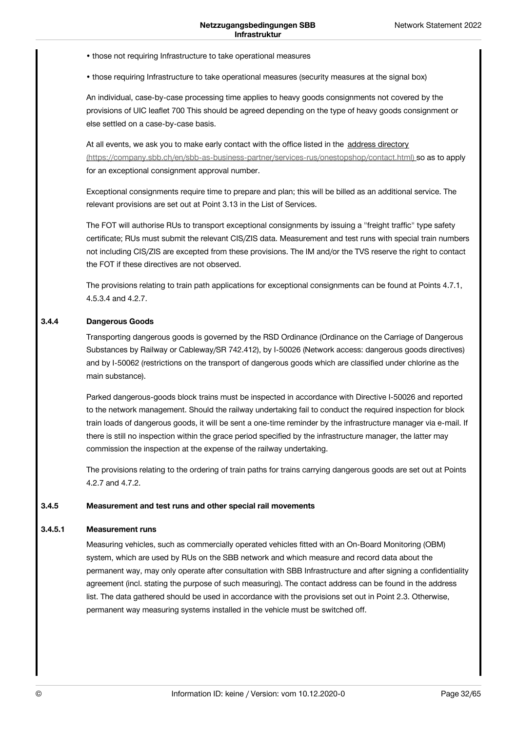- those not requiring Infrastructure to take operational measures
- those requiring Infrastructure to take operational measures (security measures at the signal box)

An individual, case-by-case processing time applies to heavy goods consignments not covered by the provisions of UIC leaflet 700 This should be agreed depending on the type of heavy goods consignment or else settled on a case-by-case basis.

At all events, we ask you to make early contact with the office listed in the [address directory](https://company.sbb.ch/en/sbb-as-business-partner/services-rus/onestopshop/contact.html) (https://company.sbb.ch/en/sbb-as-business-partner/services-rus/onestopshop/contact.html) so as to apply for an exceptional consignment approval number.

Exceptional consignments require time to prepare and plan; this will be billed as an additional service. The relevant provisions are set out at Point 3.13 in the List of Services.

The FOT will authorise RUs to transport exceptional consignments by issuing a "freight traffic" type safety certificate; RUs must submit the relevant CIS/ZIS data. Measurement and test runs with special train numbers not including CIS/ZIS are excepted from these provisions. The IM and/or the TVS reserve the right to contact the FOT if these directives are not observed.

The provisions relating to train path applications for exceptional consignments can be found at Points 4.7.1, 4.5.3.4 and 4.2.7.

### 3.4.4 Dangerous Goods

Transporting dangerous goods is governed by the RSD Ordinance (Ordinance on the Carriage of Dangerous Substances by Railway or Cableway/SR 742.412), by I-50026 (Network access: dangerous goods directives) and by I-50062 (restrictions on the transport of dangerous goods which are classified under chlorine as the main substance).

Parked dangerous-goods block trains must be inspected in accordance with Directive I-50026 and reported to the network management. Should the railway undertaking fail to conduct the required inspection for block train loads of dangerous goods, it will be sent a one-time reminder by the infrastructure manager via e-mail. If there is still no inspection within the grace period specified by the infrastructure manager, the latter may commission the inspection at the expense of the railway undertaking.

The provisions relating to the ordering of train paths for trains carrying dangerous goods are set out at Points 4.2.7 and 4.7.2.

### 3.4.5 Measurement and test runs and other special rail movements

#### 3.4.5.1 Measurement runs

Measuring vehicles, such as commercially operated vehicles fitted with an On-Board Monitoring (OBM) system, which are used by RUs on the SBB network and which measure and record data about the permanent way, may only operate after consultation with SBB Infrastructure and after signing a confidentiality agreement (incl. stating the purpose of such measuring). The contact address can be found in the address list. The data gathered should be used in accordance with the provisions set out in Point 2.3. Otherwise, permanent way measuring systems installed in the vehicle must be switched off.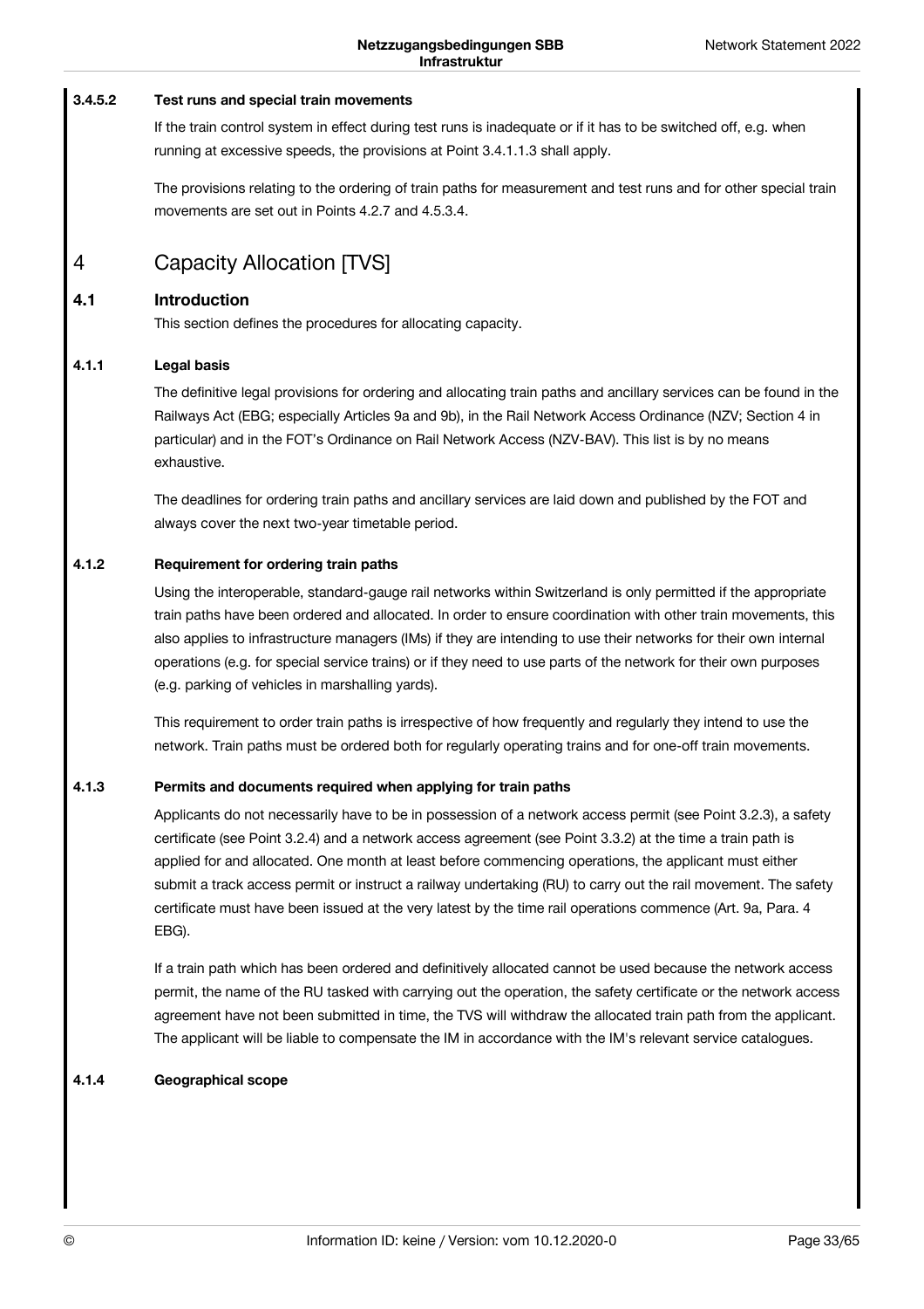#### 3.4.5.2 Test runs and special train movements

If the train control system in effect during test runs is inadequate or if it has to be switched off, e.g. when running at excessive speeds, the provisions at Point 3.4.1.1.3 shall apply.

The provisions relating to the ordering of train paths for measurement and test runs and for other special train movements are set out in Points 4.2.7 and 4.5.3.4.

# 4 Capacity Allocation [TVS]

## 4.1 Introduction

This section defines the procedures for allocating capacity.

### 4.1.1 Legal basis

The definitive legal provisions for ordering and allocating train paths and ancillary services can be found in the Railways Act (EBG; especially Articles 9a and 9b), in the Rail Network Access Ordinance (NZV; Section 4 in particular) and in the FOT's Ordinance on Rail Network Access (NZV-BAV). This list is by no means exhaustive.

The deadlines for ordering train paths and ancillary services are laid down and published by the FOT and always cover the next two-year timetable period.

### 4.1.2 Requirement for ordering train paths

Using the interoperable, standard-gauge rail networks within Switzerland is only permitted if the appropriate train paths have been ordered and allocated. In order to ensure coordination with other train movements, this also applies to infrastructure managers (IMs) if they are intending to use their networks for their own internal operations (e.g. for special service trains) or if they need to use parts of the network for their own purposes (e.g. parking of vehicles in marshalling yards).

This requirement to order train paths is irrespective of how frequently and regularly they intend to use the network. Train paths must be ordered both for regularly operating trains and for one-off train movements.

### 4.1.3 Permits and documents required when applying for train paths

Applicants do not necessarily have to be in possession of a network access permit (see Point 3.2.3), a safety certificate (see Point 3.2.4) and a network access agreement (see Point 3.3.2) at the time a train path is applied for and allocated. One month at least before commencing operations, the applicant must either submit a track access permit or instruct a railway undertaking (RU) to carry out the rail movement. The safety certificate must have been issued at the very latest by the time rail operations commence (Art. 9a, Para. 4 EBG).

If a train path which has been ordered and definitively allocated cannot be used because the network access permit, the name of the RU tasked with carrying out the operation, the safety certificate or the network access agreement have not been submitted in time, the TVS will withdraw the allocated train path from the applicant. The applicant will be liable to compensate the IM in accordance with the IM's relevant service catalogues.

### 4.1.4 Geographical scope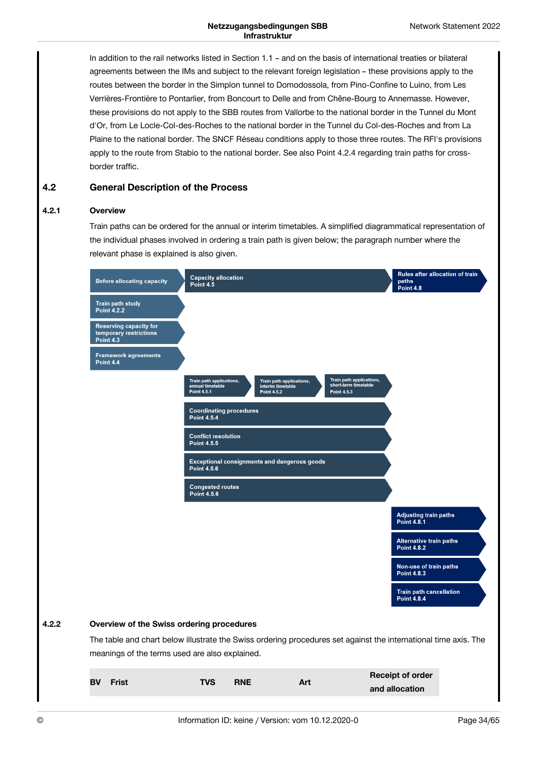In addition to the rail networks listed in Section 1.1 – and on the basis of international treaties or bilateral agreements between the IMs and subject to the relevant foreign legislation – these provisions apply to the routes between the border in the Simplon tunnel to Domodossola, from Pino-Confine to Luino, from Les Verrières-Frontière to Pontarlier, from Boncourt to Delle and from Chêne-Bourg to Annemasse. However, these provisions do not apply to the SBB routes from Vallorbe to the national border in the Tunnel du Mont d'Or, from Le Locle-Col-des-Roches to the national border in the Tunnel du Col-des-Roches and from La Plaine to the national border. The SNCF Réseau conditions apply to those three routes. The RFI's provisions apply to the route from Stabio to the national border. See also Point 4.2.4 regarding train paths for cross-border traffic.

## 4.2 General Description of the Process

### 4.2.1 Overview

Train paths can be ordered for the annual or interim timetables. A simplified diagrammatical representation of the individual phases involved in ordering a train path is given below; the paragraph number where the relevant phase is explained is also given.

- **Before allocating capacity**
  - Train path study – Point 4.2.2
  - Reserving capacity for temporary restrictions – Point 4.3
  - Framework agreements – Point 4.4
- **Capacity allocation – Point 4.5**
  - Train path applications, annual timetable – Point 4.5.1
  - Train path applications, interim timetable – Point 4.5.2
  - Train path applications, short-term timetable – Point 4.5.3
  - Coordinating procedures – Point 4.5.4
  - Conflict resolution – Point 4.5.5
  - Exceptional consignments and dangerous goods – Point 4.5.6
  - Congested routes – Point 4.5.6
- **Rules after allocation of train paths – Point 4.8**
  - Adjusting train paths – Point 4.8.1
  - Alternative train paths – Point 4.8.2
  - Non-use of train paths – Point 4.8.3
  - Train path cancellation – Point 4.8.4

### 4.2.2 Overview of the Swiss ordering procedures

The table and chart below illustrate the Swiss ordering procedures set against the international time axis. The meanings of the terms used are also explained.

| BV | Frist | TVS | RNE | Art | Receipt of order and allocation |
|---|---|---|---|---|---|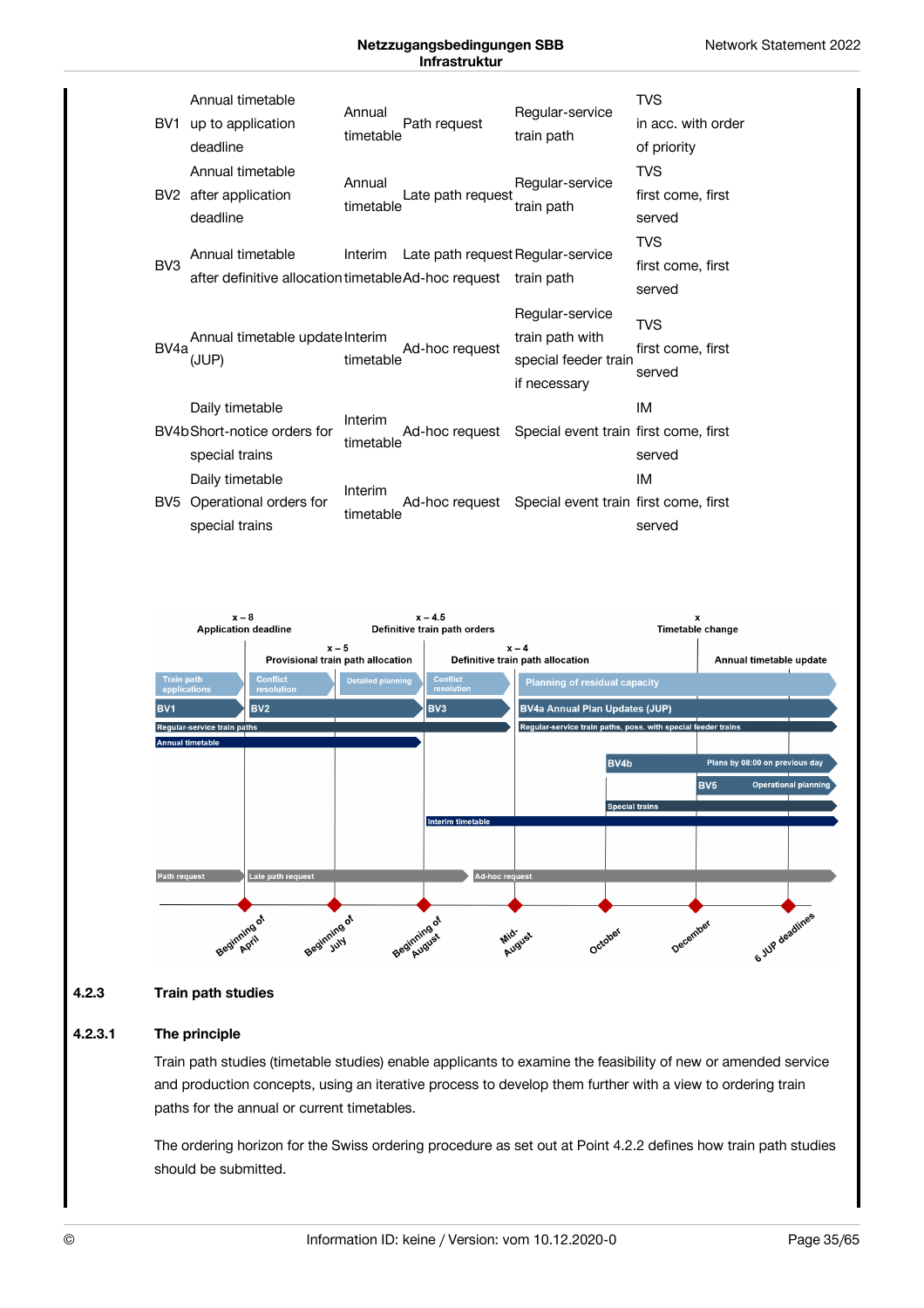| | | | | | |
|---|---|---|---|---|---|
| BV1 | Annual timetable up to application deadline | Annual timetable | Path request | Regular-service train path | TVS in acc. with order of priority |
| BV2 | Annual timetable after application deadline | Annual timetable | Late path request | Regular-service train path | TVS first come, first served |
| BV3 | Annual timetable after definitive allocation | Interim timetable | Late path request Ad-hoc request | Regular-service train path | TVS first come, first served |
| BV4a | Annual timetable update (JUP) | Interim timetable | Ad-hoc request | Regular-service train path with special feeder train if necessary | TVS first come, first served |
| BV4b | Daily timetable Short-notice orders for special trains | Interim timetable | Ad-hoc request | Special event train | IM first come, first served |
| BV5 | Daily timetable Operational orders for special trains | Interim timetable | Ad-hoc request | Special event train | IM first come, first served |

x – 8 Application deadline | x – 4.5 Definitive train path orders | x Timetable change

x – 5 Provisional train path allocation | x – 4 Definitive train path allocation | Annual timetable update

Train path applications | Conflict resolution | Detailed planning | Conflict resolution | Planning of residual capacity

BV1 | BV2 | BV3 | BV4a Annual Plan Updates (JUP)

Regular-service train paths | Regular-service train paths, poss. with special feeder trains

Annual timetable

BV4b Plans by 08:00 on previous day

BV5 Operational planning

Special trains

Interim timetable

Path request | Late path request | Ad-hoc request

Beginning of April | Beginning of July | Beginning of August | Mid-August | October | December | 6 JUP deadlines

### 4.2.3 Train path studies

#### 4.2.3.1 The principle

Train path studies (timetable studies) enable applicants to examine the feasibility of new or amended service and production concepts, using an iterative process to develop them further with a view to ordering train paths for the annual or current timetables.

The ordering horizon for the Swiss ordering procedure as set out at Point 4.2.2 defines how train path studies should be submitted.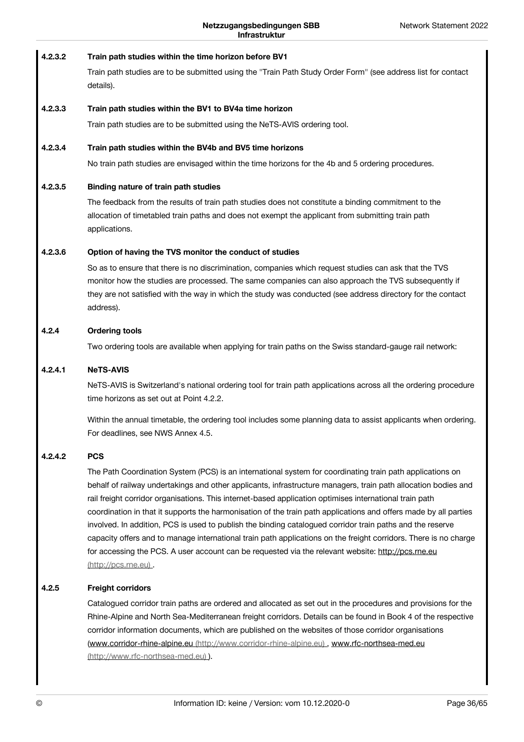#### 4.2.3.2 Train path studies within the time horizon before BV1

Train path studies are to be submitted using the "Train Path Study Order Form" (see address list for contact details).

#### 4.2.3.3 Train path studies within the BV1 to BV4a time horizon

Train path studies are to be submitted using the NeTS-AVIS ordering tool.

#### 4.2.3.4 Train path studies within the BV4b and BV5 time horizons

No train path studies are envisaged within the time horizons for the 4b and 5 ordering procedures.

#### 4.2.3.5 Binding nature of train path studies

The feedback from the results of train path studies does not constitute a binding commitment to the allocation of timetabled train paths and does not exempt the applicant from submitting train path applications.

#### 4.2.3.6 Option of having the TVS monitor the conduct of studies

So as to ensure that there is no discrimination, companies which request studies can ask that the TVS monitor how the studies are processed. The same companies can also approach the TVS subsequently if they are not satisfied with the way in which the study was conducted (see address directory for the contact address).

### 4.2.4 Ordering tools

Two ordering tools are available when applying for train paths on the Swiss standard-gauge rail network:

#### 4.2.4.1 NeTS-AVIS

NeTS-AVIS is Switzerland's national ordering tool for train path applications across all the ordering procedure time horizons as set out at Point 4.2.2.

Within the annual timetable, the ordering tool includes some planning data to assist applicants when ordering. For deadlines, see NWS Annex 4.5.

#### 4.2.4.2 PCS

The Path Coordination System (PCS) is an international system for coordinating train path applications on behalf of railway undertakings and other applicants, infrastructure managers, train path allocation bodies and rail freight corridor organisations. This internet-based application optimises international train path coordination in that it supports the harmonisation of the train path applications and offers made by all parties involved. In addition, PCS is used to publish the binding catalogued corridor train paths and the reserve capacity offers and to manage international train path applications on the freight corridors. There is no charge for accessing the PCS. A user account can be requested via the relevant website: http://pcs.rne.eu (http://pcs.rne.eu) .

### 4.2.5 Freight corridors

Catalogued corridor train paths are ordered and allocated as set out in the procedures and provisions for the Rhine-Alpine and North Sea-Mediterranean freight corridors. Details can be found in Book 4 of the respective corridor information documents, which are published on the websites of those corridor organisations (www.corridor-rhine-alpine.eu (http://www.corridor-rhine-alpine.eu) , www.rfc-northsea-med.eu (http://www.rfc-northsea-med.eu) ).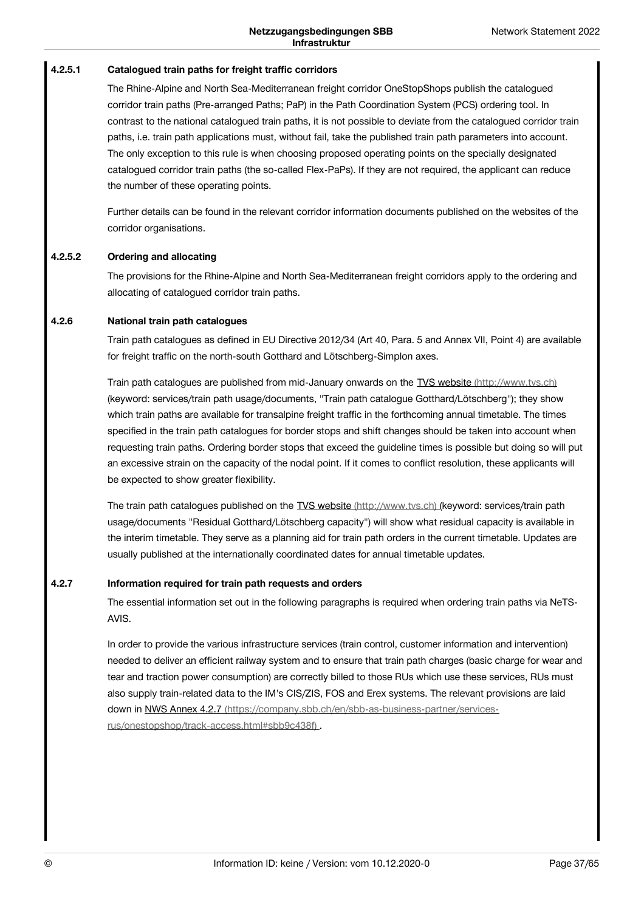#### 4.2.5.1 Catalogued train paths for freight traffic corridors

The Rhine-Alpine and North Sea-Mediterranean freight corridor OneStopShops publish the catalogued corridor train paths (Pre-arranged Paths; PaP) in the Path Coordination System (PCS) ordering tool. In contrast to the national catalogued train paths, it is not possible to deviate from the catalogued corridor train paths, i.e. train path applications must, without fail, take the published train path parameters into account. The only exception to this rule is when choosing proposed operating points on the specially designated catalogued corridor train paths (the so-called Flex-PaPs). If they are not required, the applicant can reduce the number of these operating points.

Further details can be found in the relevant corridor information documents published on the websites of the corridor organisations.

#### 4.2.5.2 Ordering and allocating

The provisions for the Rhine-Alpine and North Sea-Mediterranean freight corridors apply to the ordering and allocating of catalogued corridor train paths.

### 4.2.6 National train path catalogues

Train path catalogues as defined in EU Directive 2012/34 (Art 40, Para. 5 and Annex VII, Point 4) are available for freight traffic on the north-south Gotthard and Lötschberg-Simplon axes.

Train path catalogues are published from mid-January onwards on the TVS website (http://www.tvs.ch) (keyword: services/train path usage/documents, "Train path catalogue Gotthard/Lötschberg"); they show which train paths are available for transalpine freight traffic in the forthcoming annual timetable. The times specified in the train path catalogues for border stops and shift changes should be taken into account when requesting train paths. Ordering border stops that exceed the guideline times is possible but doing so will put an excessive strain on the capacity of the nodal point. If it comes to conflict resolution, these applicants will be expected to show greater flexibility.

The train path catalogues published on the TVS website (http://www.tvs.ch) (keyword: services/train path usage/documents "Residual Gotthard/Lötschberg capacity") will show what residual capacity is available in the interim timetable. They serve as a planning aid for train path orders in the current timetable. Updates are usually published at the internationally coordinated dates for annual timetable updates.

### 4.2.7 Information required for train path requests and orders

The essential information set out in the following paragraphs is required when ordering train paths via NeTS-AVIS.

In order to provide the various infrastructure services (train control, customer information and intervention) needed to deliver an efficient railway system and to ensure that train path charges (basic charge for wear and tear and traction power consumption) are correctly billed to those RUs which use these services, RUs must also supply train-related data to the IM's CIS/ZIS, FOS and Erex systems. The relevant provisions are laid down in NWS Annex 4.2.7 (https://company.sbb.ch/en/sbb-as-business-partner/services-rus/onestopshop/track-access.html#sbb9c438f) .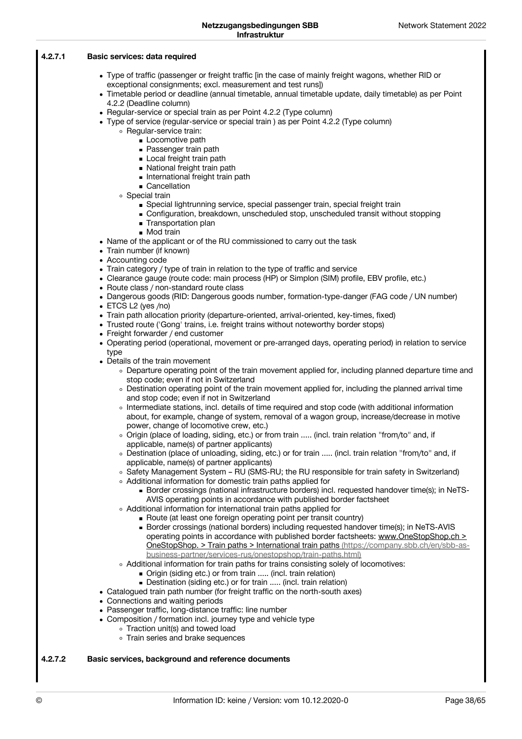#### 4.2.7.1 Basic services: data required

- Type of traffic (passenger or freight traffic [in the case of mainly freight wagons, whether RID or exceptional consignments; excl. measurement and test runs])
- Timetable period or deadline (annual timetable, annual timetable update, daily timetable) as per Point 4.2.2 (Deadline column)
- Regular-service or special train as per Point 4.2.2 (Type column)
- Type of service (regular-service or special train ) as per Point 4.2.2 (Type column)
    - Regular-service train:
        - Locomotive path
        - Passenger train path
        - Local freight train path
        - National freight train path
        - International freight train path
        - Cancellation
    - Special train
        - Special lightrunning service, special passenger train, special freight train
        - Configuration, breakdown, unscheduled stop, unscheduled transit without stopping
        - Transportation plan
        - Mod train
- Name of the applicant or of the RU commissioned to carry out the task
- Train number (if known)
- Accounting code
- Train category / type of train in relation to the type of traffic and service
- Clearance gauge (route code: main process (HP) or Simplon (SIM) profile, EBV profile, etc.)
- Route class / non-standard route class
- Dangerous goods (RID: Dangerous goods number, formation-type-danger (FAG code / UN number)
- ETCS L2 (yes /no)
- Train path allocation priority (departure-oriented, arrival-oriented, key-times, fixed)
- Trusted route ('Gong' trains, i.e. freight trains without noteworthy border stops)
- Freight forwarder / end customer
- Operating period (operational, movement or pre-arranged days, operating period) in relation to service type
- Details of the train movement
    - Departure operating point of the train movement applied for, including planned departure time and stop code; even if not in Switzerland
    - Destination operating point of the train movement applied for, including the planned arrival time and stop code; even if not in Switzerland
    - Intermediate stations, incl. details of time required and stop code (with additional information about, for example, change of system, removal of a wagon group, increase/decrease in motive power, change of locomotive crew, etc.)
    - Origin (place of loading, siding, etc.) or from train ..... (incl. train relation "from/to" and, if applicable, name(s) of partner applicants)
    - Destination (place of unloading, siding, etc.) or for train ..... (incl. train relation "from/to" and, if applicable, name(s) of partner applicants)
    - Safety Management System – RU (SMS-RU; the RU responsible for train safety in Switzerland)
    - Additional information for domestic train paths applied for
        - Border crossings (national infrastructure borders) incl. requested handover time(s); in NeTS-AVIS operating points in accordance with published border factsheet
    - Additional information for international train paths applied for
        - Route (at least one foreign operating point per transit country)
        - Border crossings (national borders) including requested handover time(s); in NeTS-AVIS operating points in accordance with published border factsheets: www.OneStopShop.ch > OneStopShop. > Train paths > International train paths (https://company.sbb.ch/en/sbb-as-business-partner/services-rus/onestopshop/train-paths.html)
    - Additional information for train paths for trains consisting solely of locomotives:
        - Origin (siding etc.) or from train ..... (incl. train relation)
        - Destination (siding etc.) or for train ..... (incl. train relation)
- Catalogued train path number (for freight traffic on the north-south axes)
- Connections and waiting periods
- Passenger traffic, long-distance traffic: line number
- Composition / formation incl. journey type and vehicle type
    - Traction unit(s) and towed load
    - Train series and brake sequences

#### 4.2.7.2 Basic services, background and reference documents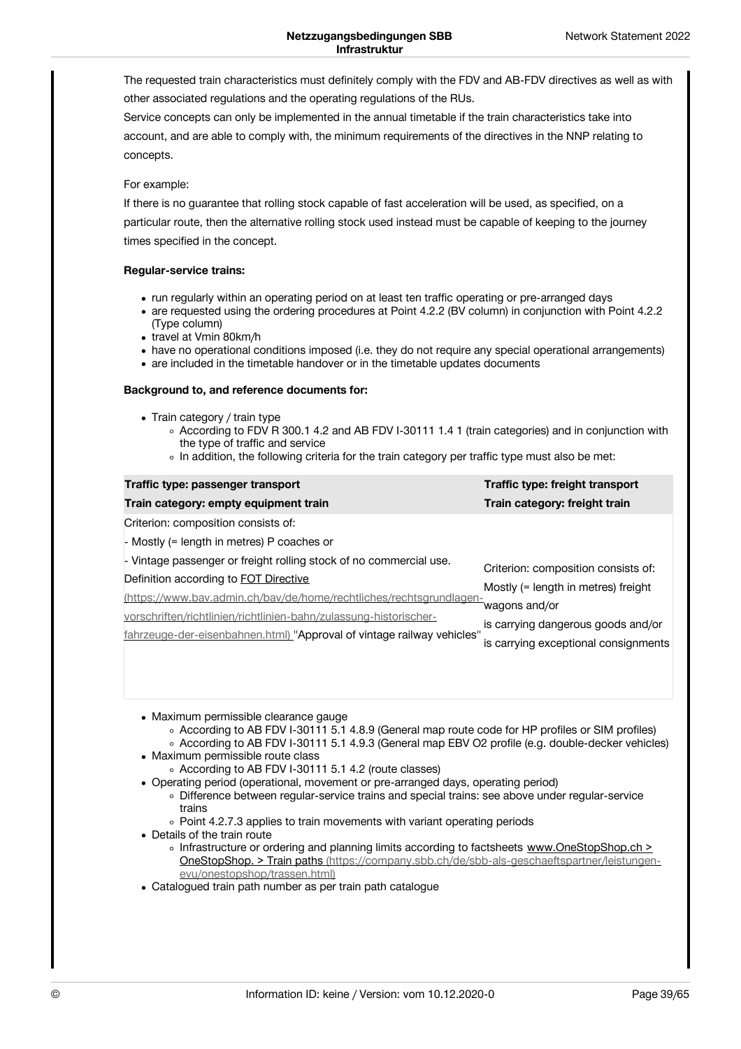The requested train characteristics must definitely comply with the FDV and AB-FDV directives as well as with other associated regulations and the operating regulations of the RUs.

Service concepts can only be implemented in the annual timetable if the train characteristics take into account, and are able to comply with, the minimum requirements of the directives in the NNP relating to concepts.

For example:

If there is no guarantee that rolling stock capable of fast acceleration will be used, as specified, on a particular route, then the alternative rolling stock used instead must be capable of keeping to the journey times specified in the concept.

**Regular-service trains:**

- run regularly within an operating period on at least ten traffic operating or pre-arranged days
- are requested using the ordering procedures at Point 4.2.2 (BV column) in conjunction with Point 4.2.2 (Type column)
- travel at Vmin 80km/h
- have no operational conditions imposed (i.e. they do not require any special operational arrangements)
- are included in the timetable handover or in the timetable updates documents

**Background to, and reference documents for:**

- Train category / train type
  - According to FDV R 300.1 4.2 and AB FDV I-30111 1.4 1 (train categories) and in conjunction with the type of traffic and service
  - In addition, the following criteria for the train category per traffic type must also be met:

| **Traffic type: passenger transport**<br>**Train category: empty equipment train** | **Traffic type: freight transport**<br>**Train category: freight train** |
|---|---|
| Criterion: composition consists of:<br>- Mostly (= length in metres) P coaches or<br>- Vintage passenger or freight rolling stock of no commercial use.<br>Definition according to FOT Directive (https://www.bav.admin.ch/bav/de/home/rechtliches/rechtsgrundlagen-vorschriften/richtlinien/richtlinien-bahn/zulassung-historischer-fahrzeuge-der-eisenbahnen.html) "Approval of vintage railway vehicles" | Criterion: composition consists of:<br>Mostly (= length in metres) freight wagons and/or<br>is carrying dangerous goods and/or<br>is carrying exceptional consignments |

- Maximum permissible clearance gauge
  - According to AB FDV I-30111 5.1 4.8.9 (General map route code for HP profiles or SIM profiles)
  - According to AB FDV I-30111 5.1 4.9.3 (General map EBV O2 profile (e.g. double-decker vehicles)
- Maximum permissible route class
  - According to AB FDV I-30111 5.1 4.2 (route classes)
- Operating period (operational, movement or pre-arranged days, operating period)
  - Difference between regular-service trains and special trains: see above under regular-service trains
  - Point 4.2.7.3 applies to train movements with variant operating periods
- Details of the train route
  - Infrastructure or ordering and planning limits according to factsheets www.OneStopShop.ch > OneStopShop. > Train paths (https://company.sbb.ch/de/sbb-als-geschaeftspartner/leistungen-evu/onestopshop/trassen.html)
- Catalogued train path number as per train path catalogue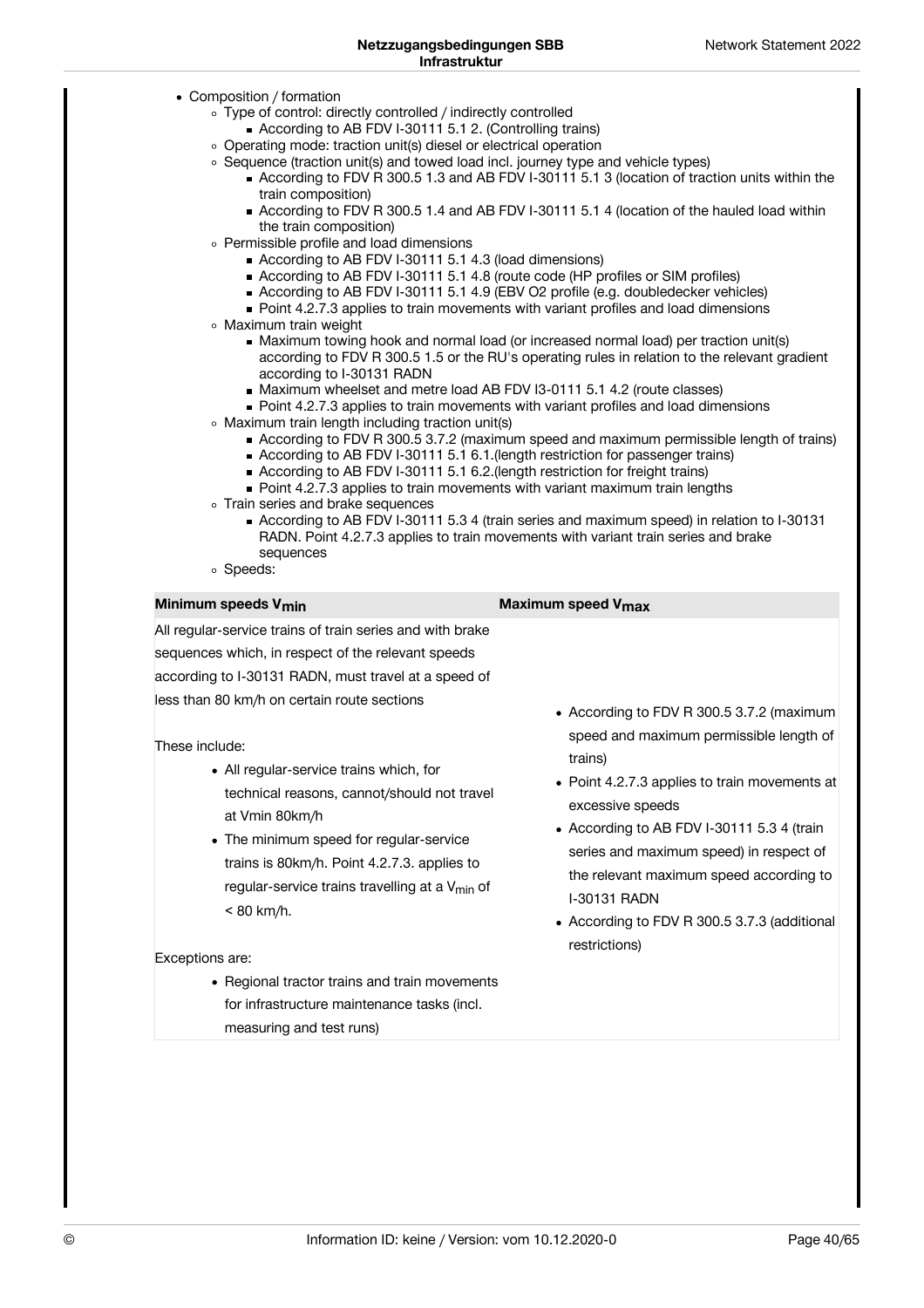- Composition / formation
  - Type of control: directly controlled / indirectly controlled
    - According to AB FDV I-30111 5.1 2. (Controlling trains)
  - Operating mode: traction unit(s) diesel or electrical operation
  - Sequence (traction unit(s) and towed load incl. journey type and vehicle types)
    - According to FDV R 300.5 1.3 and AB FDV I-30111 5.1 3 (location of traction units within the train composition)
    - According to FDV R 300.5 1.4 and AB FDV I-30111 5.1 4 (location of the hauled load within the train composition)
  - Permissible profile and load dimensions
    - According to AB FDV I-30111 5.1 4.3 (load dimensions)
    - According to AB FDV I-30111 5.1 4.8 (route code (HP profiles or SIM profiles)
    - According to AB FDV I-30111 5.1 4.9 (EBV O2 profile (e.g. doubledecker vehicles)
    - Point 4.2.7.3 applies to train movements with variant profiles and load dimensions
  - Maximum train weight
    - Maximum towing hook and normal load (or increased normal load) per traction unit(s) according to FDV R 300.5 1.5 or the RU's operating rules in relation to the relevant gradient according to I-30131 RADN
    - Maximum wheelset and metre load AB FDV I3-0111 5.1 4.2 (route classes)
    - Point 4.2.7.3 applies to train movements with variant profiles and load dimensions
  - Maximum train length including traction unit(s)
    - According to FDV R 300.5 3.7.2 (maximum speed and maximum permissible length of trains)
    - According to AB FDV I-30111 5.1 6.1.(length restriction for passenger trains)
    - According to AB FDV I-30111 5.1 6.2.(length restriction for freight trains)
    - Point 4.2.7.3 applies to train movements with variant maximum train lengths
  - Train series and brake sequences
    - According to AB FDV I-30111 5.3 4 (train series and maximum speed) in relation to I-30131 RADN. Point 4.2.7.3 applies to train movements with variant train series and brake sequences
  - Speeds:

| Minimum speeds $V_{min}$ | Maximum speed $V_{max}$ |
|---|---|
| All regular-service trains of train series and with brake sequences which, in respect of the relevant speeds according to I-30131 RADN, must travel at a speed of less than 80 km/h on certain route sections<br><br>These include:<br>• All regular-service trains which, for technical reasons, cannot/should not travel at Vmin 80km/h<br>• The minimum speed for regular-service trains is 80km/h. Point 4.2.7.3. applies to regular-service trains travelling at a $V_{min}$ of < 80 km/h.<br><br>Exceptions are:<br>• Regional tractor trains and train movements for infrastructure maintenance tasks (incl. measuring and test runs) | • According to FDV R 300.5 3.7.2 (maximum speed and maximum permissible length of trains)<br>• Point 4.2.7.3 applies to train movements at excessive speeds<br>• According to AB FDV I-30111 5.3 4 (train series and maximum speed) in respect of the relevant maximum speed according to I-30131 RADN<br>• According to FDV R 300.5 3.7.3 (additional restrictions) |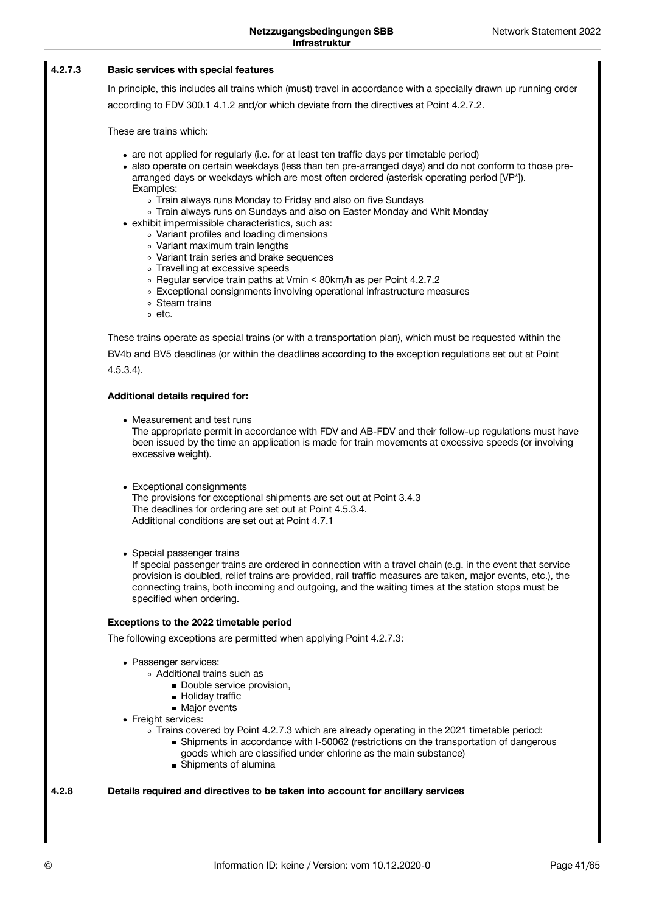#### 4.2.7.3 Basic services with special features

In principle, this includes all trains which (must) travel in accordance with a specially drawn up running order according to FDV 300.1 4.1.2 and/or which deviate from the directives at Point 4.2.7.2.

These are trains which:

- are not applied for regularly (i.e. for at least ten traffic days per timetable period)
- also operate on certain weekdays (less than ten pre-arranged days) and do not conform to those pre-arranged days or weekdays which are most often ordered (asterisk operating period [VP*]).
  Examples:
  - Train always runs Monday to Friday and also on five Sundays
  - Train always runs on Sundays and also on Easter Monday and Whit Monday
- exhibit impermissible characteristics, such as:
  - Variant profiles and loading dimensions
  - Variant maximum train lengths
  - Variant train series and brake sequences
  - Travelling at excessive speeds
  - Regular service train paths at Vmin < 80km/h as per Point 4.2.7.2
  - Exceptional consignments involving operational infrastructure measures
  - Steam trains
  - etc.

These trains operate as special trains (or with a transportation plan), which must be requested within the BV4b and BV5 deadlines (or within the deadlines according to the exception regulations set out at Point 4.5.3.4).

**Additional details required for:**

- Measurement and test runs
  The appropriate permit in accordance with FDV and AB-FDV and their follow-up regulations must have been issued by the time an application is made for train movements at excessive speeds (or involving excessive weight).

- Exceptional consignments
  The provisions for exceptional shipments are set out at Point 3.4.3
  The deadlines for ordering are set out at Point 4.5.3.4.
  Additional conditions are set out at Point 4.7.1

- Special passenger trains
  If special passenger trains are ordered in connection with a travel chain (e.g. in the event that service provision is doubled, relief trains are provided, rail traffic measures are taken, major events, etc.), the connecting trains, both incoming and outgoing, and the waiting times at the station stops must be specified when ordering.

**Exceptions to the 2022 timetable period**

The following exceptions are permitted when applying Point 4.2.7.3:

- Passenger services:
  - Additional trains such as
    - Double service provision,
    - Holiday traffic
    - Major events
- Freight services:
  - Trains covered by Point 4.2.7.3 which are already operating in the 2021 timetable period:
    - Shipments in accordance with I-50062 (restrictions on the transportation of dangerous goods which are classified under chlorine as the main substance)
    - Shipments of alumina

### 4.2.8 Details required and directives to be taken into account for ancillary services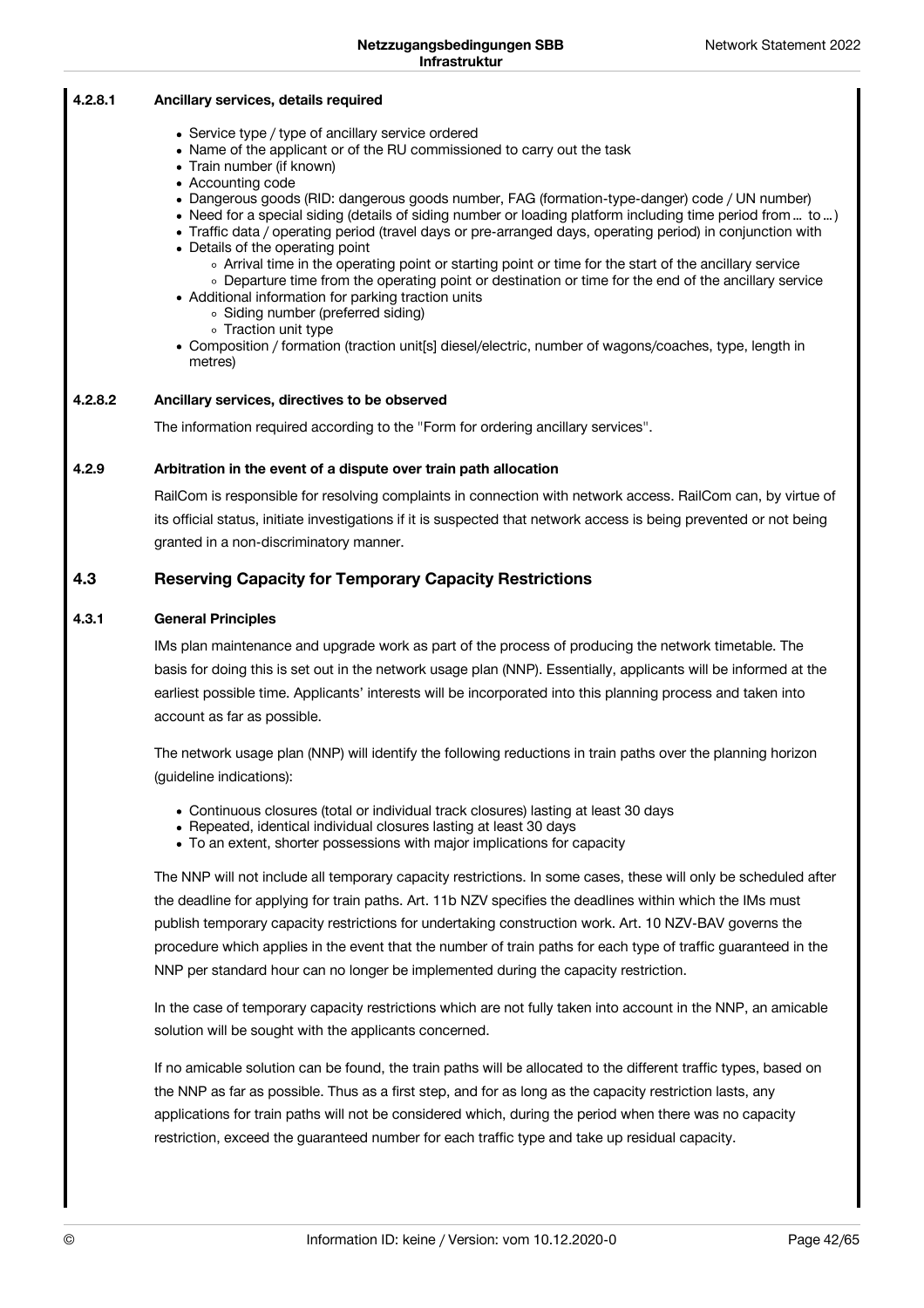#### 4.2.8.1 Ancillary services, details required

- Service type / type of ancillary service ordered
- Name of the applicant or of the RU commissioned to carry out the task
- Train number (if known)
- Accounting code
- Dangerous goods (RID: dangerous goods number, FAG (formation-type-danger) code / UN number)
- Need for a special siding (details of siding number or loading platform including time period from … to …)
- Traffic data / operating period (travel days or pre-arranged days, operating period) in conjunction with
- Details of the operating point
  - Arrival time in the operating point or starting point or time for the start of the ancillary service
  - Departure time from the operating point or destination or time for the end of the ancillary service
- Additional information for parking traction units
  - Siding number (preferred siding)
  - Traction unit type
- Composition / formation (traction unit[s] diesel/electric, number of wagons/coaches, type, length in metres)

#### 4.2.8.2 Ancillary services, directives to be observed

The information required according to the "Form for ordering ancillary services".

### 4.2.9 Arbitration in the event of a dispute over train path allocation

RailCom is responsible for resolving complaints in connection with network access. RailCom can, by virtue of its official status, initiate investigations if it is suspected that network access is being prevented or not being granted in a non-discriminatory manner.

## 4.3 Reserving Capacity for Temporary Capacity Restrictions

### 4.3.1 General Principles

IMs plan maintenance and upgrade work as part of the process of producing the network timetable. The basis for doing this is set out in the network usage plan (NNP). Essentially, applicants will be informed at the earliest possible time. Applicants' interests will be incorporated into this planning process and taken into account as far as possible.

The network usage plan (NNP) will identify the following reductions in train paths over the planning horizon (guideline indications):

- Continuous closures (total or individual track closures) lasting at least 30 days
- Repeated, identical individual closures lasting at least 30 days
- To an extent, shorter possessions with major implications for capacity

The NNP will not include all temporary capacity restrictions. In some cases, these will only be scheduled after the deadline for applying for train paths. Art. 11b NZV specifies the deadlines within which the IMs must publish temporary capacity restrictions for undertaking construction work. Art. 10 NZV-BAV governs the procedure which applies in the event that the number of train paths for each type of traffic guaranteed in the NNP per standard hour can no longer be implemented during the capacity restriction.

In the case of temporary capacity restrictions which are not fully taken into account in the NNP, an amicable solution will be sought with the applicants concerned.

If no amicable solution can be found, the train paths will be allocated to the different traffic types, based on the NNP as far as possible. Thus as a first step, and for as long as the capacity restriction lasts, any applications for train paths will not be considered which, during the period when there was no capacity restriction, exceed the guaranteed number for each traffic type and take up residual capacity.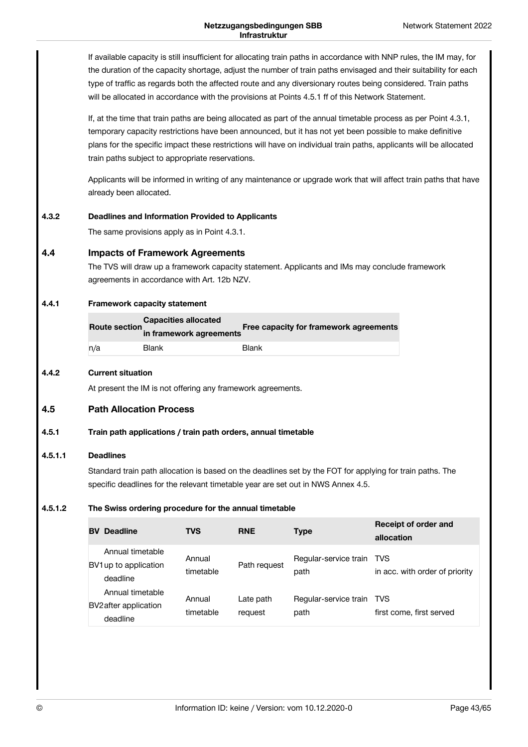If available capacity is still insufficient for allocating train paths in accordance with NNP rules, the IM may, for the duration of the capacity shortage, adjust the number of train paths envisaged and their suitability for each type of traffic as regards both the affected route and any diversionary routes being considered. Train paths will be allocated in accordance with the provisions at Points 4.5.1 ff of this Network Statement.

If, at the time that train paths are being allocated as part of the annual timetable process as per Point 4.3.1, temporary capacity restrictions have been announced, but it has not yet been possible to make definitive plans for the specific impact these restrictions will have on individual train paths, applicants will be allocated train paths subject to appropriate reservations.

Applicants will be informed in writing of any maintenance or upgrade work that will affect train paths that have already been allocated.

#### 4.3.2 Deadlines and Information Provided to Applicants

The same provisions apply as in Point 4.3.1.

## 4.4 Impacts of Framework Agreements

The TVS will draw up a framework capacity statement. Applicants and IMs may conclude framework agreements in accordance with Art. 12b NZV.

#### 4.4.1 Framework capacity statement

| Route section | Capacities allocated in framework agreements | Free capacity for framework agreements |
|---|---|---|
| n/a | Blank | Blank |

#### 4.4.2 Current situation

At present the IM is not offering any framework agreements.

## 4.5 Path Allocation Process

#### 4.5.1 Train path applications / train path orders, annual timetable

##### 4.5.1.1 Deadlines

Standard train path allocation is based on the deadlines set by the FOT for applying for train paths. The specific deadlines for the relevant timetable year are set out in NWS Annex 4.5.

##### 4.5.1.2 The Swiss ordering procedure for the annual timetable

| BV | Deadline | TVS | RNE | Type | Receipt of order and allocation |
|---|---|---|---|---|---|
| BV1 | Annual timetable up to application deadline | Annual timetable | Path request | Regular-service train path | TVS in acc. with order of priority |
| BV2 | Annual timetable after application deadline | Annual timetable | Late path request | Regular-service train path | TVS first come, first served |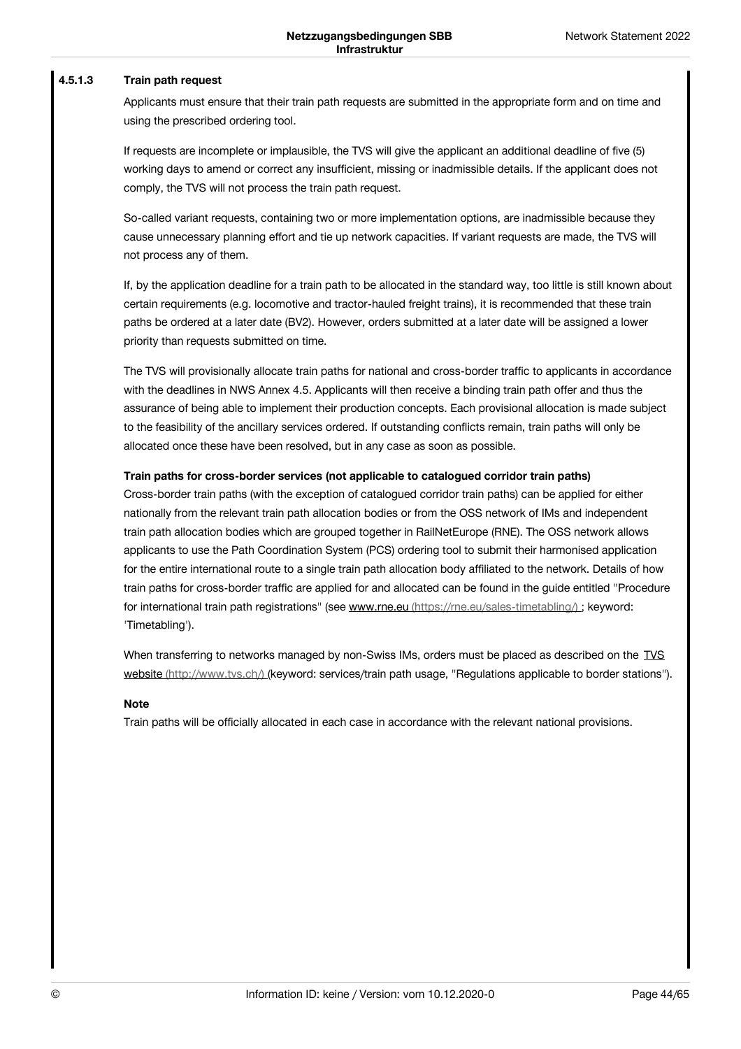#### 4.5.1.3 Train path request

Applicants must ensure that their train path requests are submitted in the appropriate form and on time and using the prescribed ordering tool.

If requests are incomplete or implausible, the TVS will give the applicant an additional deadline of five (5) working days to amend or correct any insufficient, missing or inadmissible details. If the applicant does not comply, the TVS will not process the train path request.

So-called variant requests, containing two or more implementation options, are inadmissible because they cause unnecessary planning effort and tie up network capacities. If variant requests are made, the TVS will not process any of them.

If, by the application deadline for a train path to be allocated in the standard way, too little is still known about certain requirements (e.g. locomotive and tractor-hauled freight trains), it is recommended that these train paths be ordered at a later date (BV2). However, orders submitted at a later date will be assigned a lower priority than requests submitted on time.

The TVS will provisionally allocate train paths for national and cross-border traffic to applicants in accordance with the deadlines in NWS Annex 4.5. Applicants will then receive a binding train path offer and thus the assurance of being able to implement their production concepts. Each provisional allocation is made subject to the feasibility of the ancillary services ordered. If outstanding conflicts remain, train paths will only be allocated once these have been resolved, but in any case as soon as possible.

**Train paths for cross-border services (not applicable to catalogued corridor train paths)**

Cross-border train paths (with the exception of catalogued corridor train paths) can be applied for either nationally from the relevant train path allocation bodies or from the OSS network of IMs and independent train path allocation bodies which are grouped together in RailNetEurope (RNE). The OSS network allows applicants to use the Path Coordination System (PCS) ordering tool to submit their harmonised application for the entire international route to a single train path allocation body affiliated to the network. Details of how train paths for cross-border traffic are applied for and allocated can be found in the guide entitled "Procedure for international train path registrations" (see www.rne.eu (https://rne.eu/sales-timetabling/) ; keyword: 'Timetabling').

When transferring to networks managed by non-Swiss IMs, orders must be placed as described on the TVS website (http://www.tvs.ch/) (keyword: services/train path usage, "Regulations applicable to border stations").

**Note**

Train paths will be officially allocated in each case in accordance with the relevant national provisions.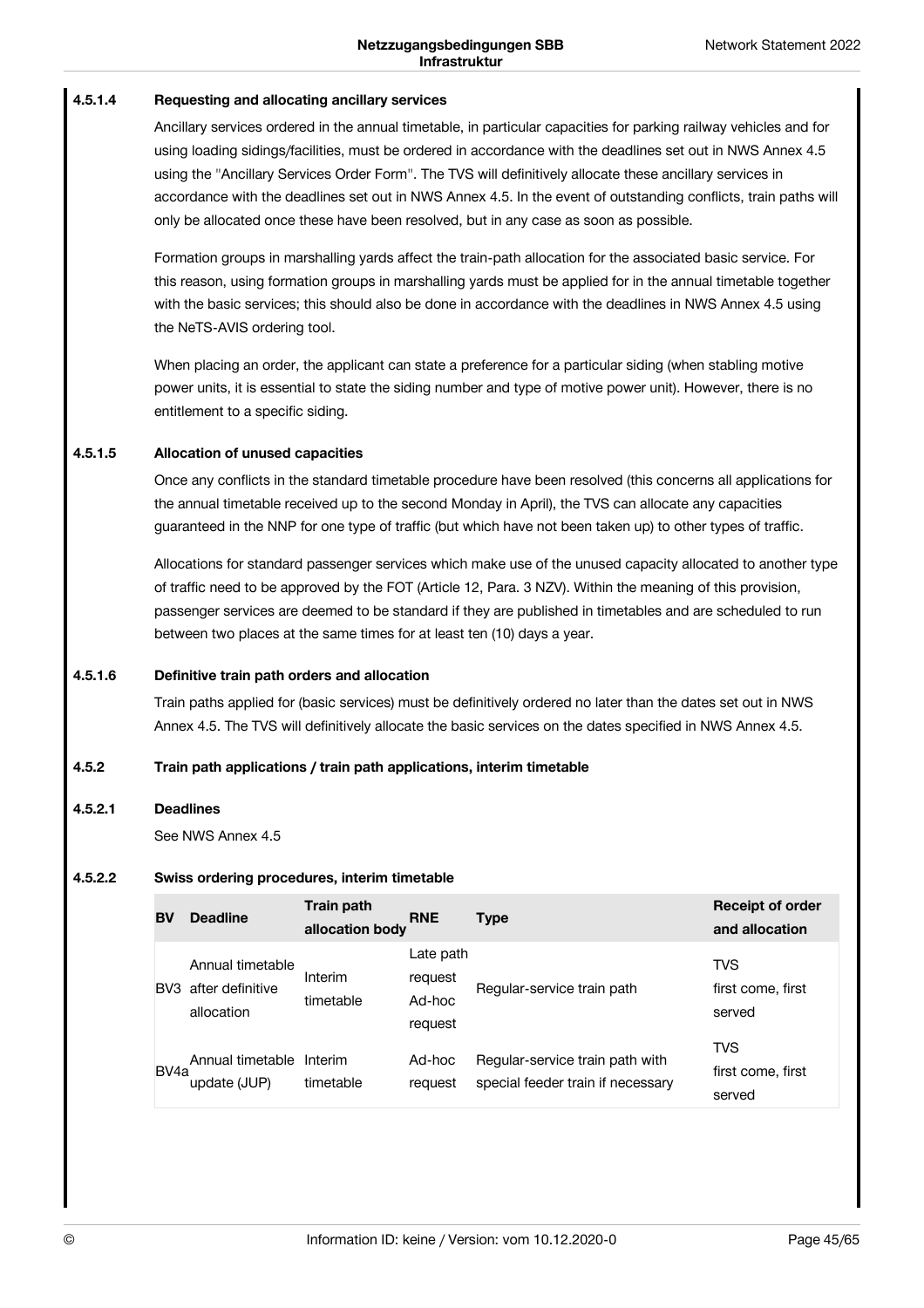#### 4.5.1.4 Requesting and allocating ancillary services

Ancillary services ordered in the annual timetable, in particular capacities for parking railway vehicles and for using loading sidings/facilities, must be ordered in accordance with the deadlines set out in NWS Annex 4.5 using the "Ancillary Services Order Form". The TVS will definitively allocate these ancillary services in accordance with the deadlines set out in NWS Annex 4.5. In the event of outstanding conflicts, train paths will only be allocated once these have been resolved, but in any case as soon as possible.

Formation groups in marshalling yards affect the train-path allocation for the associated basic service. For this reason, using formation groups in marshalling yards must be applied for in the annual timetable together with the basic services; this should also be done in accordance with the deadlines in NWS Annex 4.5 using the NeTS-AVIS ordering tool.

When placing an order, the applicant can state a preference for a particular siding (when stabling motive power units, it is essential to state the siding number and type of motive power unit). However, there is no entitlement to a specific siding.

#### 4.5.1.5 Allocation of unused capacities

Once any conflicts in the standard timetable procedure have been resolved (this concerns all applications for the annual timetable received up to the second Monday in April), the TVS can allocate any capacities guaranteed in the NNP for one type of traffic (but which have not been taken up) to other types of traffic.

Allocations for standard passenger services which make use of the unused capacity allocated to another type of traffic need to be approved by the FOT (Article 12, Para. 3 NZV). Within the meaning of this provision, passenger services are deemed to be standard if they are published in timetables and are scheduled to run between two places at the same times for at least ten (10) days a year.

#### 4.5.1.6 Definitive train path orders and allocation

Train paths applied for (basic services) must be definitively ordered no later than the dates set out in NWS Annex 4.5. The TVS will definitively allocate the basic services on the dates specified in NWS Annex 4.5.

### 4.5.2 Train path applications / train path applications, interim timetable

#### 4.5.2.1 Deadlines

See NWS Annex 4.5

#### 4.5.2.2 Swiss ordering procedures, interim timetable

| BV | Deadline | Train path allocation body | RNE | Type | Receipt of order and allocation |
|---|---|---|---|---|---|
| BV3 | Annual timetable after definitive allocation | Interim timetable | Late path request Ad-hoc request | Regular-service train path | TVS first come, first served |
| BV4a | Annual timetable update (JUP) | Interim timetable | Ad-hoc request | Regular-service train path with special feeder train if necessary | TVS first come, first served |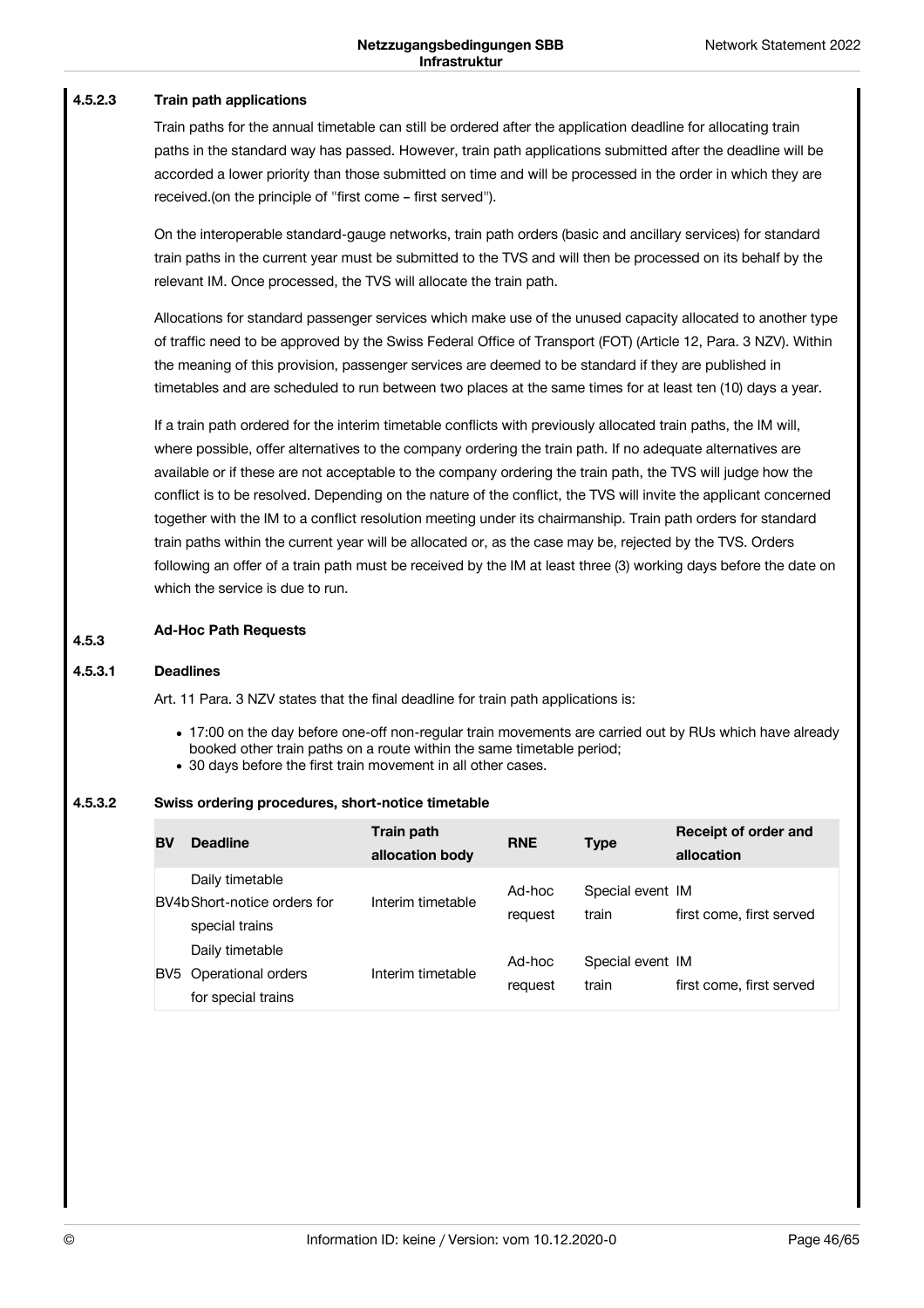#### 4.5.2.3 Train path applications

Train paths for the annual timetable can still be ordered after the application deadline for allocating train paths in the standard way has passed. However, train path applications submitted after the deadline will be accorded a lower priority than those submitted on time and will be processed in the order in which they are received.(on the principle of "first come – first served").

On the interoperable standard-gauge networks, train path orders (basic and ancillary services) for standard train paths in the current year must be submitted to the TVS and will then be processed on its behalf by the relevant IM. Once processed, the TVS will allocate the train path.

Allocations for standard passenger services which make use of the unused capacity allocated to another type of traffic need to be approved by the Swiss Federal Office of Transport (FOT) (Article 12, Para. 3 NZV). Within the meaning of this provision, passenger services are deemed to be standard if they are published in timetables and are scheduled to run between two places at the same times for at least ten (10) days a year.

If a train path ordered for the interim timetable conflicts with previously allocated train paths, the IM will, where possible, offer alternatives to the company ordering the train path. If no adequate alternatives are available or if these are not acceptable to the company ordering the train path, the TVS will judge how the conflict is to be resolved. Depending on the nature of the conflict, the TVS will invite the applicant concerned together with the IM to a conflict resolution meeting under its chairmanship. Train path orders for standard train paths within the current year will be allocated or, as the case may be, rejected by the TVS. Orders following an offer of a train path must be received by the IM at least three (3) working days before the date on which the service is due to run.

### 4.5.3 Ad-Hoc Path Requests

#### 4.5.3.1 Deadlines

Art. 11 Para. 3 NZV states that the final deadline for train path applications is:

- 17:00 on the day before one-off non-regular train movements are carried out by RUs which have already booked other train paths on a route within the same timetable period;
- 30 days before the first train movement in all other cases.

#### 4.5.3.2 Swiss ordering procedures, short-notice timetable

| BV | Deadline | Train path allocation body | RNE | Type | Receipt of order and allocation |
|---|---|---|---|---|---|
| BV4b | Daily timetable Short-notice orders for special trains | Interim timetable | Ad-hoc request | Special event train | IM first come, first served |
| BV5 | Daily timetable Operational orders for special trains | Interim timetable | Ad-hoc request | Special event train | IM first come, first served |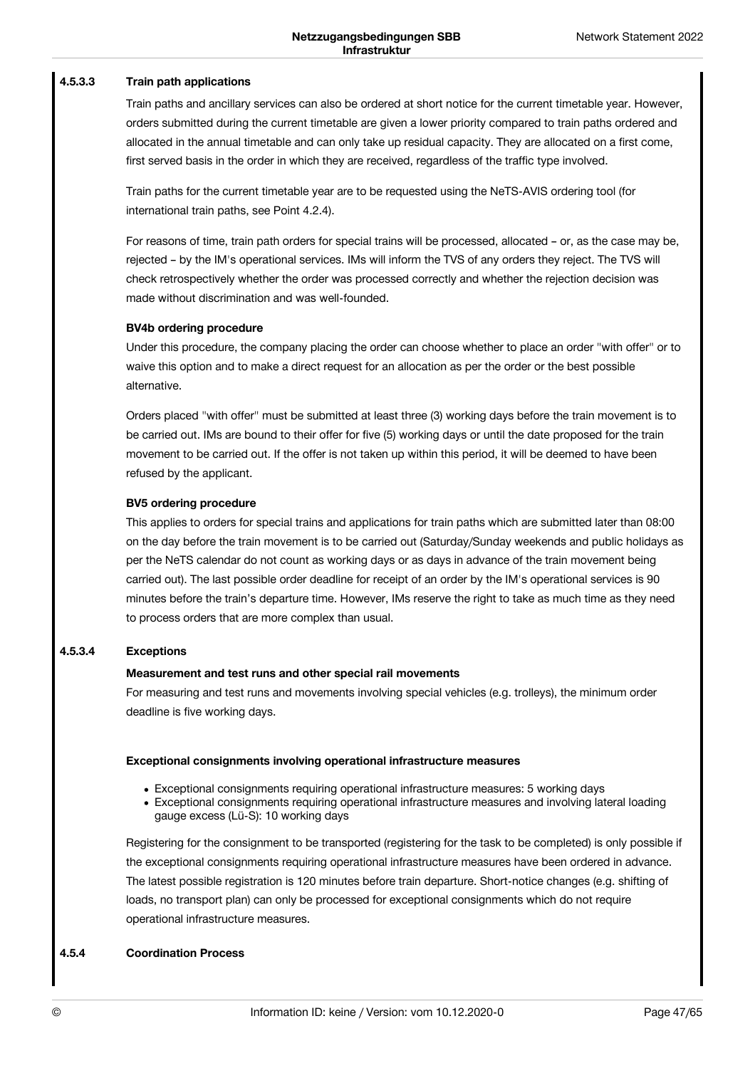#### 4.5.3.3 Train path applications

Train paths and ancillary services can also be ordered at short notice for the current timetable year. However, orders submitted during the current timetable are given a lower priority compared to train paths ordered and allocated in the annual timetable and can only take up residual capacity. They are allocated on a first come, first served basis in the order in which they are received, regardless of the traffic type involved.

Train paths for the current timetable year are to be requested using the NeTS-AVIS ordering tool (for international train paths, see Point 4.2.4).

For reasons of time, train path orders for special trains will be processed, allocated – or, as the case may be, rejected – by the IM's operational services. IMs will inform the TVS of any orders they reject. The TVS will check retrospectively whether the order was processed correctly and whether the rejection decision was made without discrimination and was well-founded.

**BV4b ordering procedure**

Under this procedure, the company placing the order can choose whether to place an order "with offer" or to waive this option and to make a direct request for an allocation as per the order or the best possible alternative.

Orders placed "with offer" must be submitted at least three (3) working days before the train movement is to be carried out. IMs are bound to their offer for five (5) working days or until the date proposed for the train movement to be carried out. If the offer is not taken up within this period, it will be deemed to have been refused by the applicant.

**BV5 ordering procedure**

This applies to orders for special trains and applications for train paths which are submitted later than 08:00 on the day before the train movement is to be carried out (Saturday/Sunday weekends and public holidays as per the NeTS calendar do not count as working days or as days in advance of the train movement being carried out). The last possible order deadline for receipt of an order by the IM's operational services is 90 minutes before the train's departure time. However, IMs reserve the right to take as much time as they need to process orders that are more complex than usual.

#### 4.5.3.4 Exceptions

**Measurement and test runs and other special rail movements**

For measuring and test runs and movements involving special vehicles (e.g. trolleys), the minimum order deadline is five working days.

**Exceptional consignments involving operational infrastructure measures**

- Exceptional consignments requiring operational infrastructure measures: 5 working days
- Exceptional consignments requiring operational infrastructure measures and involving lateral loading gauge excess (Lü-S): 10 working days

Registering for the consignment to be transported (registering for the task to be completed) is only possible if the exceptional consignments requiring operational infrastructure measures have been ordered in advance. The latest possible registration is 120 minutes before train departure. Short-notice changes (e.g. shifting of loads, no transport plan) can only be processed for exceptional consignments which do not require operational infrastructure measures.

### 4.5.4 Coordination Process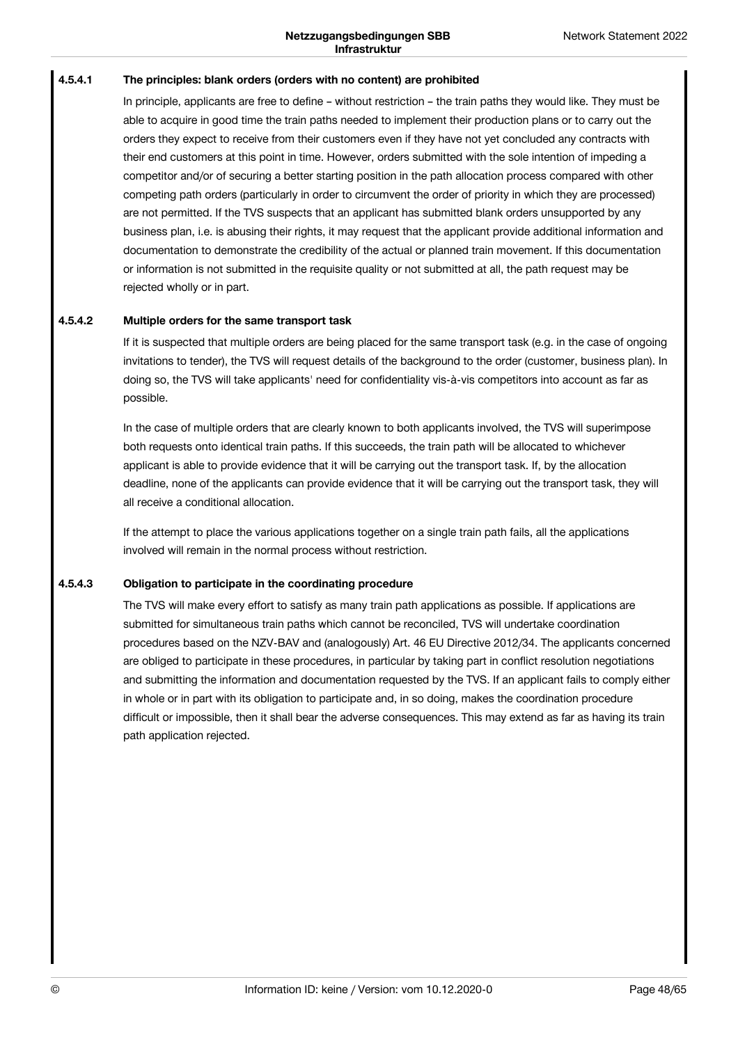#### 4.5.4.1 The principles: blank orders (orders with no content) are prohibited

In principle, applicants are free to define – without restriction – the train paths they would like. They must be able to acquire in good time the train paths needed to implement their production plans or to carry out the orders they expect to receive from their customers even if they have not yet concluded any contracts with their end customers at this point in time. However, orders submitted with the sole intention of impeding a competitor and/or of securing a better starting position in the path allocation process compared with other competing path orders (particularly in order to circumvent the order of priority in which they are processed) are not permitted. If the TVS suspects that an applicant has submitted blank orders unsupported by any business plan, i.e. is abusing their rights, it may request that the applicant provide additional information and documentation to demonstrate the credibility of the actual or planned train movement. If this documentation or information is not submitted in the requisite quality or not submitted at all, the path request may be rejected wholly or in part.

#### 4.5.4.2 Multiple orders for the same transport task

If it is suspected that multiple orders are being placed for the same transport task (e.g. in the case of ongoing invitations to tender), the TVS will request details of the background to the order (customer, business plan). In doing so, the TVS will take applicants' need for confidentiality vis-à-vis competitors into account as far as possible.

In the case of multiple orders that are clearly known to both applicants involved, the TVS will superimpose both requests onto identical train paths. If this succeeds, the train path will be allocated to whichever applicant is able to provide evidence that it will be carrying out the transport task. If, by the allocation deadline, none of the applicants can provide evidence that it will be carrying out the transport task, they will all receive a conditional allocation.

If the attempt to place the various applications together on a single train path fails, all the applications involved will remain in the normal process without restriction.

#### 4.5.4.3 Obligation to participate in the coordinating procedure

The TVS will make every effort to satisfy as many train path applications as possible. If applications are submitted for simultaneous train paths which cannot be reconciled, TVS will undertake coordination procedures based on the NZV-BAV and (analogously) Art. 46 EU Directive 2012/34. The applicants concerned are obliged to participate in these procedures, in particular by taking part in conflict resolution negotiations and submitting the information and documentation requested by the TVS. If an applicant fails to comply either in whole or in part with its obligation to participate and, in so doing, makes the coordination procedure difficult or impossible, then it shall bear the adverse consequences. This may extend as far as having its train path application rejected.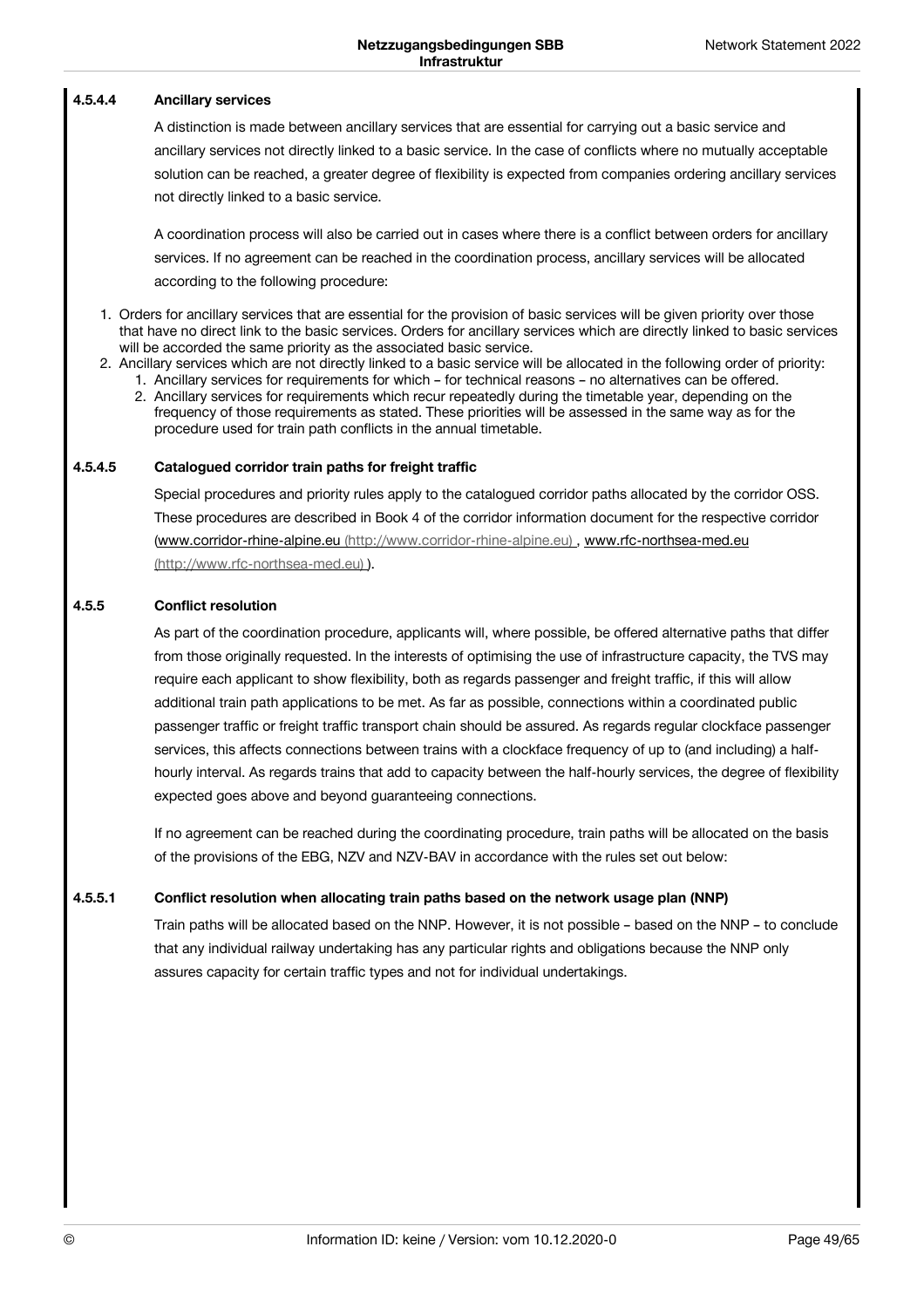#### 4.5.4.4 Ancillary services

A distinction is made between ancillary services that are essential for carrying out a basic service and ancillary services not directly linked to a basic service. In the case of conflicts where no mutually acceptable solution can be reached, a greater degree of flexibility is expected from companies ordering ancillary services not directly linked to a basic service.

A coordination process will also be carried out in cases where there is a conflict between orders for ancillary services. If no agreement can be reached in the coordination process, ancillary services will be allocated according to the following procedure:

1. Orders for ancillary services that are essential for the provision of basic services will be given priority over those that have no direct link to the basic services. Orders for ancillary services which are directly linked to basic services will be accorded the same priority as the associated basic service.
2. Ancillary services which are not directly linked to a basic service will be allocated in the following order of priority:
   1. Ancillary services for requirements for which – for technical reasons – no alternatives can be offered.
   2. Ancillary services for requirements which recur repeatedly during the timetable year, depending on the frequency of those requirements as stated. These priorities will be assessed in the same way as for the procedure used for train path conflicts in the annual timetable.

#### 4.5.4.5 Catalogued corridor train paths for freight traffic

Special procedures and priority rules apply to the catalogued corridor paths allocated by the corridor OSS. These procedures are described in Book 4 of the corridor information document for the respective corridor (www.corridor-rhine-alpine.eu (http://www.corridor-rhine-alpine.eu) , www.rfc-northsea-med.eu (http://www.rfc-northsea-med.eu) ).

### 4.5.5 Conflict resolution

As part of the coordination procedure, applicants will, where possible, be offered alternative paths that differ from those originally requested. In the interests of optimising the use of infrastructure capacity, the TVS may require each applicant to show flexibility, both as regards passenger and freight traffic, if this will allow additional train path applications to be met. As far as possible, connections within a coordinated public passenger traffic or freight traffic transport chain should be assured. As regards regular clockface passenger services, this affects connections between trains with a clockface frequency of up to (and including) a half-hourly interval. As regards trains that add to capacity between the half-hourly services, the degree of flexibility expected goes above and beyond guaranteeing connections.

If no agreement can be reached during the coordinating procedure, train paths will be allocated on the basis of the provisions of the EBG, NZV and NZV-BAV in accordance with the rules set out below:

#### 4.5.5.1 Conflict resolution when allocating train paths based on the network usage plan (NNP)

Train paths will be allocated based on the NNP. However, it is not possible – based on the NNP – to conclude that any individual railway undertaking has any particular rights and obligations because the NNP only assures capacity for certain traffic types and not for individual undertakings.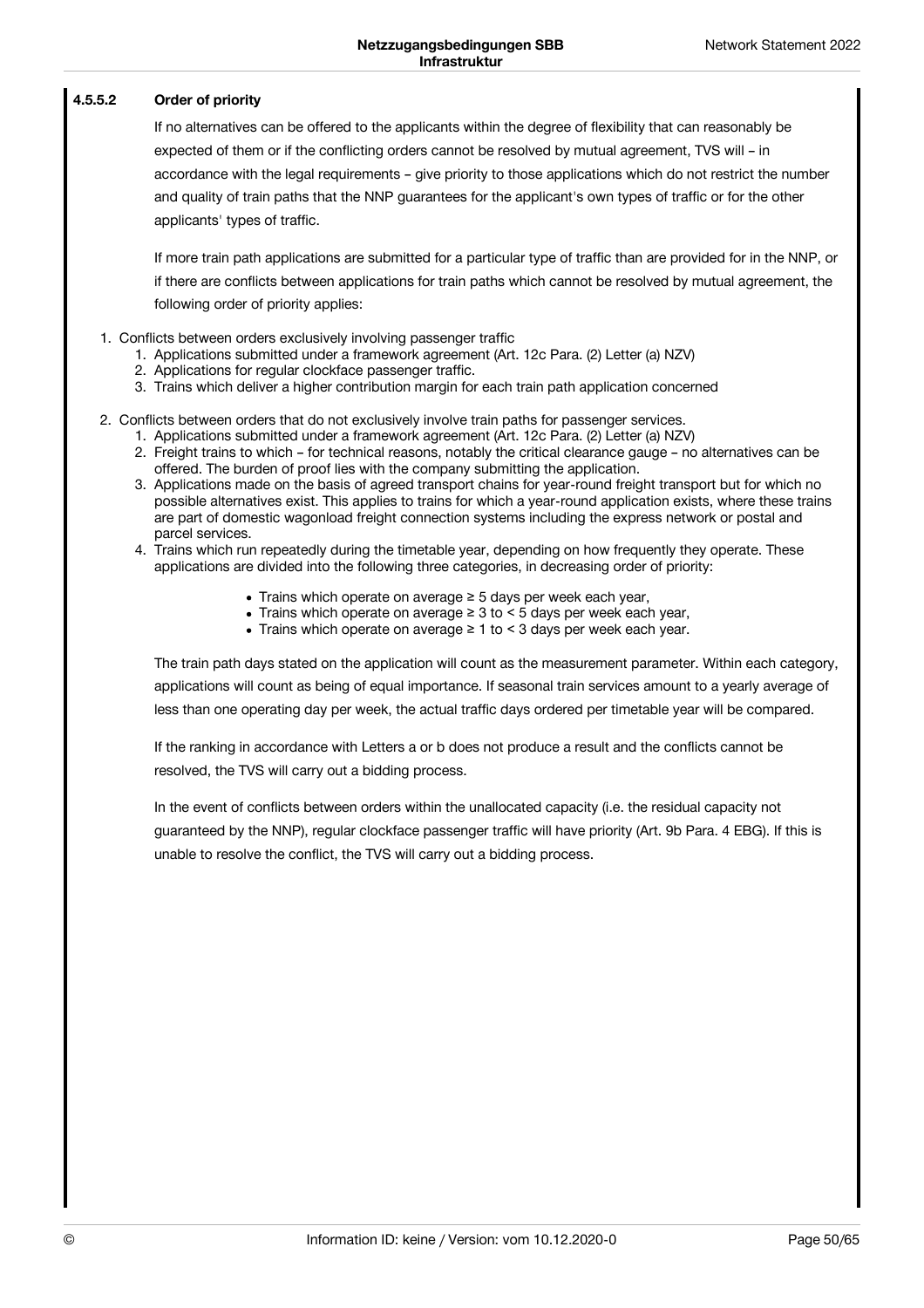#### 4.5.5.2 Order of priority

If no alternatives can be offered to the applicants within the degree of flexibility that can reasonably be expected of them or if the conflicting orders cannot be resolved by mutual agreement, TVS will – in accordance with the legal requirements – give priority to those applications which do not restrict the number and quality of train paths that the NNP guarantees for the applicant's own types of traffic or for the other applicants' types of traffic.

If more train path applications are submitted for a particular type of traffic than are provided for in the NNP, or if there are conflicts between applications for train paths which cannot be resolved by mutual agreement, the following order of priority applies:

1. Conflicts between orders exclusively involving passenger traffic
    1. Applications submitted under a framework agreement (Art. 12c Para. (2) Letter (a) NZV)
    2. Applications for regular clockface passenger traffic.
    3. Trains which deliver a higher contribution margin for each train path application concerned
2. Conflicts between orders that do not exclusively involve train paths for passenger services.
    1. Applications submitted under a framework agreement (Art. 12c Para. (2) Letter (a) NZV)
    2. Freight trains to which – for technical reasons, notably the critical clearance gauge – no alternatives can be offered. The burden of proof lies with the company submitting the application.
    3. Applications made on the basis of agreed transport chains for year-round freight transport but for which no possible alternatives exist. This applies to trains for which a year-round application exists, where these trains are part of domestic wagonload freight connection systems including the express network or postal and parcel services.
    4. Trains which run repeatedly during the timetable year, depending on how frequently they operate. These applications are divided into the following three categories, in decreasing order of priority:
        - Trains which operate on average ≥ 5 days per week each year,
        - Trains which operate on average ≥ 3 to < 5 days per week each year,
        - Trains which operate on average ≥ 1 to < 3 days per week each year.

The train path days stated on the application will count as the measurement parameter. Within each category, applications will count as being of equal importance. If seasonal train services amount to a yearly average of less than one operating day per week, the actual traffic days ordered per timetable year will be compared.

If the ranking in accordance with Letters a or b does not produce a result and the conflicts cannot be resolved, the TVS will carry out a bidding process.

In the event of conflicts between orders within the unallocated capacity (i.e. the residual capacity not guaranteed by the NNP), regular clockface passenger traffic will have priority (Art. 9b Para. 4 EBG). If this is unable to resolve the conflict, the TVS will carry out a bidding process.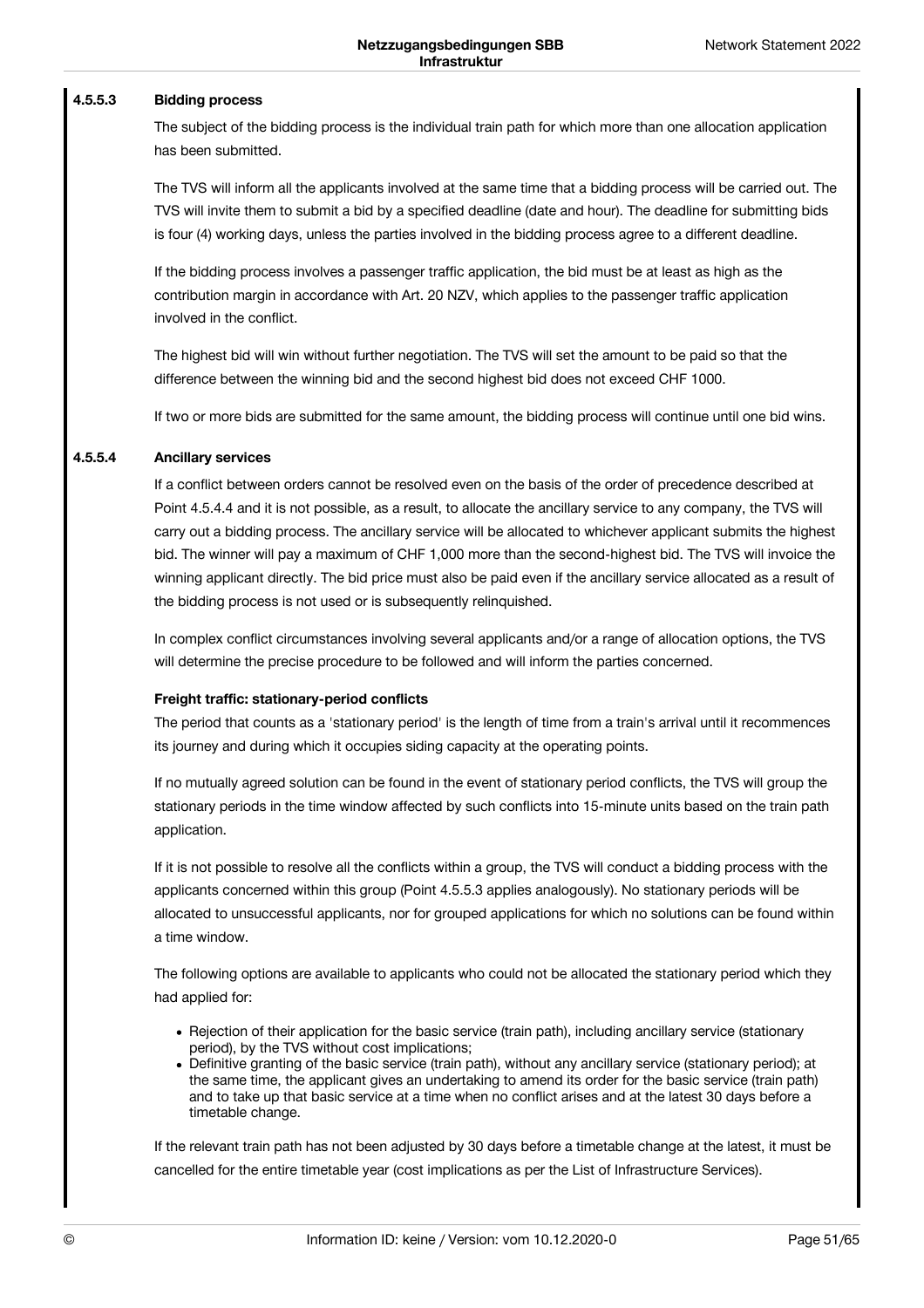#### 4.5.5.3 Bidding process

The subject of the bidding process is the individual train path for which more than one allocation application has been submitted.

The TVS will inform all the applicants involved at the same time that a bidding process will be carried out. The TVS will invite them to submit a bid by a specified deadline (date and hour). The deadline for submitting bids is four (4) working days, unless the parties involved in the bidding process agree to a different deadline.

If the bidding process involves a passenger traffic application, the bid must be at least as high as the contribution margin in accordance with Art. 20 NZV, which applies to the passenger traffic application involved in the conflict.

The highest bid will win without further negotiation. The TVS will set the amount to be paid so that the difference between the winning bid and the second highest bid does not exceed CHF 1000.

If two or more bids are submitted for the same amount, the bidding process will continue until one bid wins.

#### 4.5.5.4 Ancillary services

If a conflict between orders cannot be resolved even on the basis of the order of precedence described at Point 4.5.4.4 and it is not possible, as a result, to allocate the ancillary service to any company, the TVS will carry out a bidding process. The ancillary service will be allocated to whichever applicant submits the highest bid. The winner will pay a maximum of CHF 1,000 more than the second-highest bid. The TVS will invoice the winning applicant directly. The bid price must also be paid even if the ancillary service allocated as a result of the bidding process is not used or is subsequently relinquished.

In complex conflict circumstances involving several applicants and/or a range of allocation options, the TVS will determine the precise procedure to be followed and will inform the parties concerned.

**Freight traffic: stationary-period conflicts**

The period that counts as a 'stationary period' is the length of time from a train's arrival until it recommences its journey and during which it occupies siding capacity at the operating points.

If no mutually agreed solution can be found in the event of stationary period conflicts, the TVS will group the stationary periods in the time window affected by such conflicts into 15-minute units based on the train path application.

If it is not possible to resolve all the conflicts within a group, the TVS will conduct a bidding process with the applicants concerned within this group (Point 4.5.5.3 applies analogously). No stationary periods will be allocated to unsuccessful applicants, nor for grouped applications for which no solutions can be found within a time window.

The following options are available to applicants who could not be allocated the stationary period which they had applied for:

- Rejection of their application for the basic service (train path), including ancillary service (stationary period), by the TVS without cost implications;
- Definitive granting of the basic service (train path), without any ancillary service (stationary period); at the same time, the applicant gives an undertaking to amend its order for the basic service (train path) and to take up that basic service at a time when no conflict arises and at the latest 30 days before a timetable change.

If the relevant train path has not been adjusted by 30 days before a timetable change at the latest, it must be cancelled for the entire timetable year (cost implications as per the List of Infrastructure Services).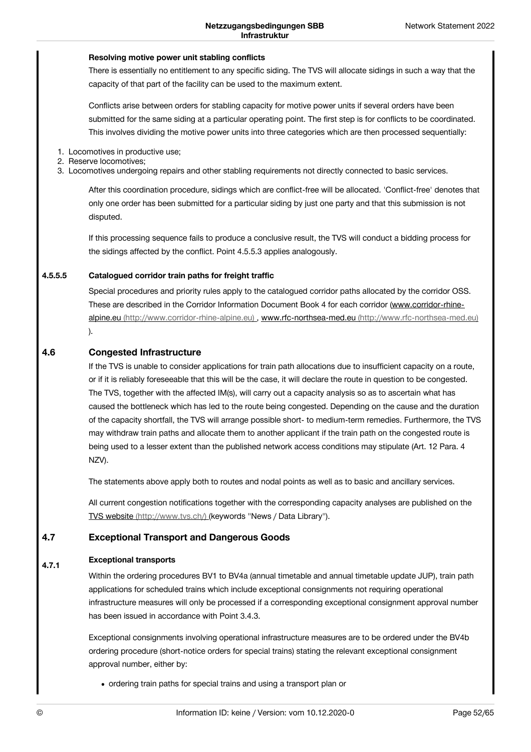**Resolving motive power unit stabling conflicts**

There is essentially no entitlement to any specific siding. The TVS will allocate sidings in such a way that the capacity of that part of the facility can be used to the maximum extent.

Conflicts arise between orders for stabling capacity for motive power units if several orders have been submitted for the same siding at a particular operating point. The first step is for conflicts to be coordinated. This involves dividing the motive power units into three categories which are then processed sequentially:

1. Locomotives in productive use;
2. Reserve locomotives;
3. Locomotives undergoing repairs and other stabling requirements not directly connected to basic services.

After this coordination procedure, sidings which are conflict-free will be allocated. 'Conflict-free' denotes that only one order has been submitted for a particular siding by just one party and that this submission is not disputed.

If this processing sequence fails to produce a conclusive result, the TVS will conduct a bidding process for the sidings affected by the conflict. Point 4.5.5.3 applies analogously.

#### 4.5.5.5 Catalogued corridor train paths for freight traffic

Special procedures and priority rules apply to the catalogued corridor paths allocated by the corridor OSS. These are described in the Corridor Information Document Book 4 for each corridor (www.corridor-rhine-alpine.eu (http://www.corridor-rhine-alpine.eu) , www.rfc-northsea-med.eu (http://www.rfc-northsea-med.eu) ).

## 4.6 Congested Infrastructure

If the TVS is unable to consider applications for train path allocations due to insufficient capacity on a route, or if it is reliably foreseeable that this will be the case, it will declare the route in question to be congested. The TVS, together with the affected IM(s), will carry out a capacity analysis so as to ascertain what has caused the bottleneck which has led to the route being congested. Depending on the cause and the duration of the capacity shortfall, the TVS will arrange possible short- to medium-term remedies. Furthermore, the TVS may withdraw train paths and allocate them to another applicant if the train path on the congested route is being used to a lesser extent than the published network access conditions may stipulate (Art. 12 Para. 4 NZV).

The statements above apply both to routes and nodal points as well as to basic and ancillary services.

All current congestion notifications together with the corresponding capacity analyses are published on the TVS website (http://www.tvs.ch/) (keywords "News / Data Library").

## 4.7 Exceptional Transport and Dangerous Goods

### 4.7.1 Exceptional transports

Within the ordering procedures BV1 to BV4a (annual timetable and annual timetable update JUP), train path applications for scheduled trains which include exceptional consignments not requiring operational infrastructure measures will only be processed if a corresponding exceptional consignment approval number has been issued in accordance with Point 3.4.3.

Exceptional consignments involving operational infrastructure measures are to be ordered under the BV4b ordering procedure (short-notice orders for special trains) stating the relevant exceptional consignment approval number, either by:

- ordering train paths for special trains and using a transport plan or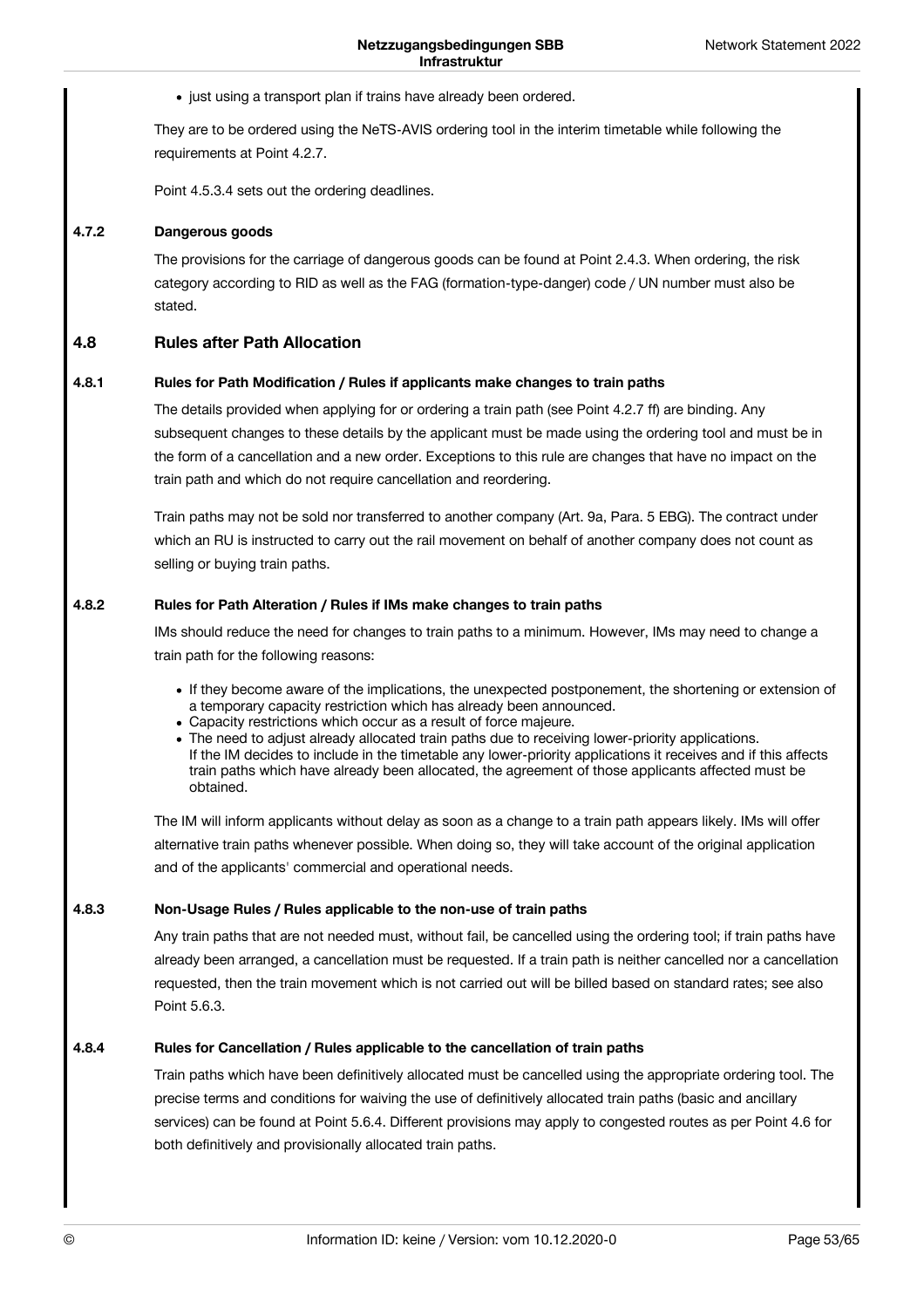- just using a transport plan if trains have already been ordered.

They are to be ordered using the NeTS-AVIS ordering tool in the interim timetable while following the requirements at Point 4.2.7.

Point 4.5.3.4 sets out the ordering deadlines.

#### 4.7.2 Dangerous goods

The provisions for the carriage of dangerous goods can be found at Point 2.4.3. When ordering, the risk category according to RID as well as the FAG (formation-type-danger) code / UN number must also be stated.

### 4.8 Rules after Path Allocation

#### 4.8.1 Rules for Path Modification / Rules if applicants make changes to train paths

The details provided when applying for or ordering a train path (see Point 4.2.7 ff) are binding. Any subsequent changes to these details by the applicant must be made using the ordering tool and must be in the form of a cancellation and a new order. Exceptions to this rule are changes that have no impact on the train path and which do not require cancellation and reordering.

Train paths may not be sold nor transferred to another company (Art. 9a, Para. 5 EBG). The contract under which an RU is instructed to carry out the rail movement on behalf of another company does not count as selling or buying train paths.

#### 4.8.2 Rules for Path Alteration / Rules if IMs make changes to train paths

IMs should reduce the need for changes to train paths to a minimum. However, IMs may need to change a train path for the following reasons:

- If they become aware of the implications, the unexpected postponement, the shortening or extension of a temporary capacity restriction which has already been announced.
- Capacity restrictions which occur as a result of force majeure.
- The need to adjust already allocated train paths due to receiving lower-priority applications. If the IM decides to include in the timetable any lower-priority applications it receives and if this affects train paths which have already been allocated, the agreement of those applicants affected must be obtained.

The IM will inform applicants without delay as soon as a change to a train path appears likely. IMs will offer alternative train paths whenever possible. When doing so, they will take account of the original application and of the applicants' commercial and operational needs.

#### 4.8.3 Non-Usage Rules / Rules applicable to the non-use of train paths

Any train paths that are not needed must, without fail, be cancelled using the ordering tool; if train paths have already been arranged, a cancellation must be requested. If a train path is neither cancelled nor a cancellation requested, then the train movement which is not carried out will be billed based on standard rates; see also Point 5.6.3.

#### 4.8.4 Rules for Cancellation / Rules applicable to the cancellation of train paths

Train paths which have been definitively allocated must be cancelled using the appropriate ordering tool. The precise terms and conditions for waiving the use of definitively allocated train paths (basic and ancillary services) can be found at Point 5.6.4. Different provisions may apply to congested routes as per Point 4.6 for both definitively and provisionally allocated train paths.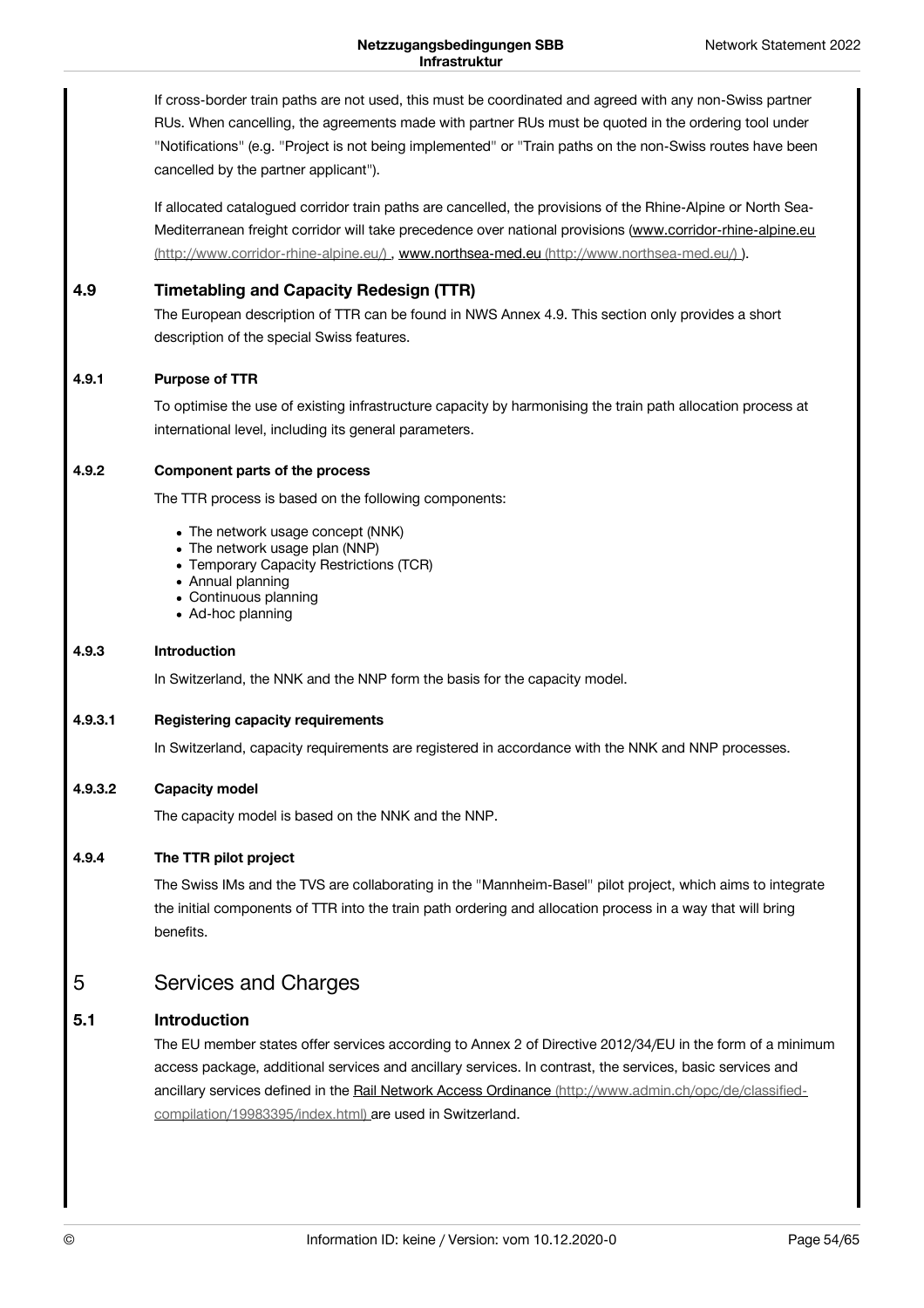If cross-border train paths are not used, this must be coordinated and agreed with any non-Swiss partner RUs. When cancelling, the agreements made with partner RUs must be quoted in the ordering tool under "Notifications" (e.g. "Project is not being implemented" or "Train paths on the non-Swiss routes have been cancelled by the partner applicant").

If allocated catalogued corridor train paths are cancelled, the provisions of the Rhine-Alpine or North Sea-Mediterranean freight corridor will take precedence over national provisions (www.corridor-rhine-alpine.eu (http://www.corridor-rhine-alpine.eu/) , www.northsea-med.eu (http://www.northsea-med.eu/) ).

## 4.9 Timetabling and Capacity Redesign (TTR)

The European description of TTR can be found in NWS Annex 4.9. This section only provides a short description of the special Swiss features.

### 4.9.1 Purpose of TTR

To optimise the use of existing infrastructure capacity by harmonising the train path allocation process at international level, including its general parameters.

### 4.9.2 Component parts of the process

The TTR process is based on the following components:

- The network usage concept (NNK)
- The network usage plan (NNP)
- Temporary Capacity Restrictions (TCR)
- Annual planning
- Continuous planning
- Ad-hoc planning

### 4.9.3 Introduction

In Switzerland, the NNK and the NNP form the basis for the capacity model.

#### 4.9.3.1 Registering capacity requirements

In Switzerland, capacity requirements are registered in accordance with the NNK and NNP processes.

#### 4.9.3.2 Capacity model

The capacity model is based on the NNK and the NNP.

### 4.9.4 The TTR pilot project

The Swiss IMs and the TVS are collaborating in the "Mannheim-Basel" pilot project, which aims to integrate the initial components of TTR into the train path ordering and allocation process in a way that will bring benefits.

# 5 Services and Charges

## 5.1 Introduction

The EU member states offer services according to Annex 2 of Directive 2012/34/EU in the form of a minimum access package, additional services and ancillary services. In contrast, the services, basic services and ancillary services defined in the Rail Network Access Ordinance (http://www.admin.ch/opc/de/classified-compilation/19983395/index.html) are used in Switzerland.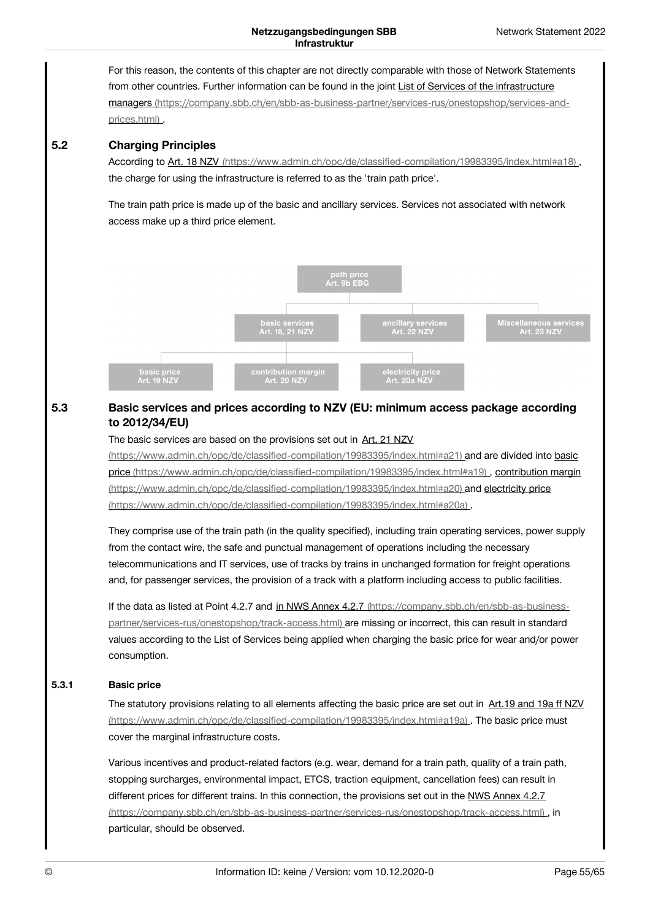For this reason, the contents of this chapter are not directly comparable with those of Network Statements from other countries. Further information can be found in the joint List of Services of the infrastructure managers (https://company.sbb.ch/en/sbb-as-business-partner/services-rus/onestopshop/services-and-prices.html) .

## 5.2 Charging Principles

According to Art. 18 NZV (https://www.admin.ch/opc/de/classified-compilation/19983395/index.html#a18) , the charge for using the infrastructure is referred to as the 'train path price'.

The train path price is made up of the basic and ancillary services. Services not associated with network access make up a third price element.

- path price
  Art. 9b EBG
  - basic services
    Art. 18, 21 NZV
    - basic price
      Art. 19 NZV
    - contribution margin
      Art. 20 NZV
    - electricity price
      Art. 20a NZV
  - ancillary services
    Art. 22 NZV
  - Miscellaneous services
    Art. 23 NZV

## 5.3 Basic services and prices according to NZV (EU: minimum access package according to 2012/34/EU)

The basic services are based on the provisions set out in Art. 21 NZV (https://www.admin.ch/opc/de/classified-compilation/19983395/index.html#a21) and are divided into basic price (https://www.admin.ch/opc/de/classified-compilation/19983395/index.html#a19) , contribution margin (https://www.admin.ch/opc/de/classified-compilation/19983395/index.html#a20) and electricity price (https://www.admin.ch/opc/de/classified-compilation/19983395/index.html#a20a) .

They comprise use of the train path (in the quality specified), including train operating services, power supply from the contact wire, the safe and punctual management of operations including the necessary telecommunications and IT services, use of tracks by trains in unchanged formation for freight operations and, for passenger services, the provision of a track with a platform including access to public facilities.

If the data as listed at Point 4.2.7 and in NWS Annex 4.2.7 (https://company.sbb.ch/en/sbb-as-business-partner/services-rus/onestopshop/track-access.html) are missing or incorrect, this can result in standard values according to the List of Services being applied when charging the basic price for wear and/or power consumption.

### 5.3.1 Basic price

The statutory provisions relating to all elements affecting the basic price are set out in Art.19 and 19a ff NZV (https://www.admin.ch/opc/de/classified-compilation/19983395/index.html#a19a) . The basic price must cover the marginal infrastructure costs.

Various incentives and product-related factors (e.g. wear, demand for a train path, quality of a train path, stopping surcharges, environmental impact, ETCS, traction equipment, cancellation fees) can result in different prices for different trains. In this connection, the provisions set out in the NWS Annex 4.2.7 (https://company.sbb.ch/en/sbb-as-business-partner/services-rus/onestopshop/track-access.html) , in particular, should be observed.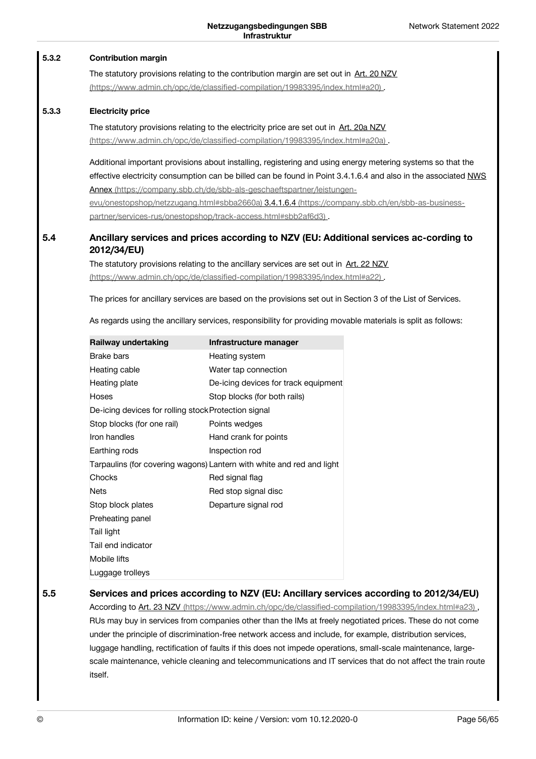### 5.3.2 Contribution margin

The statutory provisions relating to the contribution margin are set out in Art. 20 NZV (https://www.admin.ch/opc/de/classified-compilation/19983395/index.html#a20) .

### 5.3.3 Electricity price

The statutory provisions relating to the electricity price are set out in Art. 20a NZV (https://www.admin.ch/opc/de/classified-compilation/19983395/index.html#a20a) .

Additional important provisions about installing, registering and using energy metering systems so that the effective electricity consumption can be billed can be found in Point 3.4.1.6.4 and also in the associated NWS Annex (https://company.sbb.ch/de/sbb-als-geschaeftspartner/leistungen-evu/onestopshop/netzzugang.html#sbba2660a) 3.4.1.6.4 (https://company.sbb.ch/en/sbb-as-business-partner/services-rus/onestopshop/track-access.html#sbb2af6d3) .

## 5.4 Ancillary services and prices according to NZV (EU: Additional services ac-cording to 2012/34/EU)

The statutory provisions relating to the ancillary services are set out in Art. 22 NZV (https://www.admin.ch/opc/de/classified-compilation/19983395/index.html#a22) .

The prices for ancillary services are based on the provisions set out in Section 3 of the List of Services.

As regards using the ancillary services, responsibility for providing movable materials is split as follows:

| Railway undertaking | Infrastructure manager |
|---|---|
| Brake bars | Heating system |
| Heating cable | Water tap connection |
| Heating plate | De-icing devices for track equipment |
| Hoses | Stop blocks (for both rails) |
| De-icing devices for rolling stock | Protection signal |
| Stop blocks (for one rail) | Points wedges |
| Iron handles | Hand crank for points |
| Earthing rods | Inspection rod |
| Tarpaulins (for covering wagons) | Lantern with white and red and light |
| Chocks | Red signal flag |
| Nets | Red stop signal disc |
| Stop block plates | Departure signal rod |
| Preheating panel | |
| Tail light | |
| Tail end indicator | |
| Mobile lifts | |
| Luggage trolleys | |

## 5.5 Services and prices according to NZV (EU: Ancillary services according to 2012/34/EU)

According to Art. 23 NZV (https://www.admin.ch/opc/de/classified-compilation/19983395/index.html#a23) , RUs may buy in services from companies other than the IMs at freely negotiated prices. These do not come under the principle of discrimination-free network access and include, for example, distribution services, luggage handling, rectification of faults if this does not impede operations, small-scale maintenance, large-scale maintenance, vehicle cleaning and telecommunications and IT services that do not affect the train route itself.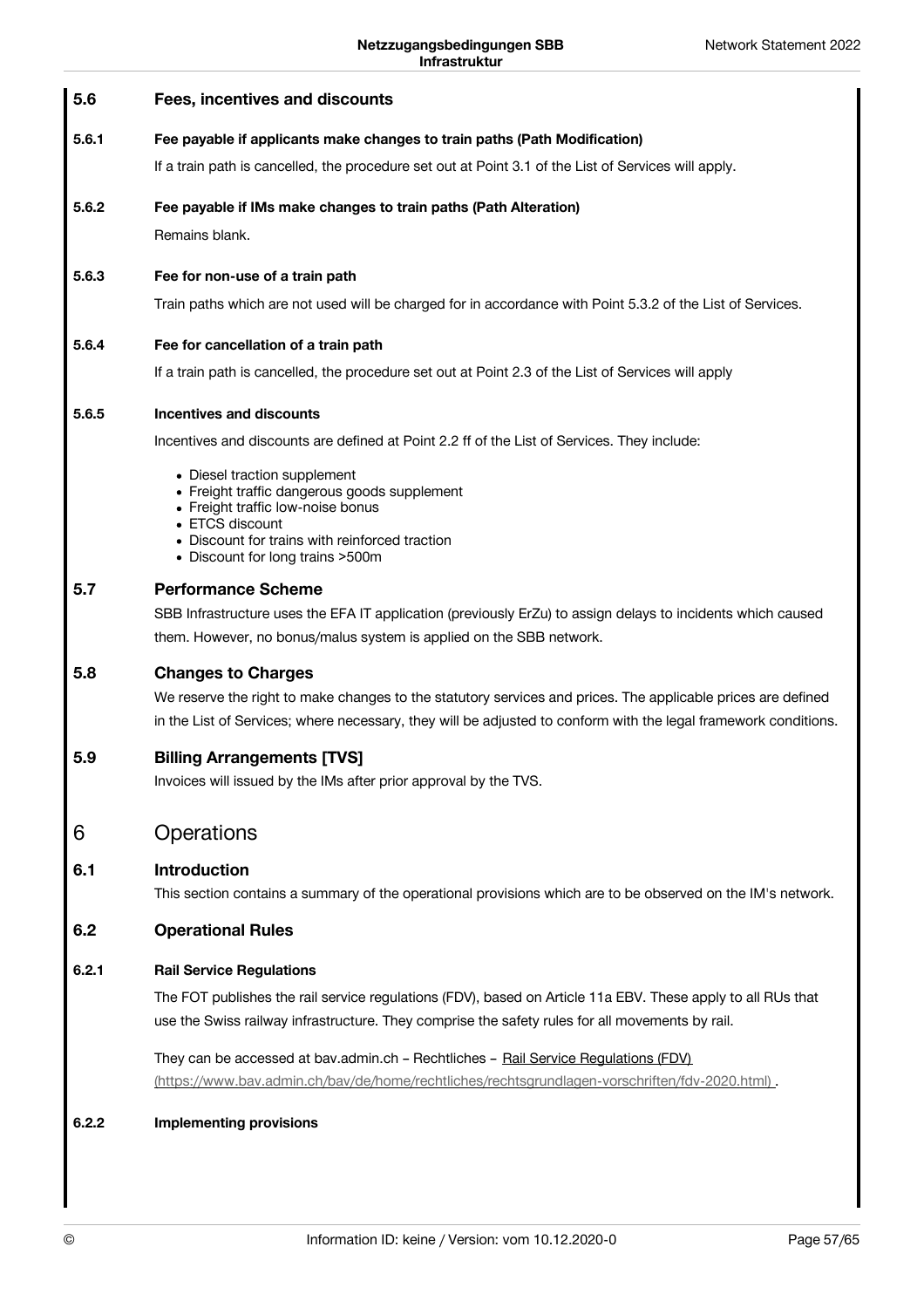### 5.6 Fees, incentives and discounts

#### 5.6.1 Fee payable if applicants make changes to train paths (Path Modification)

If a train path is cancelled, the procedure set out at Point 3.1 of the List of Services will apply.

#### 5.6.2 Fee payable if IMs make changes to train paths (Path Alteration)

Remains blank.

#### 5.6.3 Fee for non-use of a train path

Train paths which are not used will be charged for in accordance with Point 5.3.2 of the List of Services.

#### 5.6.4 Fee for cancellation of a train path

If a train path is cancelled, the procedure set out at Point 2.3 of the List of Services will apply

#### 5.6.5 Incentives and discounts

Incentives and discounts are defined at Point 2.2 ff of the List of Services. They include:

- Diesel traction supplement
- Freight traffic dangerous goods supplement
- Freight traffic low-noise bonus
- ETCS discount
- Discount for trains with reinforced traction
- Discount for long trains >500m

### 5.7 Performance Scheme

SBB Infrastructure uses the EFA IT application (previously ErZu) to assign delays to incidents which caused them. However, no bonus/malus system is applied on the SBB network.

### 5.8 Changes to Charges

We reserve the right to make changes to the statutory services and prices. The applicable prices are defined in the List of Services; where necessary, they will be adjusted to conform with the legal framework conditions.

### 5.9 Billing Arrangements [TVS]

Invoices will issued by the IMs after prior approval by the TVS.

## 6 Operations

### 6.1 Introduction

This section contains a summary of the operational provisions which are to be observed on the IM's network.

### 6.2 Operational Rules

#### 6.2.1 Rail Service Regulations

The FOT publishes the rail service regulations (FDV), based on Article 11a EBV. These apply to all RUs that use the Swiss railway infrastructure. They comprise the safety rules for all movements by rail.

They can be accessed at bav.admin.ch – Rechtliches – Rail Service Regulations (FDV) (https://www.bav.admin.ch/bav/de/home/rechtliches/rechtsgrundlagen-vorschriften/fdv-2020.html) .

#### 6.2.2 Implementing provisions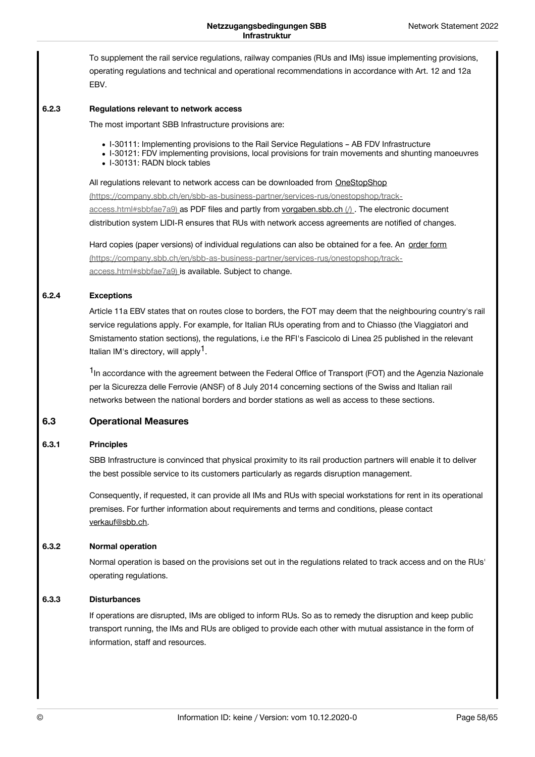To supplement the rail service regulations, railway companies (RUs and IMs) issue implementing provisions, operating regulations and technical and operational recommendations in accordance with Art. 12 and 12a EBV.

#### 6.2.3 Regulations relevant to network access

The most important SBB Infrastructure provisions are:

- I-30111: Implementing provisions to the Rail Service Regulations – AB FDV Infrastructure
- I-30121: FDV implementing provisions, local provisions for train movements and shunting manoeuvres
- I-30131: RADN block tables

All regulations relevant to network access can be downloaded from OneStopShop (https://company.sbb.ch/en/sbb-as-business-partner/services-rus/onestopshop/track-access.html#sbbfae7a9) as PDF files and partly from vorgaben.sbb.ch (/) . The electronic document distribution system LIDI-R ensures that RUs with network access agreements are notified of changes.

Hard copies (paper versions) of individual regulations can also be obtained for a fee. An order form (https://company.sbb.ch/en/sbb-as-business-partner/services-rus/onestopshop/track-access.html#sbbfae7a9) is available. Subject to change.

#### 6.2.4 Exceptions

Article 11a EBV states that on routes close to borders, the FOT may deem that the neighbouring country's rail service regulations apply. For example, for Italian RUs operating from and to Chiasso (the Viaggiatori and Smistamento station sections), the regulations, i.e the RFI's Fascicolo di Linea 25 published in the relevant Italian IM's directory, will apply[1].

[1]In accordance with the agreement between the Federal Office of Transport (FOT) and the Agenzia Nazionale per la Sicurezza delle Ferrovie (ANSF) of 8 July 2014 concerning sections of the Swiss and Italian rail networks between the national borders and border stations as well as access to these sections.

### 6.3 Operational Measures

#### 6.3.1 Principles

SBB Infrastructure is convinced that physical proximity to its rail production partners will enable it to deliver the best possible service to its customers particularly as regards disruption management.

Consequently, if requested, it can provide all IMs and RUs with special workstations for rent in its operational premises. For further information about requirements and terms and conditions, please contact verkauf@sbb.ch.

#### 6.3.2 Normal operation

Normal operation is based on the provisions set out in the regulations related to track access and on the RUs' operating regulations.

#### 6.3.3 Disturbances

If operations are disrupted, IMs are obliged to inform RUs. So as to remedy the disruption and keep public transport running, the IMs and RUs are obliged to provide each other with mutual assistance in the form of information, staff and resources.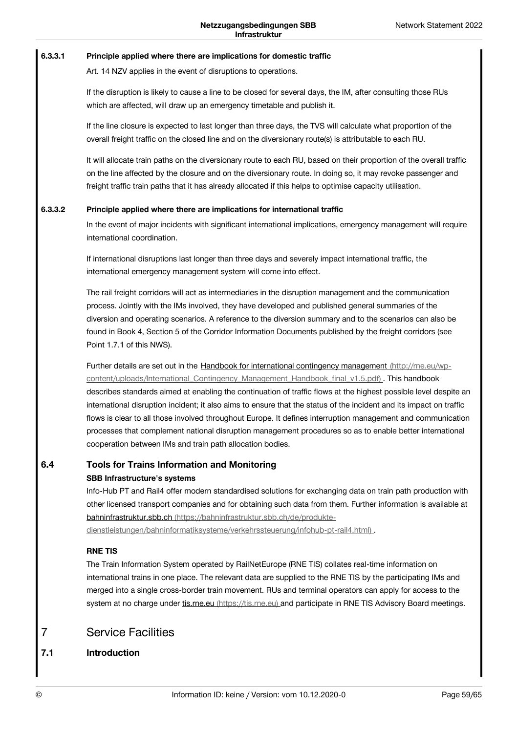#### 6.3.3.1 Principle applied where there are implications for domestic traffic

Art. 14 NZV applies in the event of disruptions to operations.

If the disruption is likely to cause a line to be closed for several days, the IM, after consulting those RUs which are affected, will draw up an emergency timetable and publish it.

If the line closure is expected to last longer than three days, the TVS will calculate what proportion of the overall freight traffic on the closed line and on the diversionary route(s) is attributable to each RU.

It will allocate train paths on the diversionary route to each RU, based on their proportion of the overall traffic on the line affected by the closure and on the diversionary route. In doing so, it may revoke passenger and freight traffic train paths that it has already allocated if this helps to optimise capacity utilisation.

#### 6.3.3.2 Principle applied where there are implications for international traffic

In the event of major incidents with significant international implications, emergency management will require international coordination.

If international disruptions last longer than three days and severely impact international traffic, the international emergency management system will come into effect.

The rail freight corridors will act as intermediaries in the disruption management and the communication process. Jointly with the IMs involved, they have developed and published general summaries of the diversion and operating scenarios. A reference to the diversion summary and to the scenarios can also be found in Book 4, Section 5 of the Corridor Information Documents published by the freight corridors (see Point 1.7.1 of this NWS).

Further details are set out in the Handbook for international contingency management (http://rne.eu/wp-content/uploads/International_Contingency_Management_Handbook_final_v1.5.pdf) . This handbook describes standards aimed at enabling the continuation of traffic flows at the highest possible level despite an international disruption incident; it also aims to ensure that the status of the incident and its impact on traffic flows is clear to all those involved throughout Europe. It defines interruption management and communication processes that complement national disruption management procedures so as to enable better international cooperation between IMs and train path allocation bodies.

### 6.4 Tools for Trains Information and Monitoring

**SBB Infrastructure's systems**

Info-Hub PT and Rail4 offer modern standardised solutions for exchanging data on train path production with other licensed transport companies and for obtaining such data from them. Further information is available at bahninfrastruktur.sbb.ch (https://bahninfrastruktur.sbb.ch/de/produkte-dienstleistungen/bahninformatiksysteme/verkehrssteuerung/infohub-pt-rail4.html) .

**RNE TIS**

The Train Information System operated by RailNetEurope (RNE TIS) collates real-time information on international trains in one place. The relevant data are supplied to the RNE TIS by the participating IMs and merged into a single cross-border train movement. RUs and terminal operators can apply for access to the system at no charge under tis.rne.eu (https://tis.rne.eu) and participate in RNE TIS Advisory Board meetings.

# 7 Service Facilities

### 7.1 Introduction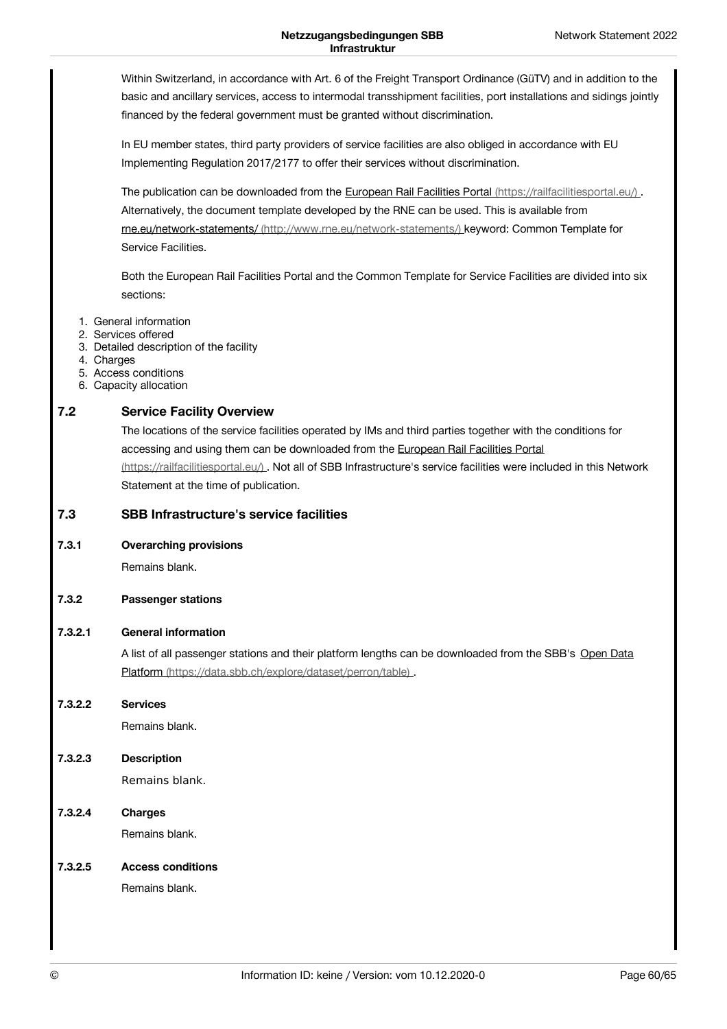Within Switzerland, in accordance with Art. 6 of the Freight Transport Ordinance (GüTV) and in addition to the basic and ancillary services, access to intermodal transshipment facilities, port installations and sidings jointly financed by the federal government must be granted without discrimination.

In EU member states, third party providers of service facilities are also obliged in accordance with EU Implementing Regulation 2017/2177 to offer their services without discrimination.

The publication can be downloaded from the European Rail Facilities Portal (https://railfacilitiesportal.eu/) . Alternatively, the document template developed by the RNE can be used. This is available from rne.eu/network-statements/ (http://www.rne.eu/network-statements/) keyword: Common Template for Service Facilities.

Both the European Rail Facilities Portal and the Common Template for Service Facilities are divided into six sections:

1. General information
2. Services offered
3. Detailed description of the facility
4. Charges
5. Access conditions
6. Capacity allocation

## 7.2 Service Facility Overview

The locations of the service facilities operated by IMs and third parties together with the conditions for accessing and using them can be downloaded from the European Rail Facilities Portal (https://railfacilitiesportal.eu/) . Not all of SBB Infrastructure's service facilities were included in this Network Statement at the time of publication.

## 7.3 SBB Infrastructure's service facilities

### 7.3.1 Overarching provisions

Remains blank.

### 7.3.2 Passenger stations

#### 7.3.2.1 General information

A list of all passenger stations and their platform lengths can be downloaded from the SBB's Open Data Platform (https://data.sbb.ch/explore/dataset/perron/table) .

#### 7.3.2.2 Services

Remains blank.

#### 7.3.2.3 Description

Remains blank.

#### 7.3.2.4 Charges

Remains blank.

#### 7.3.2.5 Access conditions

Remains blank.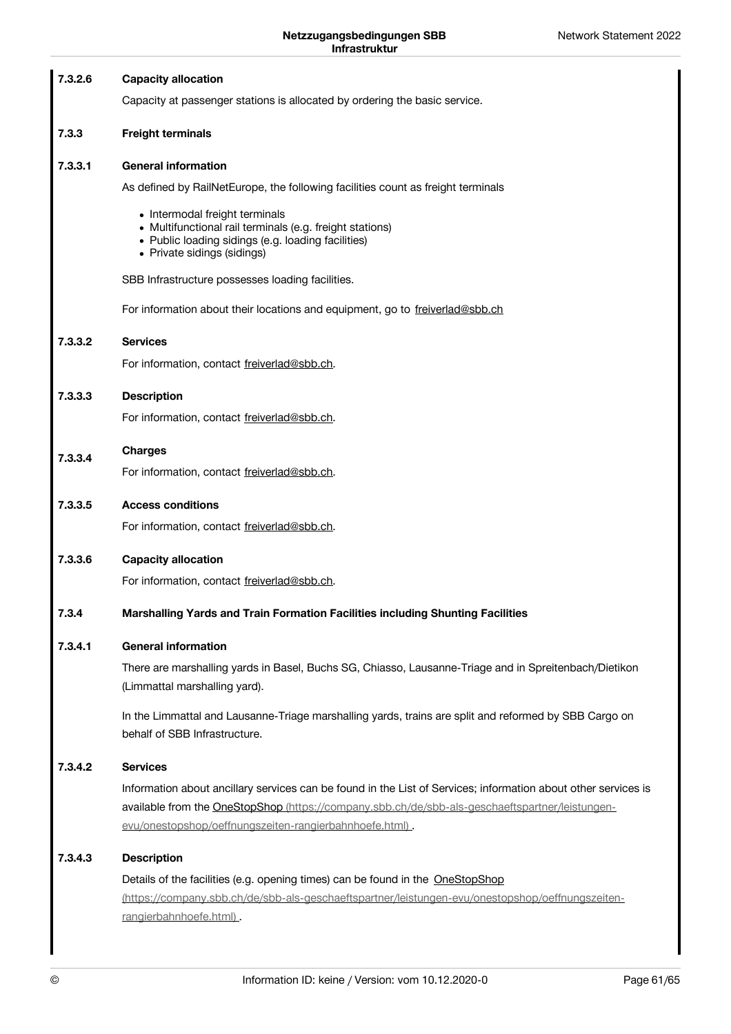#### 7.3.2.6 Capacity allocation

Capacity at passenger stations is allocated by ordering the basic service.

### 7.3.3 Freight terminals

#### 7.3.3.1 General information

As defined by RailNetEurope, the following facilities count as freight terminals

- Intermodal freight terminals
- Multifunctional rail terminals (e.g. freight stations)
- Public loading sidings (e.g. loading facilities)
- Private sidings (sidings)

SBB Infrastructure possesses loading facilities.

For information about their locations and equipment, go to freiverlad@sbb.ch

#### 7.3.3.2 Services

For information, contact freiverlad@sbb.ch.

#### 7.3.3.3 Description

For information, contact freiverlad@sbb.ch.

#### 7.3.3.4 Charges

For information, contact freiverlad@sbb.ch.

#### 7.3.3.5 Access conditions

For information, contact freiverlad@sbb.ch.

#### 7.3.3.6 Capacity allocation

For information, contact freiverlad@sbb.ch.

### 7.3.4 Marshalling Yards and Train Formation Facilities including Shunting Facilities

#### 7.3.4.1 General information

There are marshalling yards in Basel, Buchs SG, Chiasso, Lausanne-Triage and in Spreitenbach/Dietikon (Limmattal marshalling yard).

In the Limmattal and Lausanne-Triage marshalling yards, trains are split and reformed by SBB Cargo on behalf of SBB Infrastructure.

#### 7.3.4.2 Services

Information about ancillary services can be found in the List of Services; information about other services is available from the OneStopShop (https://company.sbb.ch/de/sbb-als-geschaeftspartner/leistungen-evu/onestopshop/oeffnungszeiten-rangierbahnhoefe.html) .

#### 7.3.4.3 Description

Details of the facilities (e.g. opening times) can be found in the OneStopShop (https://company.sbb.ch/de/sbb-als-geschaeftspartner/leistungen-evu/onestopshop/oeffnungszeiten-rangierbahnhoefe.html) .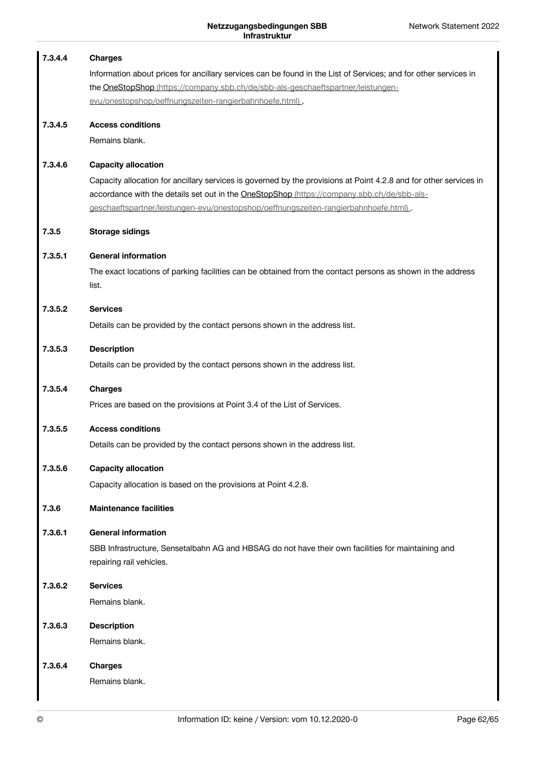#### 7.3.4.4 Charges

Information about prices for ancillary services can be found in the List of Services; and for other services in the OneStopShop (https://company.sbb.ch/de/sbb-als-geschaeftspartner/leistungen-evu/onestopshop/oeffnungszeiten-rangierbahnhoefe.html) .

#### 7.3.4.5 Access conditions

Remains blank.

#### 7.3.4.6 Capacity allocation

Capacity allocation for ancillary services is governed by the provisions at Point 4.2.8 and for other services in accordance with the details set out in the OneStopShop (https://company.sbb.ch/de/sbb-als-geschaeftspartner/leistungen-evu/onestopshop/oeffnungszeiten-rangierbahnhoefe.html) .

### 7.3.5 Storage sidings

#### 7.3.5.1 General information

The exact locations of parking facilities can be obtained from the contact persons as shown in the address list.

#### 7.3.5.2 Services

Details can be provided by the contact persons shown in the address list.

#### 7.3.5.3 Description

Details can be provided by the contact persons shown in the address list.

#### 7.3.5.4 Charges

Prices are based on the provisions at Point 3.4 of the List of Services.

#### 7.3.5.5 Access conditions

Details can be provided by the contact persons shown in the address list.

#### 7.3.5.6 Capacity allocation

Capacity allocation is based on the provisions at Point 4.2.8.

### 7.3.6 Maintenance facilities

#### 7.3.6.1 General information

SBB Infrastructure, Sensetalbahn AG and HBSAG do not have their own facilities for maintaining and repairing rail vehicles.

#### 7.3.6.2 Services

Remains blank.

#### 7.3.6.3 Description

Remains blank.

#### 7.3.6.4 Charges

Remains blank.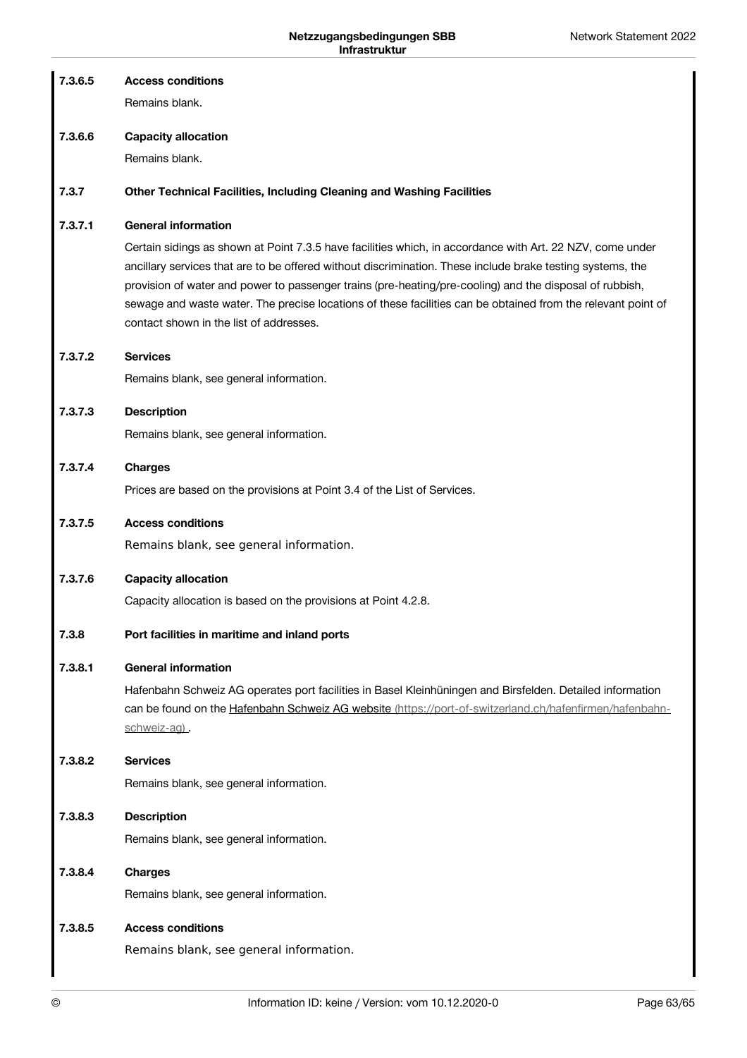#### 7.3.6.5 Access conditions

Remains blank.

#### 7.3.6.6 Capacity allocation

Remains blank.

### 7.3.7 Other Technical Facilities, Including Cleaning and Washing Facilities

#### 7.3.7.1 General information

Certain sidings as shown at Point 7.3.5 have facilities which, in accordance with Art. 22 NZV, come under ancillary services that are to be offered without discrimination. These include brake testing systems, the provision of water and power to passenger trains (pre-heating/pre-cooling) and the disposal of rubbish, sewage and waste water. The precise locations of these facilities can be obtained from the relevant point of contact shown in the list of addresses.

#### 7.3.7.2 Services

Remains blank, see general information.

#### 7.3.7.3 Description

Remains blank, see general information.

#### 7.3.7.4 Charges

Prices are based on the provisions at Point 3.4 of the List of Services.

#### 7.3.7.5 Access conditions

Remains blank, see general information.

#### 7.3.7.6 Capacity allocation

Capacity allocation is based on the provisions at Point 4.2.8.

### 7.3.8 Port facilities in maritime and inland ports

#### 7.3.8.1 General information

Hafenbahn Schweiz AG operates port facilities in Basel Kleinhüningen and Birsfelden. Detailed information can be found on the Hafenbahn Schweiz AG website (https://port-of-switzerland.ch/hafenfirmen/hafenbahn-schweiz-ag) .

#### 7.3.8.2 Services

Remains blank, see general information.

#### 7.3.8.3 Description

Remains blank, see general information.

#### 7.3.8.4 Charges

Remains blank, see general information.

#### 7.3.8.5 Access conditions

Remains blank, see general information.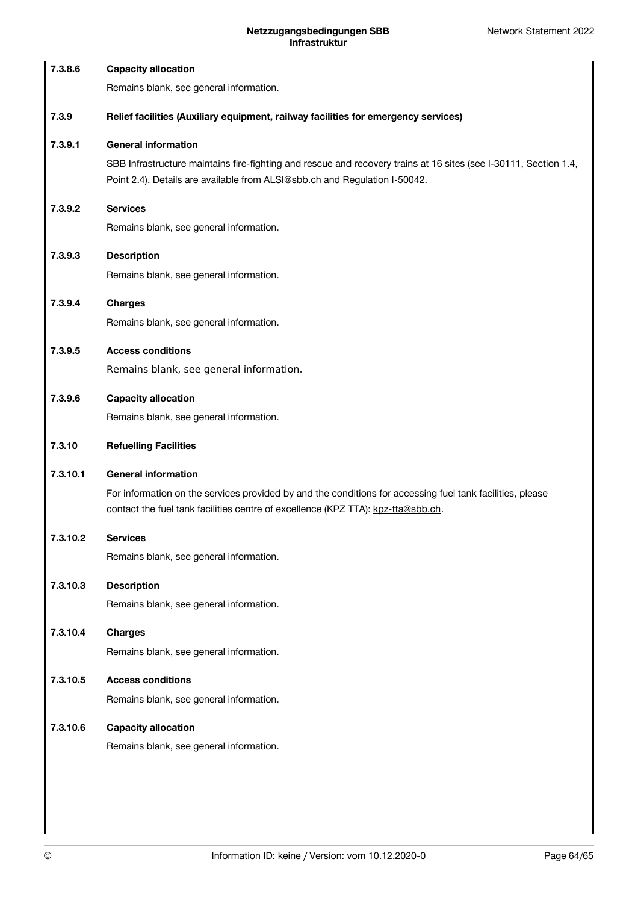#### 7.3.8.6 Capacity allocation

Remains blank, see general information.

### 7.3.9 Relief facilities (Auxiliary equipment, railway facilities for emergency services)

#### 7.3.9.1 General information

SBB Infrastructure maintains fire-fighting and rescue and recovery trains at 16 sites (see I-30111, Section 1.4, Point 2.4). Details are available from ALSI@sbb.ch and Regulation I-50042.

#### 7.3.9.2 Services

Remains blank, see general information.

#### 7.3.9.3 Description

Remains blank, see general information.

#### 7.3.9.4 Charges

Remains blank, see general information.

#### 7.3.9.5 Access conditions

Remains blank, see general information.

#### 7.3.9.6 Capacity allocation

Remains blank, see general information.

### 7.3.10 Refuelling Facilities

#### 7.3.10.1 General information

For information on the services provided by and the conditions for accessing fuel tank facilities, please contact the fuel tank facilities centre of excellence (KPZ TTA): kpz-tta@sbb.ch.

#### 7.3.10.2 Services

Remains blank, see general information.

#### 7.3.10.3 Description

Remains blank, see general information.

#### 7.3.10.4 Charges

Remains blank, see general information.

#### 7.3.10.5 Access conditions

Remains blank, see general information.

#### 7.3.10.6 Capacity allocation

Remains blank, see general information.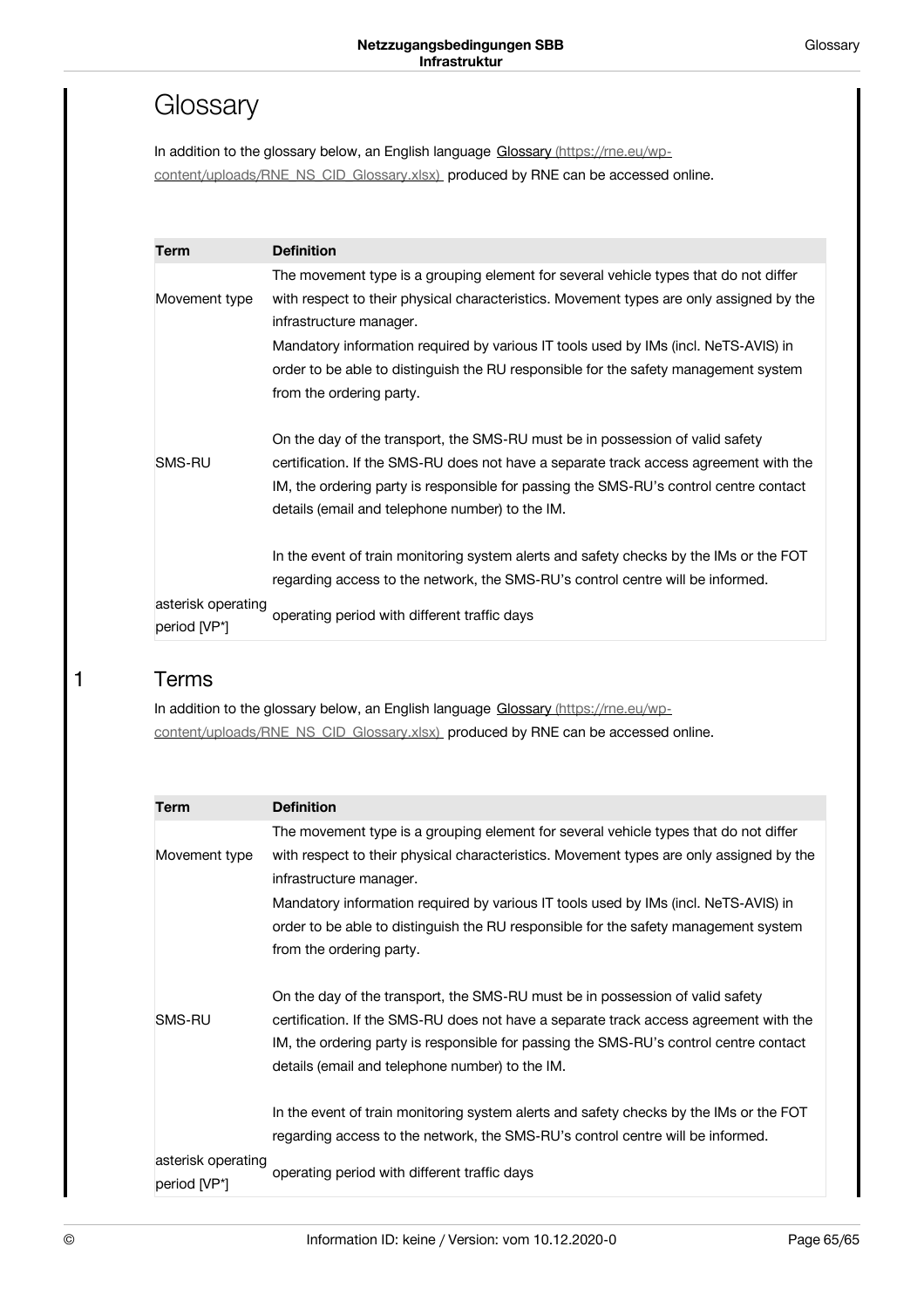# Glossary

In addition to the glossary below, an English language Glossary (https://rne.eu/wp-content/uploads/RNE_NS_CID_Glossary.xlsx) produced by RNE can be accessed online.

| Term | Definition |
|---|---|
| Movement type | The movement type is a grouping element for several vehicle types that do not differ with respect to their physical characteristics. Movement types are only assigned by the infrastructure manager. |
| SMS-RU | Mandatory information required by various IT tools used by IMs (incl. NeTS-AVIS) in order to be able to distinguish the RU responsible for the safety management system from the ordering party.<br><br>On the day of the transport, the SMS-RU must be in possession of valid safety certification. If the SMS-RU does not have a separate track access agreement with the IM, the ordering party is responsible for passing the SMS-RU's control centre contact details (email and telephone number) to the IM.<br><br>In the event of train monitoring system alerts and safety checks by the IMs or the FOT regarding access to the network, the SMS-RU's control centre will be informed. |
| asterisk operating period [VP*] | operating period with different traffic days |

## 1 Terms

In addition to the glossary below, an English language Glossary (https://rne.eu/wp-content/uploads/RNE_NS_CID_Glossary.xlsx) produced by RNE can be accessed online.

| Term | Definition |
|---|---|
| Movement type | The movement type is a grouping element for several vehicle types that do not differ with respect to their physical characteristics. Movement types are only assigned by the infrastructure manager. |
| SMS-RU | Mandatory information required by various IT tools used by IMs (incl. NeTS-AVIS) in order to be able to distinguish the RU responsible for the safety management system from the ordering party.<br><br>On the day of the transport, the SMS-RU must be in possession of valid safety certification. If the SMS-RU does not have a separate track access agreement with the IM, the ordering party is responsible for passing the SMS-RU's control centre contact details (email and telephone number) to the IM.<br><br>In the event of train monitoring system alerts and safety checks by the IMs or the FOT regarding access to the network, the SMS-RU's control centre will be informed. |
| asterisk operating period [VP*] | operating period with different traffic days |